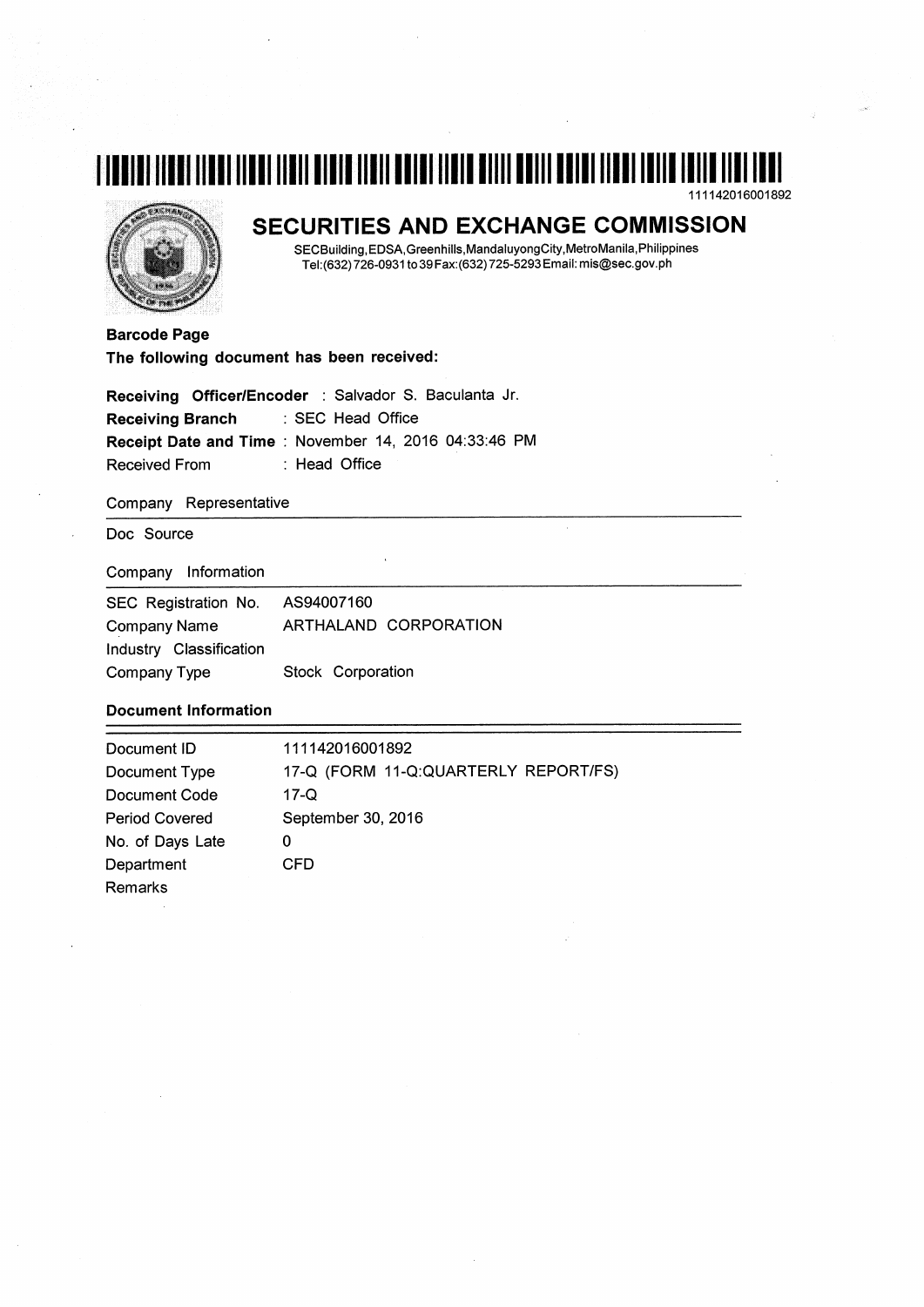111142016001892

# SECURITIES AND EXCHANGE COMMISSION

SECBuilding,EDSA,Greenhills,MandaluyongCity,MetroManila,Philippines
Tel:(632)726-0931 to 39 Fax:(632)725-5293 Email: mis@sec.gov.ph

**Barcode Page**
**The following document has been received:**

**Receiving Officer/Encoder** : Salvador S. Baculanta Jr.
**Receiving Branch** : SEC Head Office
**Receipt Date and Time** : November 14, 2016 04:33:46 PM
Received From : Head Office

Company Representative

Doc Source

Company Information

| | |
|---|---|
| SEC Registration No. | AS94007160 |
| Company Name | ARTHALAND CORPORATION |
| Industry Classification | |
| Company Type | Stock Corporation |

**Document Information**

| | |
|---|---|
| Document ID | 111142016001892 |
| Document Type | 17-Q (FORM 11-Q:QUARTERLY REPORT/FS) |
| Document Code | 17-Q |
| Period Covered | September 30, 2016 |
| No. of Days Late | 0 |
| Department | CFD |
| Remarks | |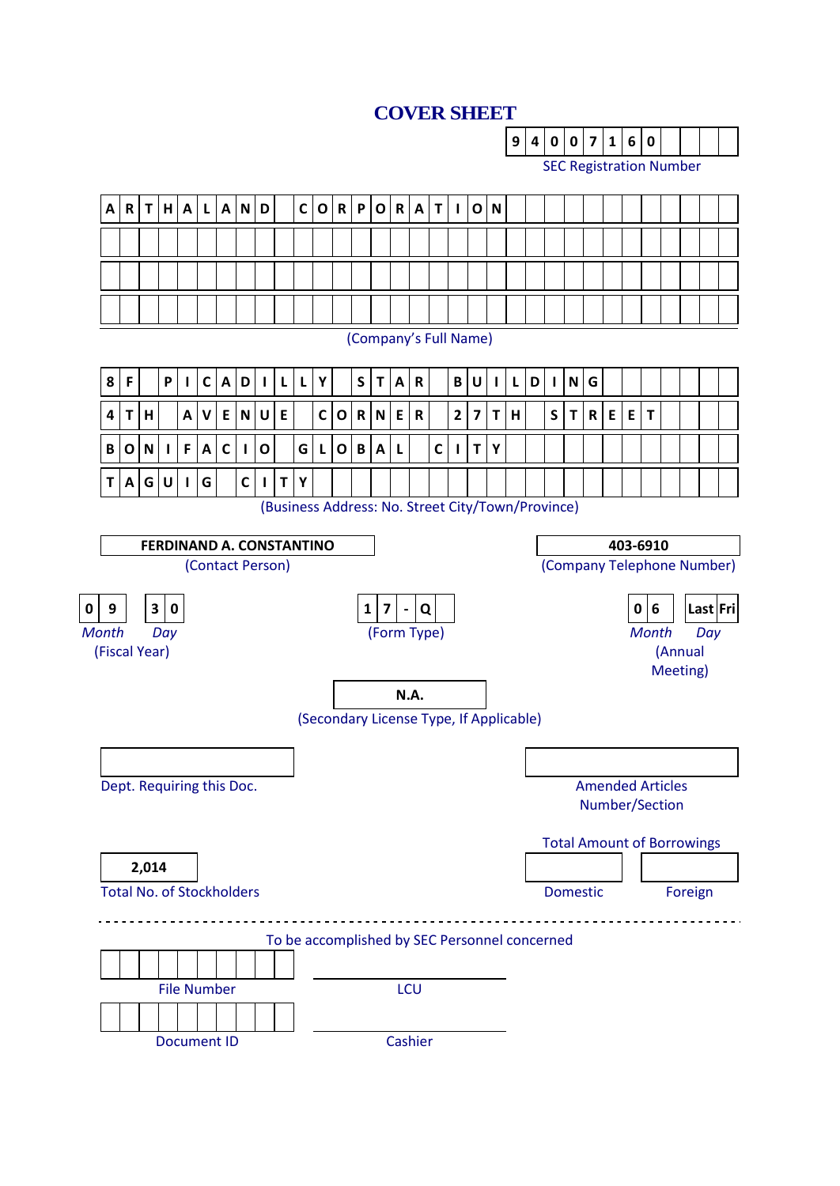# COVER SHEET

**9 4 0 0 7 1 6 0**

SEC Registration Number

**A R T H A L A N D   C O R P O R A T I O N**

(Company's Full Name)

**8 F   P I C A D I L L Y   S T A R   B U I L D I N G**
**4 T H   A V E N U E   C O R N E R   2 7 T H   S T R E E T**
**B O N I F A C I O   G L O B A L   C I T Y**
**T A G U I G   C I T Y**

(Business Address: No. Street City/Town/Province)

| **FERDINAND A. CONSTANTINO** | **403-6910** |
|---|---|
| (Contact Person) | (Company Telephone Number) |

| **0 9** | **3 0** | **1 7 - Q** | **0 6** | **Last Fri** |
|---|---|---|---|---|
| *Month* | *Day* | (Form Type) | *Month* | *Day* |
| (Fiscal Year) | | | (Annual Meeting) | |

**N.A.**

(Secondary License Type, If Applicable)

| | |
|---|---|
| Dept. Requiring this Doc. | Amended Articles Number/Section |

Total Amount of Borrowings

| **2,014** | | |
|---|---|---|
| Total No. of Stockholders | Domestic | Foreign |

---

To be accomplished by SEC Personnel concerned

| | |
|---|---|
| File Number | LCU |
| Document ID | Cashier |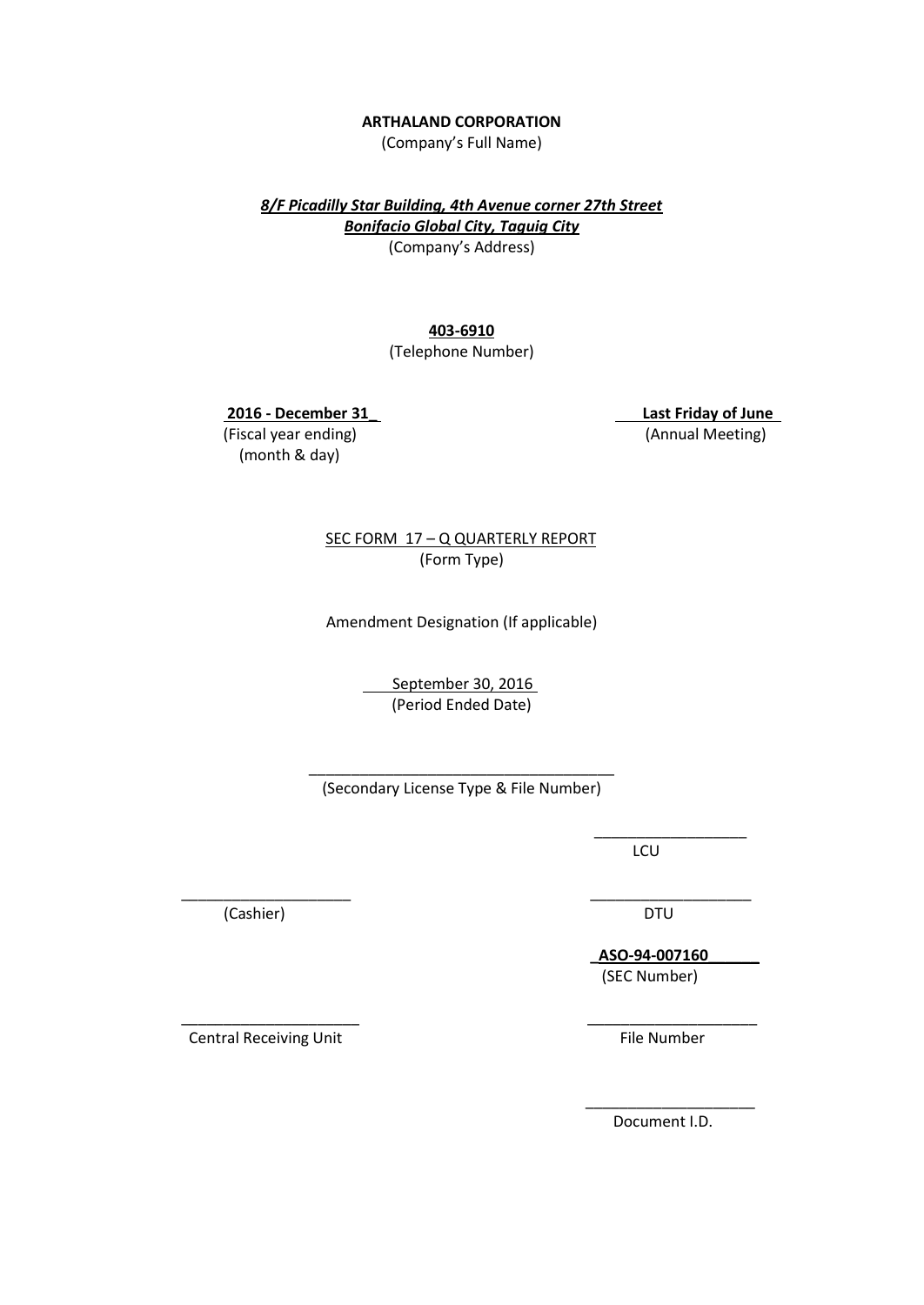**ARTHALAND CORPORATION**
(Company's Full Name)

***8/F Picadilly Star Building, 4th Avenue corner 27th Street***
***Bonifacio Global City, Taguig City***
(Company's Address)

**403-6910**
(Telephone Number)

**2016 - December 31**
(Fiscal year ending)
(month & day)

**Last Friday of June**
(Annual Meeting)

SEC FORM 17 – Q QUARTERLY REPORT
(Form Type)

Amendment Designation (If applicable)

September 30, 2016
(Period Ended Date)

______________________________________
(Secondary License Type & File Number)

___________________
LCU

_____________________
(Cashier)

____________________
DTU

**ASO-94-007160**
(SEC Number)

_____________________
Central Receiving Unit

_____________________
File Number

_____________________
Document I.D.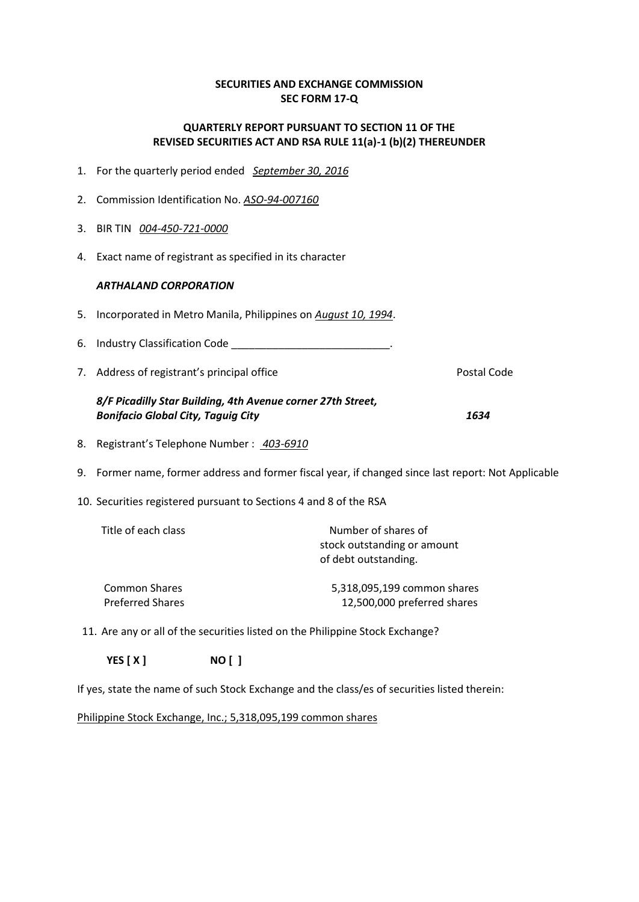**SECURITIES AND EXCHANGE COMMISSION**
**SEC FORM 17-Q**

**QUARTERLY REPORT PURSUANT TO SECTION 11 OF THE REVISED SECURITIES ACT AND RSA RULE 11(a)-1 (b)(2) THEREUNDER**

1. For the quarterly period ended *September 30, 2016*

2. Commission Identification No. *ASO-94-007160*

3. BIR TIN *004-450-721-0000*

4. Exact name of registrant as specified in its character

   ***ARTHALAND CORPORATION***

5. Incorporated in Metro Manila, Philippines on ***August 10, 1994***.

6. Industry Classification Code ___________________________.

7. Address of registrant's principal office — Postal Code

   ***8/F Picadilly Star Building, 4th Avenue corner 27th Street, Bonifacio Global City, Taguig City*** — ***1634***

8. Registrant's Telephone Number : *403-6910*

9. Former name, former address and former fiscal year, if changed since last report: Not Applicable

10. Securities registered pursuant to Sections 4 and 8 of the RSA

| Title of each class | Number of shares of stock outstanding or amount of debt outstanding. |
|---|---|
| Common Shares | 5,318,095,199 common shares |
| Preferred Shares | 12,500,000 preferred shares |

11. Are any or all of the securities listed on the Philippine Stock Exchange?

    **YES [ X ]** **NO [ ]**

If yes, state the name of such Stock Exchange and the class/es of securities listed therein:

Philippine Stock Exchange, Inc.; 5,318,095,199 common shares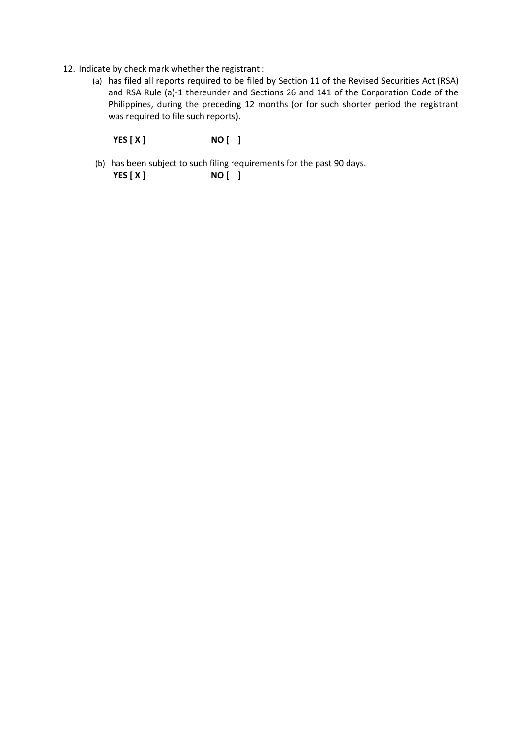12. Indicate by check mark whether the registrant :

    (a) has filed all reports required to be filed by Section 11 of the Revised Securities Act (RSA) and RSA Rule (a)-1 thereunder and Sections 26 and 141 of the Corporation Code of the Philippines, during the preceding 12 months (or for such shorter period the registrant was required to file such reports).

    **YES [ X ]** **NO [ ]**

    (b) has been subject to such filing requirements for the past 90 days.

    **YES [ X ]** **NO [ ]**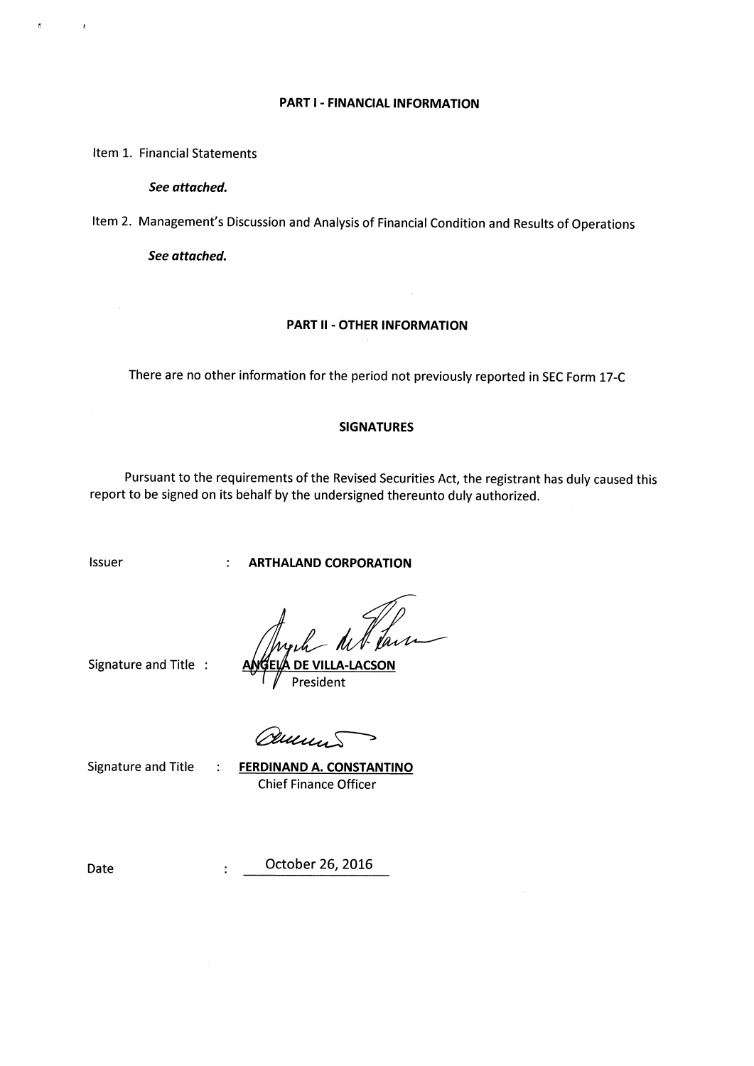## PART I - FINANCIAL INFORMATION

Item 1. Financial Statements

***See attached.***

Item 2. Management's Discussion and Analysis of Financial Condition and Results of Operations

***See attached.***

## PART II - OTHER INFORMATION

There are no other information for the period not previously reported in SEC Form 17-C

## SIGNATURES

Pursuant to the requirements of the Revised Securities Act, the registrant has duly caused this report to be signed on its behalf by the undersigned thereunto duly authorized.

Issuer : **ARTHALAND CORPORATION**

Signature and Title : **ANGELA DE VILLA-LACSON**
President

Signature and Title : **FERDINAND A. CONSTANTINO**
Chief Finance Officer

Date : October 26, 2016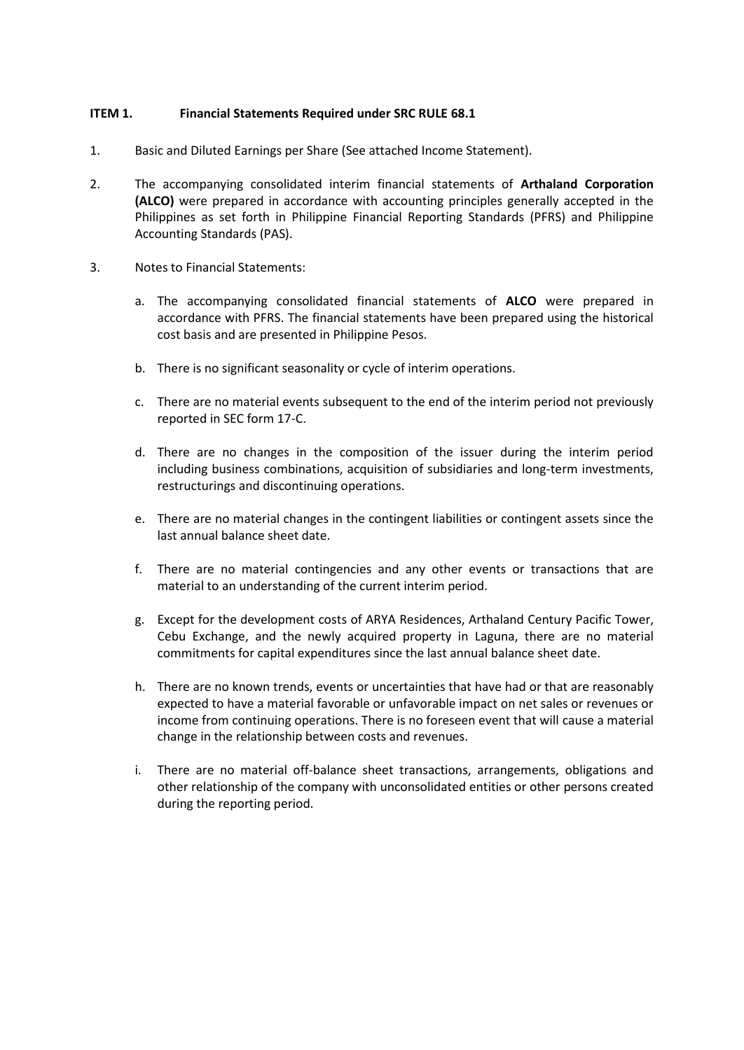**ITEM 1. Financial Statements Required under SRC RULE 68.1**

1. Basic and Diluted Earnings per Share (See attached Income Statement).

2. The accompanying consolidated interim financial statements of **Arthaland Corporation (ALCO)** were prepared in accordance with accounting principles generally accepted in the Philippines as set forth in Philippine Financial Reporting Standards (PFRS) and Philippine Accounting Standards (PAS).

3. Notes to Financial Statements:

   a. The accompanying consolidated financial statements of **ALCO** were prepared in accordance with PFRS. The financial statements have been prepared using the historical cost basis and are presented in Philippine Pesos.

   b. There is no significant seasonality or cycle of interim operations.

   c. There are no material events subsequent to the end of the interim period not previously reported in SEC form 17-C.

   d. There are no changes in the composition of the issuer during the interim period including business combinations, acquisition of subsidiaries and long-term investments, restructurings and discontinuing operations.

   e. There are no material changes in the contingent liabilities or contingent assets since the last annual balance sheet date.

   f. There are no material contingencies and any other events or transactions that are material to an understanding of the current interim period.

   g. Except for the development costs of ARYA Residences, Arthaland Century Pacific Tower, Cebu Exchange, and the newly acquired property in Laguna, there are no material commitments for capital expenditures since the last annual balance sheet date.

   h. There are no known trends, events or uncertainties that have had or that are reasonably expected to have a material favorable or unfavorable impact on net sales or revenues or income from continuing operations. There is no foreseen event that will cause a material change in the relationship between costs and revenues.

   i. There are no material off-balance sheet transactions, arrangements, obligations and other relationship of the company with unconsolidated entities or other persons created during the reporting period.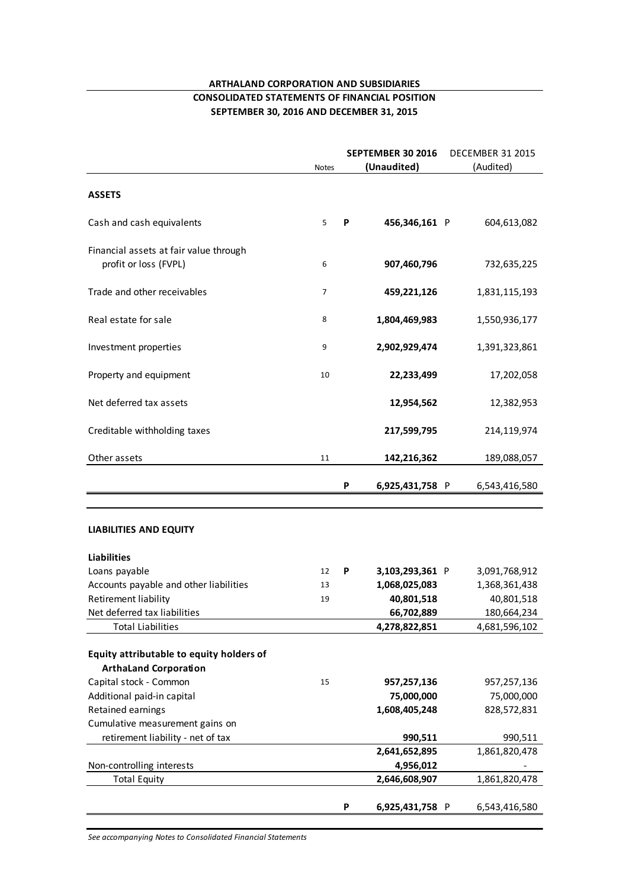**ARTHALAND CORPORATION AND SUBSIDIARIES**

**CONSOLIDATED STATEMENTS OF FINANCIAL POSITION**

**SEPTEMBER 30, 2016 AND DECEMBER 31, 2015**

| | Notes | | **SEPTEMBER 30 2016 (Unaudited)** | | DECEMBER 31 2015 (Audited) |
|---|---|---|---|---|---|
| **ASSETS** | | | | | |
| Cash and cash equivalents | 5 | **P** | **456,346,161** | P | 604,613,082 |
| Financial assets at fair value through profit or loss (FVPL) | 6 | | **907,460,796** | | 732,635,225 |
| Trade and other receivables | 7 | | **459,221,126** | | 1,831,115,193 |
| Real estate for sale | 8 | | **1,804,469,983** | | 1,550,936,177 |
| Investment properties | 9 | | **2,902,929,474** | | 1,391,323,861 |
| Property and equipment | 10 | | **22,233,499** | | 17,202,058 |
| Net deferred tax assets | | | **12,954,562** | | 12,382,953 |
| Creditable withholding taxes | | | **217,599,795** | | 214,119,974 |
| Other assets | 11 | | **142,216,362** | | 189,088,057 |
| | | **P** | **6,925,431,758** | P | 6,543,416,580 |
| **LIABILITIES AND EQUITY** | | | | | |
| **Liabilities** | | | | | |
| Loans payable | 12 | **P** | **3,103,293,361** | P | 3,091,768,912 |
| Accounts payable and other liabilities | 13 | | **1,068,025,083** | | 1,368,361,438 |
| Retirement liability | 19 | | **40,801,518** | | 40,801,518 |
| Net deferred tax liabilities | | | **66,702,889** | | 180,664,234 |
| Total Liabilities | | | **4,278,822,851** | | 4,681,596,102 |
| **Equity attributable to equity holders of ArthaLand Corporation** | | | | | |
| Capital stock - Common | 15 | | **957,257,136** | | 957,257,136 |
| Additional paid-in capital | | | **75,000,000** | | 75,000,000 |
| Retained earnings | | | **1,608,405,248** | | 828,572,831 |
| Cumulative measurement gains on retirement liability - net of tax | | | **990,511** | | 990,511 |
| | | | **2,641,652,895** | | 1,861,820,478 |
| Non-controlling interests | | | **4,956,012** | | - |
| Total Equity | | | **2,646,608,907** | | 1,861,820,478 |
| | | **P** | **6,925,431,758** | P | 6,543,416,580 |

*See accompanying Notes to Consolidated Financial Statements*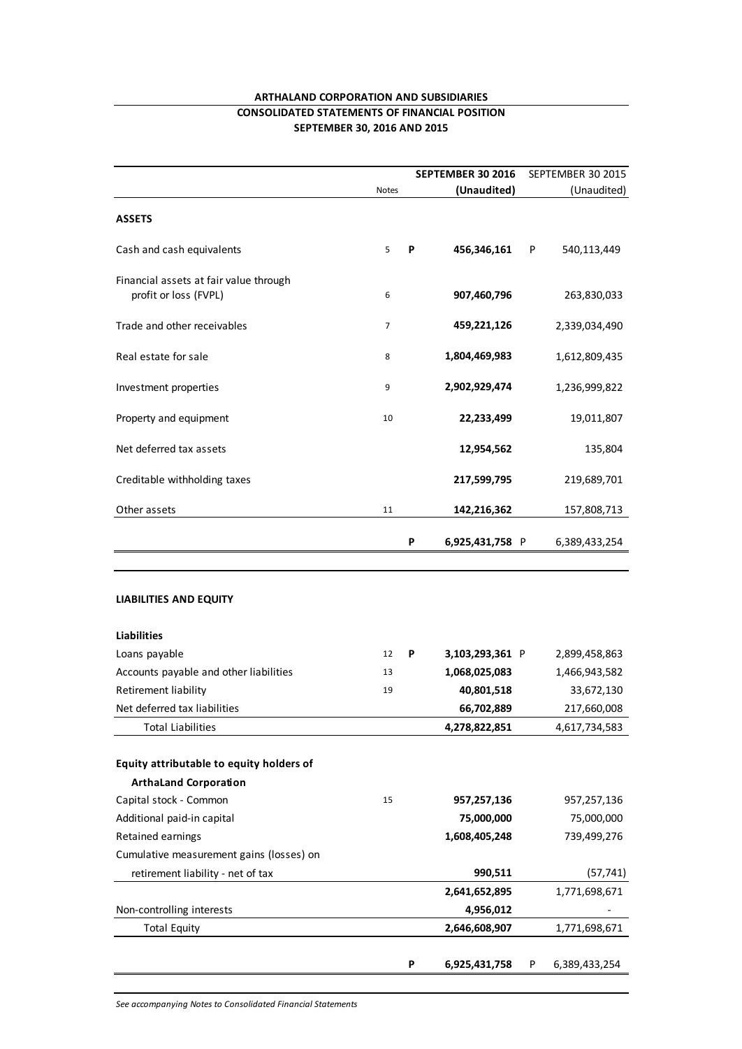**ARTHALAND CORPORATION AND SUBSIDIARIES**

**CONSOLIDATED STATEMENTS OF FINANCIAL POSITION**

**SEPTEMBER 30, 2016 AND 2015**

| | Notes | | **SEPTEMBER 30 2016 (Unaudited)** | | SEPTEMBER 30 2015 (Unaudited) |
|---|---|---|---|---|---|
| **ASSETS** | | | | | |
| Cash and cash equivalents | 5 | **P** | **456,346,161** | P | 540,113,449 |
| Financial assets at fair value through profit or loss (FVPL) | 6 | | **907,460,796** | | 263,830,033 |
| Trade and other receivables | 7 | | **459,221,126** | | 2,339,034,490 |
| Real estate for sale | 8 | | **1,804,469,983** | | 1,612,809,435 |
| Investment properties | 9 | | **2,902,929,474** | | 1,236,999,822 |
| Property and equipment | 10 | | **22,233,499** | | 19,011,807 |
| Net deferred tax assets | | | **12,954,562** | | 135,804 |
| Creditable withholding taxes | | | **217,599,795** | | 219,689,701 |
| Other assets | 11 | | **142,216,362** | | 157,808,713 |
| | | **P** | **6,925,431,758** | P | 6,389,433,254 |

| | Notes | | **SEPTEMBER 30 2016 (Unaudited)** | | SEPTEMBER 30 2015 (Unaudited) |
|---|---|---|---|---|---|
| **LIABILITIES AND EQUITY** | | | | | |
| **Liabilities** | | | | | |
| Loans payable | 12 | **P** | **3,103,293,361** | P | 2,899,458,863 |
| Accounts payable and other liabilities | 13 | | **1,068,025,083** | | 1,466,943,582 |
| Retirement liability | 19 | | **40,801,518** | | 33,672,130 |
| Net deferred tax liabilities | | | **66,702,889** | | 217,660,008 |
| Total Liabilities | | | **4,278,822,851** | | 4,617,734,583 |
| **Equity attributable to equity holders of ArthaLand Corporation** | | | | | |
| Capital stock - Common | 15 | | **957,257,136** | | 957,257,136 |
| Additional paid-in capital | | | **75,000,000** | | 75,000,000 |
| Retained earnings | | | **1,608,405,248** | | 739,499,276 |
| Cumulative measurement gains (losses) on retirement liability - net of tax | | | **990,511** | | (57,741) |
| | | | **2,641,652,895** | | 1,771,698,671 |
| Non-controlling interests | | | **4,956,012** | | - |
| Total Equity | | | **2,646,608,907** | | 1,771,698,671 |
| | | **P** | **6,925,431,758** | P | 6,389,433,254 |

*See accompanying Notes to Consolidated Financial Statements*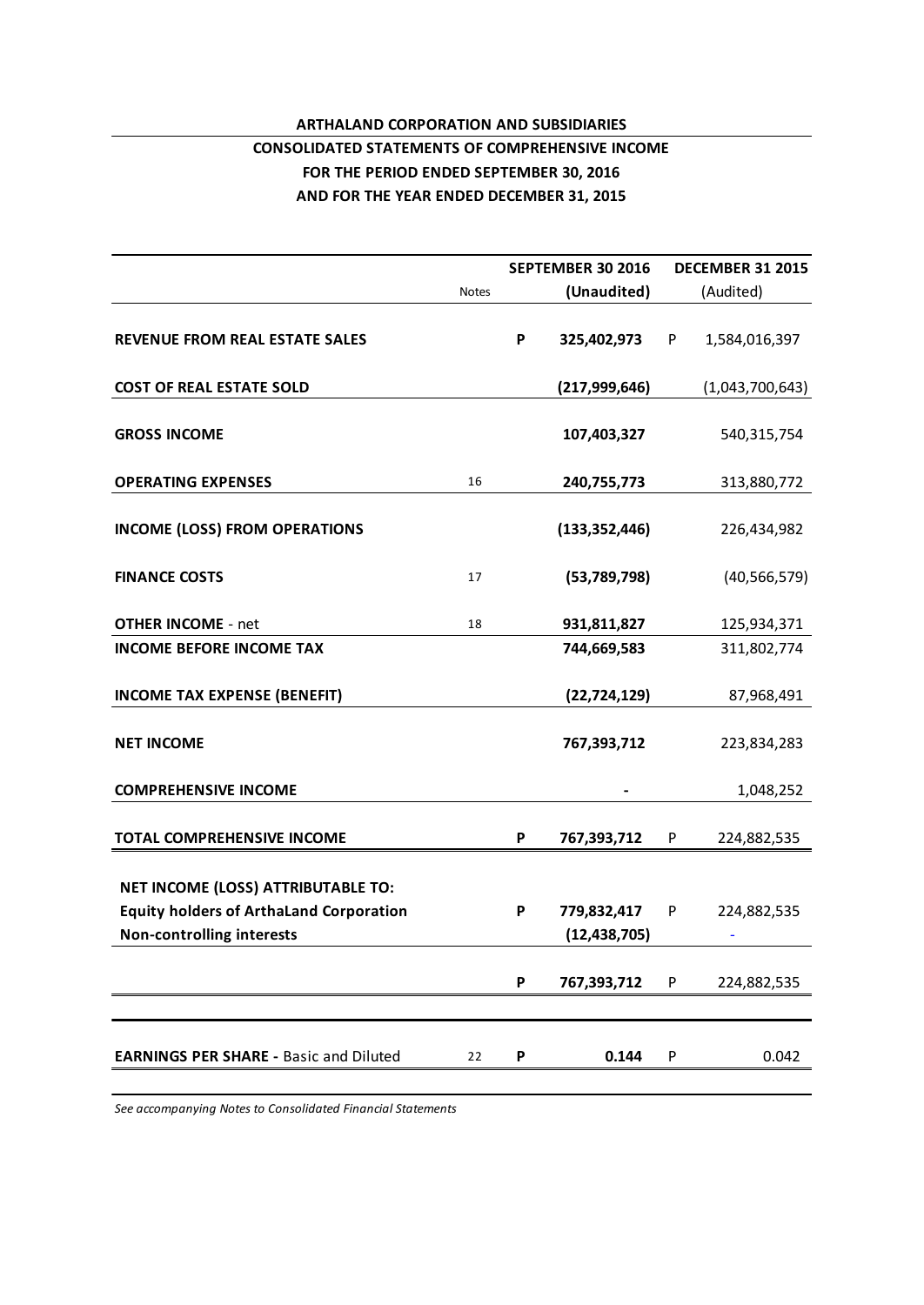**ARTHALAND CORPORATION AND SUBSIDIARIES**

**CONSOLIDATED STATEMENTS OF COMPREHENSIVE INCOME**

**FOR THE PERIOD ENDED SEPTEMBER 30, 2016**

**AND FOR THE YEAR ENDED DECEMBER 31, 2015**

| | Notes | | SEPTEMBER 30 2016 (Unaudited) | | DECEMBER 31 2015 (Audited) |
|---|---|---|---|---|---|
| **REVENUE FROM REAL ESTATE SALES** | | **P** | **325,402,973** | P | 1,584,016,397 |
| **COST OF REAL ESTATE SOLD** | | | **(217,999,646)** | | (1,043,700,643) |
| **GROSS INCOME** | | | **107,403,327** | | 540,315,754 |
| **OPERATING EXPENSES** | 16 | | **240,755,773** | | 313,880,772 |
| **INCOME (LOSS) FROM OPERATIONS** | | | **(133,352,446)** | | 226,434,982 |
| **FINANCE COSTS** | 17 | | **(53,789,798)** | | (40,566,579) |
| **OTHER INCOME** - net | 18 | | **931,811,827** | | 125,934,371 |
| **INCOME BEFORE INCOME TAX** | | | **744,669,583** | | 311,802,774 |
| **INCOME TAX EXPENSE (BENEFIT)** | | | **(22,724,129)** | | 87,968,491 |
| **NET INCOME** | | | **767,393,712** | | 223,834,283 |
| **COMPREHENSIVE INCOME** | | | **-** | | 1,048,252 |
| **TOTAL COMPREHENSIVE INCOME** | | **P** | **767,393,712** | P | 224,882,535 |
| **NET INCOME (LOSS) ATTRIBUTABLE TO:** | | | | | |
| **Equity holders of ArthaLand Corporation** | | **P** | **779,832,417** | P | 224,882,535 |
| **Non-controlling interests** | | | **(12,438,705)** | | - |
| | | **P** | **767,393,712** | P | 224,882,535 |
| **EARNINGS PER SHARE -** Basic and Diluted | 22 | **P** | **0.144** | P | 0.042 |

*See accompanying Notes to Consolidated Financial Statements*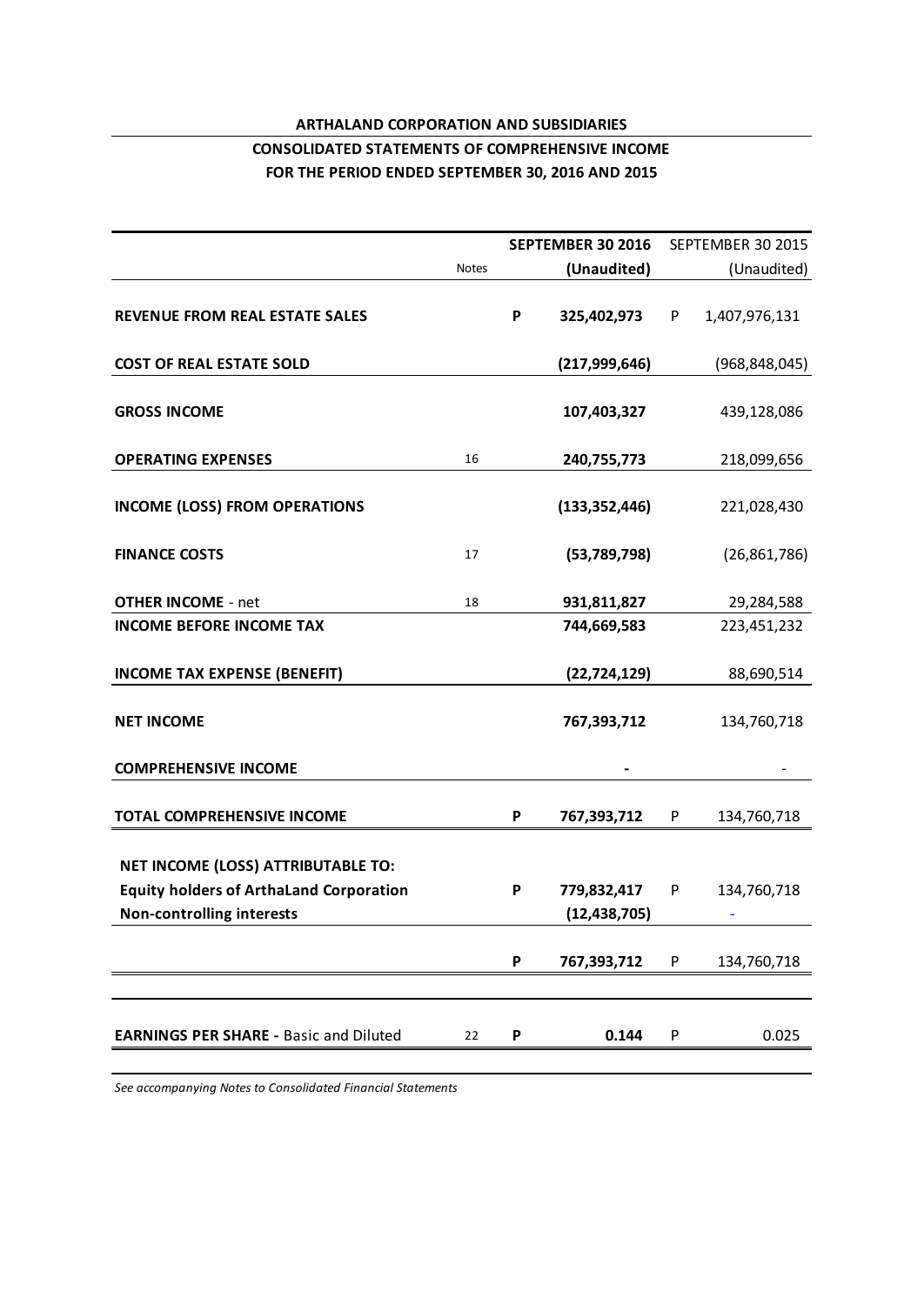**ARTHALAND CORPORATION AND SUBSIDIARIES**

**CONSOLIDATED STATEMENTS OF COMPREHENSIVE INCOME**

**FOR THE PERIOD ENDED SEPTEMBER 30, 2016 AND 2015**

| | Notes | | **SEPTEMBER 30 2016 (Unaudited)** | | SEPTEMBER 30 2015 (Unaudited) |
|---|---|---|---|---|---|
| **REVENUE FROM REAL ESTATE SALES** | | **P** | **325,402,973** | P | 1,407,976,131 |
| **COST OF REAL ESTATE SOLD** | | | **(217,999,646)** | | (968,848,045) |
| **GROSS INCOME** | | | **107,403,327** | | 439,128,086 |
| **OPERATING EXPENSES** | 16 | | **240,755,773** | | 218,099,656 |
| **INCOME (LOSS) FROM OPERATIONS** | | | **(133,352,446)** | | 221,028,430 |
| **FINANCE COSTS** | 17 | | **(53,789,798)** | | (26,861,786) |
| **OTHER INCOME** - net | 18 | | **931,811,827** | | 29,284,588 |
| **INCOME BEFORE INCOME TAX** | | | **744,669,583** | | 223,451,232 |
| **INCOME TAX EXPENSE (BENEFIT)** | | | **(22,724,129)** | | 88,690,514 |
| **NET INCOME** | | | **767,393,712** | | 134,760,718 |
| **COMPREHENSIVE INCOME** | | | **-** | | - |
| **TOTAL COMPREHENSIVE INCOME** | | **P** | **767,393,712** | P | 134,760,718 |
| **NET INCOME (LOSS) ATTRIBUTABLE TO:** | | | | | |
| **Equity holders of ArthaLand Corporation** | | **P** | **779,832,417** | P | 134,760,718 |
| **Non-controlling interests** | | | **(12,438,705)** | | - |
| | | **P** | **767,393,712** | P | 134,760,718 |
| **EARNINGS PER SHARE** - Basic and Diluted | 22 | **P** | **0.144** | P | 0.025 |

*See accompanying Notes to Consolidated Financial Statements*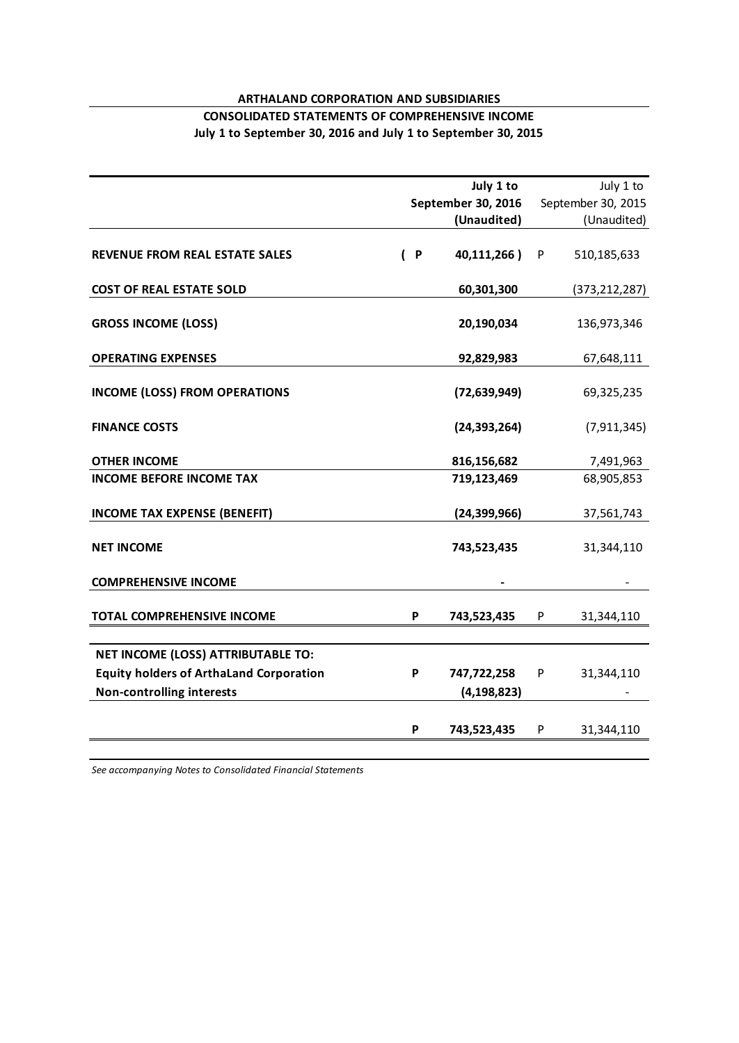**ARTHALAND CORPORATION AND SUBSIDIARIES**

**CONSOLIDATED STATEMENTS OF COMPREHENSIVE INCOME**

**July 1 to September 30, 2016 and July 1 to September 30, 2015**

| | | July 1 to September 30, 2016 (Unaudited) | | July 1 to September 30, 2015 (Unaudited) |
|---|---|---|---|---|
| **REVENUE FROM REAL ESTATE SALES** | ( P | **40,111,266 )** | P | 510,185,633 |
| **COST OF REAL ESTATE SOLD** | | **60,301,300** | | (373,212,287) |
| **GROSS INCOME (LOSS)** | | **20,190,034** | | 136,973,346 |
| **OPERATING EXPENSES** | | **92,829,983** | | 67,648,111 |
| **INCOME (LOSS) FROM OPERATIONS** | | **(72,639,949)** | | 69,325,235 |
| **FINANCE COSTS** | | **(24,393,264)** | | (7,911,345) |
| **OTHER INCOME** | | **816,156,682** | | 7,491,963 |
| **INCOME BEFORE INCOME TAX** | | **719,123,469** | | 68,905,853 |
| **INCOME TAX EXPENSE (BENEFIT)** | | **(24,399,966)** | | 37,561,743 |
| **NET INCOME** | | **743,523,435** | | 31,344,110 |
| **COMPREHENSIVE INCOME** | | **-** | | - |
| **TOTAL COMPREHENSIVE INCOME** | **P** | **743,523,435** | P | 31,344,110 |
| **NET INCOME (LOSS) ATTRIBUTABLE TO:** | | | | |
| **Equity holders of ArthaLand Corporation** | **P** | **747,722,258** | P | 31,344,110 |
| **Non-controlling interests** | | **(4,198,823)** | | - |
| | **P** | **743,523,435** | P | 31,344,110 |

*See accompanying Notes to Consolidated Financial Statements*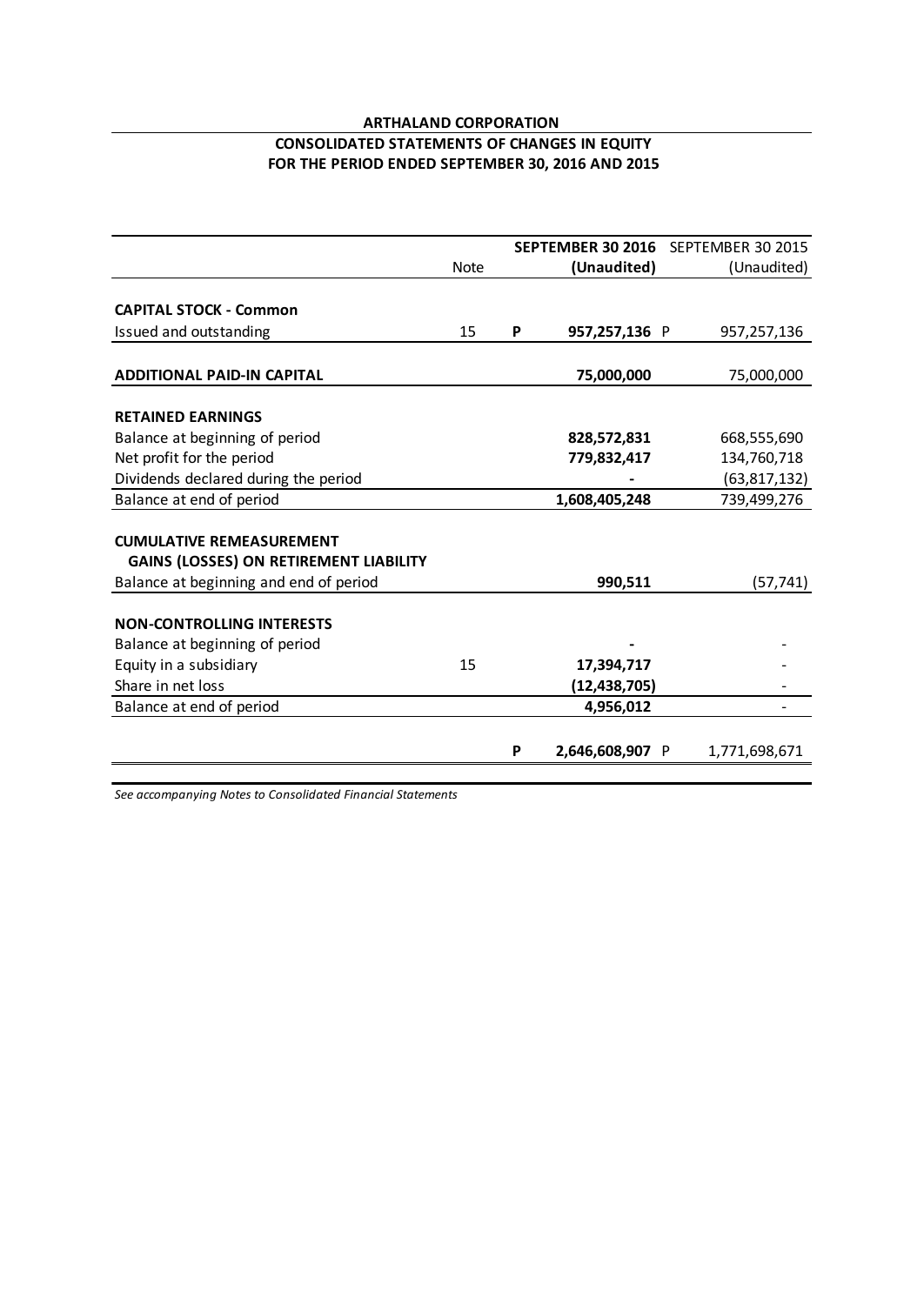**ARTHALAND CORPORATION**

**CONSOLIDATED STATEMENTS OF CHANGES IN EQUITY**

**FOR THE PERIOD ENDED SEPTEMBER 30, 2016 AND 2015**

| | Note | | **SEPTEMBER 30 2016 (Unaudited)** | | SEPTEMBER 30 2015 (Unaudited) |
|---|---|---|---|---|---|
| **CAPITAL STOCK - Common** | | | | | |
| Issued and outstanding | 15 | **P** | **957,257,136** | P | 957,257,136 |
| **ADDITIONAL PAID-IN CAPITAL** | | | **75,000,000** | | 75,000,000 |
| **RETAINED EARNINGS** | | | | | |
| Balance at beginning of period | | | **828,572,831** | | 668,555,690 |
| Net profit for the period | | | **779,832,417** | | 134,760,718 |
| Dividends declared during the period | | | **-** | | (63,817,132) |
| Balance at end of period | | | **1,608,405,248** | | 739,499,276 |
| **CUMULATIVE REMEASUREMENT GAINS (LOSSES) ON RETIREMENT LIABILITY** | | | | | |
| Balance at beginning and end of period | | | **990,511** | | (57,741) |
| **NON-CONTROLLING INTERESTS** | | | | | |
| Balance at beginning of period | | | **-** | | - |
| Equity in a subsidiary | 15 | | **17,394,717** | | - |
| Share in net loss | | | **(12,438,705)** | | - |
| Balance at end of period | | | **4,956,012** | | - |
| | | **P** | **2,646,608,907** | P | 1,771,698,671 |

*See accompanying Notes to Consolidated Financial Statements*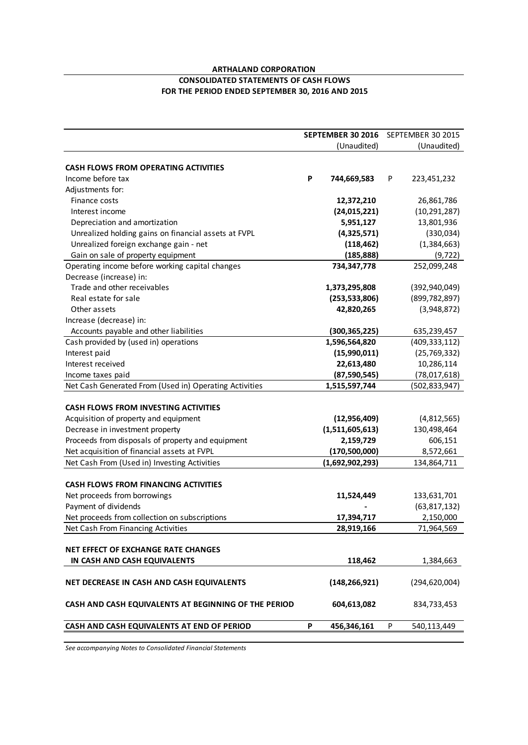**ARTHALAND CORPORATION**

**CONSOLIDATED STATEMENTS OF CASH FLOWS**

**FOR THE PERIOD ENDED SEPTEMBER 30, 2016 AND 2015**

| | SEPTEMBER 30 2016 (Unaudited) | SEPTEMBER 30 2015 (Unaudited) |
|---|---|---|
| **CASH FLOWS FROM OPERATING ACTIVITIES** | | |
| Income before tax | **P 744,669,583** | P 223,451,232 |
| Adjustments for: | | |
| Finance costs | **12,372,210** | 26,861,786 |
| Interest income | **(24,015,221)** | (10,291,287) |
| Depreciation and amortization | **5,951,127** | 13,801,936 |
| Unrealized holding gains on financial assets at FVPL | **(4,325,571)** | (330,034) |
| Unrealized foreign exchange gain - net | **(118,462)** | (1,384,663) |
| Gain on sale of property equipment | **(185,888)** | (9,722) |
| Operating income before working capital changes | **734,347,778** | 252,099,248 |
| Decrease (increase) in: | | |
| Trade and other receivables | **1,373,295,808** | (392,940,049) |
| Real estate for sale | **(253,533,806)** | (899,782,897) |
| Other assets | **42,820,265** | (3,948,872) |
| Increase (decrease) in: | | |
| Accounts payable and other liabilities | **(300,365,225)** | 635,239,457 |
| Cash provided by (used in) operations | **1,596,564,820** | (409,333,112) |
| Interest paid | **(15,990,011)** | (25,769,332) |
| Interest received | **22,613,480** | 10,286,114 |
| Income taxes paid | **(87,590,545)** | (78,017,618) |
| Net Cash Generated From (Used in) Operating Activities | **1,515,597,744** | (502,833,947) |
| **CASH FLOWS FROM INVESTING ACTIVITIES** | | |
| Acquisition of property and equipment | **(12,956,409)** | (4,812,565) |
| Decrease in investment property | **(1,511,605,613)** | 130,498,464 |
| Proceeds from disposals of property and equipment | **2,159,729** | 606,151 |
| Net acquisition of financial assets at FVPL | **(170,500,000)** | 8,572,661 |
| Net Cash From (Used in) Investing Activities | **(1,692,902,293)** | 134,864,711 |
| **CASH FLOWS FROM FINANCING ACTIVITIES** | | |
| Net proceeds from borrowings | **11,524,449** | 133,631,701 |
| Payment of dividends | **-** | (63,817,132) |
| Net proceeds from collection on subscriptions | **17,394,717** | 2,150,000 |
| Net Cash From Financing Activities | **28,919,166** | 71,964,569 |
| **NET EFFECT OF EXCHANGE RATE CHANGES IN CASH AND CASH EQUIVALENTS** | **118,462** | 1,384,663 |
| **NET DECREASE IN CASH AND CASH EQUIVALENTS** | **(148,266,921)** | (294,620,004) |
| **CASH AND CASH EQUIVALENTS AT BEGINNING OF THE PERIOD** | **604,613,082** | 834,733,453 |
| **CASH AND CASH EQUIVALENTS AT END OF PERIOD** | **P 456,346,161** | P 540,113,449 |

*See accompanying Notes to Consolidated Financial Statements*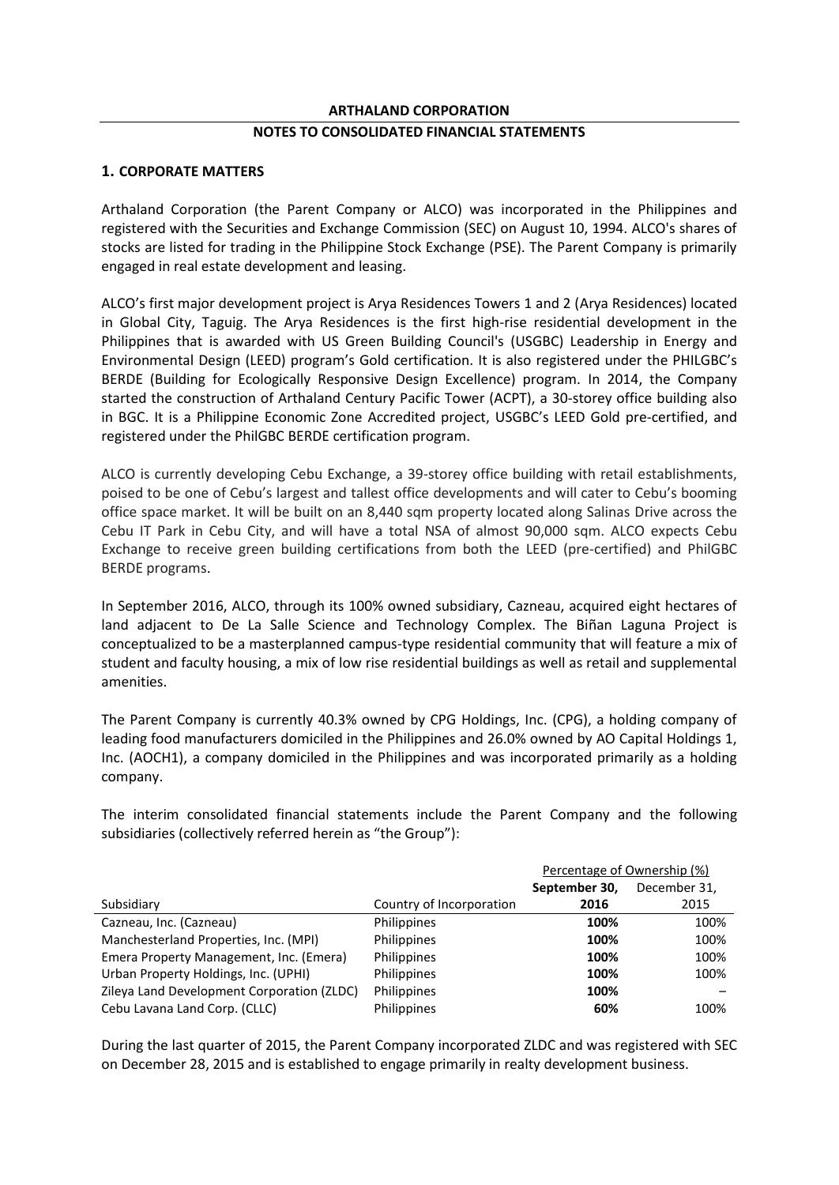**ARTHALAND CORPORATION**

**NOTES TO CONSOLIDATED FINANCIAL STATEMENTS**

## 1. CORPORATE MATTERS

Arthaland Corporation (the Parent Company or ALCO) was incorporated in the Philippines and registered with the Securities and Exchange Commission (SEC) on August 10, 1994. ALCO's shares of stocks are listed for trading in the Philippine Stock Exchange (PSE). The Parent Company is primarily engaged in real estate development and leasing.

ALCO's first major development project is Arya Residences Towers 1 and 2 (Arya Residences) located in Global City, Taguig. The Arya Residences is the first high-rise residential development in the Philippines that is awarded with US Green Building Council's (USGBC) Leadership in Energy and Environmental Design (LEED) program's Gold certification. It is also registered under the PHILGBC's BERDE (Building for Ecologically Responsive Design Excellence) program. In 2014, the Company started the construction of Arthaland Century Pacific Tower (ACPT), a 30-storey office building also in BGC. It is a Philippine Economic Zone Accredited project, USGBC's LEED Gold pre-certified, and registered under the PhilGBC BERDE certification program.

ALCO is currently developing Cebu Exchange, a 39-storey office building with retail establishments, poised to be one of Cebu's largest and tallest office developments and will cater to Cebu's booming office space market. It will be built on an 8,440 sqm property located along Salinas Drive across the Cebu IT Park in Cebu City, and will have a total NSA of almost 90,000 sqm. ALCO expects Cebu Exchange to receive green building certifications from both the LEED (pre-certified) and PhilGBC BERDE programs.

In September 2016, ALCO, through its 100% owned subsidiary, Cazneau, acquired eight hectares of land adjacent to De La Salle Science and Technology Complex. The Biñan Laguna Project is conceptualized to be a masterplanned campus-type residential community that will feature a mix of student and faculty housing, a mix of low rise residential buildings as well as retail and supplemental amenities.

The Parent Company is currently 40.3% owned by CPG Holdings, Inc. (CPG), a holding company of leading food manufacturers domiciled in the Philippines and 26.0% owned by AO Capital Holdings 1, Inc. (AOCH1), a company domiciled in the Philippines and was incorporated primarily as a holding company.

The interim consolidated financial statements include the Parent Company and the following subsidiaries (collectively referred herein as "the Group"):

| | | Percentage of Ownership (%) | |
|---|---|---|---|
| Subsidiary | Country of Incorporation | **September 30, 2016** | December 31, 2015 |
| Cazneau, Inc. (Cazneau) | Philippines | **100%** | 100% |
| Manchesterland Properties, Inc. (MPI) | Philippines | **100%** | 100% |
| Emera Property Management, Inc. (Emera) | Philippines | **100%** | 100% |
| Urban Property Holdings, Inc. (UPHI) | Philippines | **100%** | 100% |
| Zileya Land Development Corporation (ZLDC) | Philippines | **100%** | – |
| Cebu Lavana Land Corp. (CLLC) | Philippines | **60%** | 100% |

During the last quarter of 2015, the Parent Company incorporated ZLDC and was registered with SEC on December 28, 2015 and is established to engage primarily in realty development business.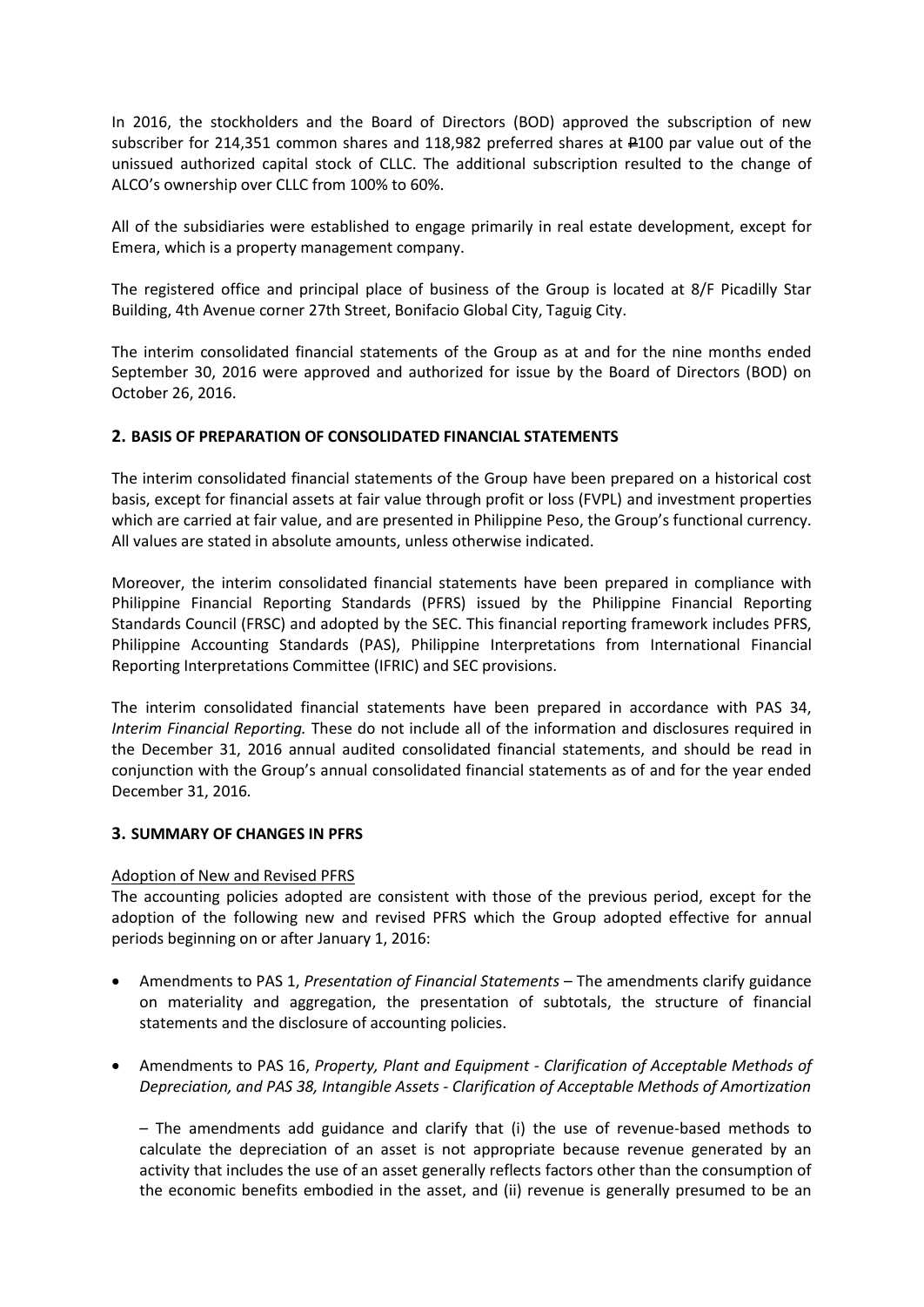In 2016, the stockholders and the Board of Directors (BOD) approved the subscription of new subscriber for 214,351 common shares and 118,982 preferred shares at ₱100 par value out of the unissued authorized capital stock of CLLC. The additional subscription resulted to the change of ALCO's ownership over CLLC from 100% to 60%.

All of the subsidiaries were established to engage primarily in real estate development, except for Emera, which is a property management company.

The registered office and principal place of business of the Group is located at 8/F Picadilly Star Building, 4th Avenue corner 27th Street, Bonifacio Global City, Taguig City.

The interim consolidated financial statements of the Group as at and for the nine months ended September 30, 2016 were approved and authorized for issue by the Board of Directors (BOD) on October 26, 2016.

## 2. BASIS OF PREPARATION OF CONSOLIDATED FINANCIAL STATEMENTS

The interim consolidated financial statements of the Group have been prepared on a historical cost basis, except for financial assets at fair value through profit or loss (FVPL) and investment properties which are carried at fair value, and are presented in Philippine Peso, the Group's functional currency. All values are stated in absolute amounts, unless otherwise indicated.

Moreover, the interim consolidated financial statements have been prepared in compliance with Philippine Financial Reporting Standards (PFRS) issued by the Philippine Financial Reporting Standards Council (FRSC) and adopted by the SEC. This financial reporting framework includes PFRS, Philippine Accounting Standards (PAS), Philippine Interpretations from International Financial Reporting Interpretations Committee (IFRIC) and SEC provisions.

The interim consolidated financial statements have been prepared in accordance with PAS 34, *Interim Financial Reporting.* These do not include all of the information and disclosures required in the December 31, 2016 annual audited consolidated financial statements, and should be read in conjunction with the Group's annual consolidated financial statements as of and for the year ended December 31, 2016.

## 3. SUMMARY OF CHANGES IN PFRS

Adoption of New and Revised PFRS

The accounting policies adopted are consistent with those of the previous period, except for the adoption of the following new and revised PFRS which the Group adopted effective for annual periods beginning on or after January 1, 2016:

- Amendments to PAS 1, *Presentation of Financial Statements* – The amendments clarify guidance on materiality and aggregation, the presentation of subtotals, the structure of financial statements and the disclosure of accounting policies.

- Amendments to PAS 16, *Property, Plant and Equipment - Clarification of Acceptable Methods of Depreciation, and PAS 38, Intangible Assets - Clarification of Acceptable Methods of Amortization*

  – The amendments add guidance and clarify that (i) the use of revenue-based methods to calculate the depreciation of an asset is not appropriate because revenue generated by an activity that includes the use of an asset generally reflects factors other than the consumption of the economic benefits embodied in the asset, and (ii) revenue is generally presumed to be an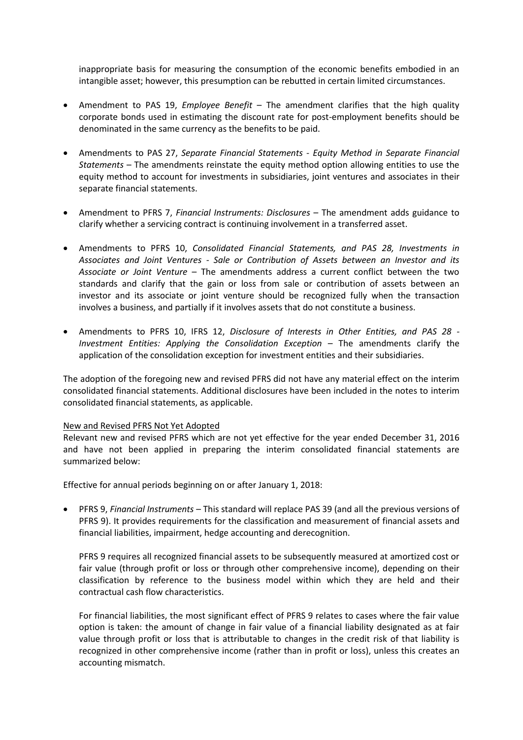inappropriate basis for measuring the consumption of the economic benefits embodied in an intangible asset; however, this presumption can be rebutted in certain limited circumstances.

- Amendment to PAS 19, *Employee Benefit* – The amendment clarifies that the high quality corporate bonds used in estimating the discount rate for post-employment benefits should be denominated in the same currency as the benefits to be paid.

- Amendments to PAS 27, *Separate Financial Statements - Equity Method in Separate Financial Statements* – The amendments reinstate the equity method option allowing entities to use the equity method to account for investments in subsidiaries, joint ventures and associates in their separate financial statements.

- Amendment to PFRS 7, *Financial Instruments: Disclosures* – The amendment adds guidance to clarify whether a servicing contract is continuing involvement in a transferred asset.

- Amendments to PFRS 10, *Consolidated Financial Statements, and PAS 28, Investments in Associates and Joint Ventures - Sale or Contribution of Assets between an Investor and its Associate or Joint Venture* – The amendments address a current conflict between the two standards and clarify that the gain or loss from sale or contribution of assets between an investor and its associate or joint venture should be recognized fully when the transaction involves a business, and partially if it involves assets that do not constitute a business.

- Amendments to PFRS 10, IFRS 12, *Disclosure of Interests in Other Entities, and PAS 28 - Investment Entities: Applying the Consolidation Exception* – The amendments clarify the application of the consolidation exception for investment entities and their subsidiaries.

The adoption of the foregoing new and revised PFRS did not have any material effect on the interim consolidated financial statements. Additional disclosures have been included in the notes to interim consolidated financial statements, as applicable.

<u>New and Revised PFRS Not Yet Adopted</u>

Relevant new and revised PFRS which are not yet effective for the year ended December 31, 2016 and have not been applied in preparing the interim consolidated financial statements are summarized below:

Effective for annual periods beginning on or after January 1, 2018:

- PFRS 9, *Financial Instruments* – This standard will replace PAS 39 (and all the previous versions of PFRS 9). It provides requirements for the classification and measurement of financial assets and financial liabilities, impairment, hedge accounting and derecognition.

  PFRS 9 requires all recognized financial assets to be subsequently measured at amortized cost or fair value (through profit or loss or through other comprehensive income), depending on their classification by reference to the business model within which they are held and their contractual cash flow characteristics.

  For financial liabilities, the most significant effect of PFRS 9 relates to cases where the fair value option is taken: the amount of change in fair value of a financial liability designated as at fair value through profit or loss that is attributable to changes in the credit risk of that liability is recognized in other comprehensive income (rather than in profit or loss), unless this creates an accounting mismatch.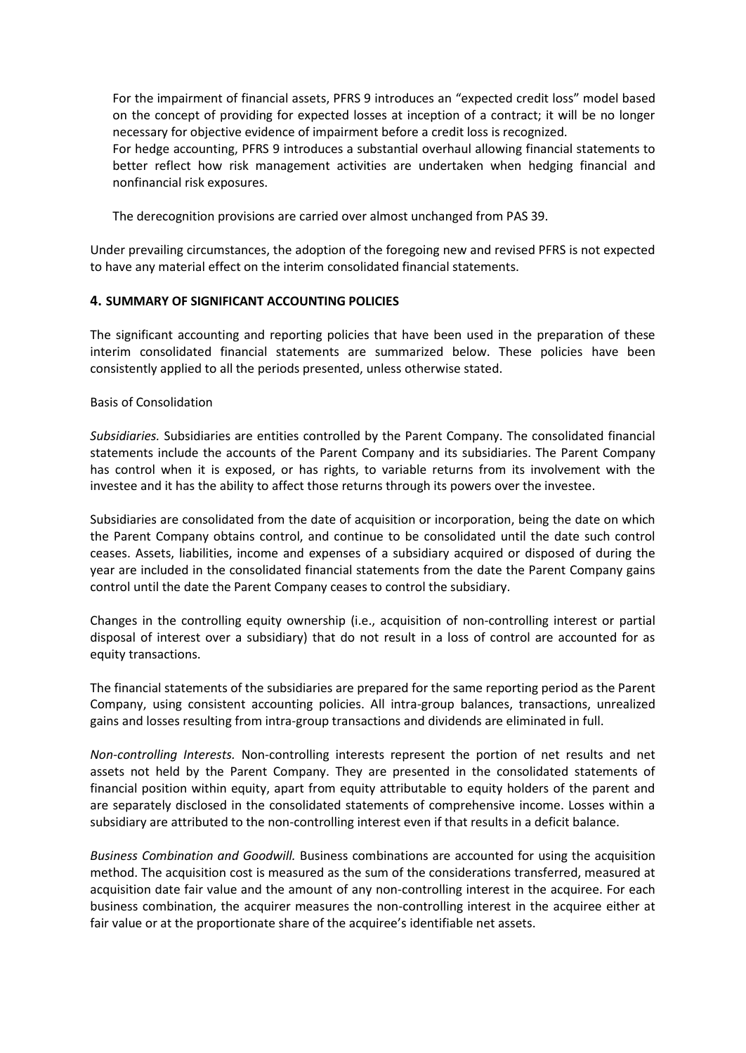For the impairment of financial assets, PFRS 9 introduces an "expected credit loss" model based on the concept of providing for expected losses at inception of a contract; it will be no longer necessary for objective evidence of impairment before a credit loss is recognized.
For hedge accounting, PFRS 9 introduces a substantial overhaul allowing financial statements to better reflect how risk management activities are undertaken when hedging financial and nonfinancial risk exposures.

The derecognition provisions are carried over almost unchanged from PAS 39.

Under prevailing circumstances, the adoption of the foregoing new and revised PFRS is not expected to have any material effect on the interim consolidated financial statements.

## 4. SUMMARY OF SIGNIFICANT ACCOUNTING POLICIES

The significant accounting and reporting policies that have been used in the preparation of these interim consolidated financial statements are summarized below. These policies have been consistently applied to all the periods presented, unless otherwise stated.

Basis of Consolidation

*Subsidiaries.* Subsidiaries are entities controlled by the Parent Company. The consolidated financial statements include the accounts of the Parent Company and its subsidiaries. The Parent Company has control when it is exposed, or has rights, to variable returns from its involvement with the investee and it has the ability to affect those returns through its powers over the investee.

Subsidiaries are consolidated from the date of acquisition or incorporation, being the date on which the Parent Company obtains control, and continue to be consolidated until the date such control ceases. Assets, liabilities, income and expenses of a subsidiary acquired or disposed of during the year are included in the consolidated financial statements from the date the Parent Company gains control until the date the Parent Company ceases to control the subsidiary.

Changes in the controlling equity ownership (i.e., acquisition of non-controlling interest or partial disposal of interest over a subsidiary) that do not result in a loss of control are accounted for as equity transactions.

The financial statements of the subsidiaries are prepared for the same reporting period as the Parent Company, using consistent accounting policies. All intra-group balances, transactions, unrealized gains and losses resulting from intra-group transactions and dividends are eliminated in full.

*Non-controlling Interests.* Non-controlling interests represent the portion of net results and net assets not held by the Parent Company. They are presented in the consolidated statements of financial position within equity, apart from equity attributable to equity holders of the parent and are separately disclosed in the consolidated statements of comprehensive income. Losses within a subsidiary are attributed to the non-controlling interest even if that results in a deficit balance.

*Business Combination and Goodwill.* Business combinations are accounted for using the acquisition method. The acquisition cost is measured as the sum of the considerations transferred, measured at acquisition date fair value and the amount of any non-controlling interest in the acquiree. For each business combination, the acquirer measures the non-controlling interest in the acquiree either at fair value or at the proportionate share of the acquiree's identifiable net assets.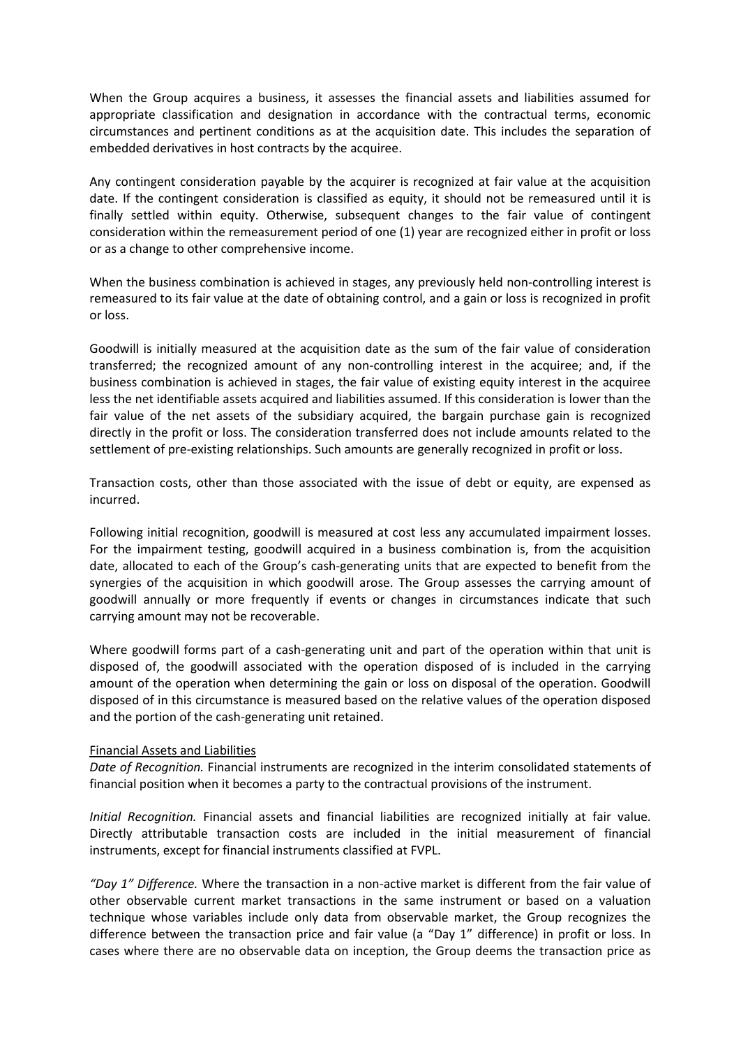When the Group acquires a business, it assesses the financial assets and liabilities assumed for appropriate classification and designation in accordance with the contractual terms, economic circumstances and pertinent conditions as at the acquisition date. This includes the separation of embedded derivatives in host contracts by the acquiree.

Any contingent consideration payable by the acquirer is recognized at fair value at the acquisition date. If the contingent consideration is classified as equity, it should not be remeasured until it is finally settled within equity. Otherwise, subsequent changes to the fair value of contingent consideration within the remeasurement period of one (1) year are recognized either in profit or loss or as a change to other comprehensive income.

When the business combination is achieved in stages, any previously held non-controlling interest is remeasured to its fair value at the date of obtaining control, and a gain or loss is recognized in profit or loss.

Goodwill is initially measured at the acquisition date as the sum of the fair value of consideration transferred; the recognized amount of any non-controlling interest in the acquiree; and, if the business combination is achieved in stages, the fair value of existing equity interest in the acquiree less the net identifiable assets acquired and liabilities assumed. If this consideration is lower than the fair value of the net assets of the subsidiary acquired, the bargain purchase gain is recognized directly in the profit or loss. The consideration transferred does not include amounts related to the settlement of pre-existing relationships. Such amounts are generally recognized in profit or loss.

Transaction costs, other than those associated with the issue of debt or equity, are expensed as incurred.

Following initial recognition, goodwill is measured at cost less any accumulated impairment losses. For the impairment testing, goodwill acquired in a business combination is, from the acquisition date, allocated to each of the Group's cash-generating units that are expected to benefit from the synergies of the acquisition in which goodwill arose. The Group assesses the carrying amount of goodwill annually or more frequently if events or changes in circumstances indicate that such carrying amount may not be recoverable.

Where goodwill forms part of a cash-generating unit and part of the operation within that unit is disposed of, the goodwill associated with the operation disposed of is included in the carrying amount of the operation when determining the gain or loss on disposal of the operation. Goodwill disposed of in this circumstance is measured based on the relative values of the operation disposed and the portion of the cash-generating unit retained.

Financial Assets and Liabilities

*Date of Recognition.* Financial instruments are recognized in the interim consolidated statements of financial position when it becomes a party to the contractual provisions of the instrument.

*Initial Recognition.* Financial assets and financial liabilities are recognized initially at fair value. Directly attributable transaction costs are included in the initial measurement of financial instruments, except for financial instruments classified at FVPL.

*"Day 1" Difference.* Where the transaction in a non-active market is different from the fair value of other observable current market transactions in the same instrument or based on a valuation technique whose variables include only data from observable market, the Group recognizes the difference between the transaction price and fair value (a "Day 1" difference) in profit or loss. In cases where there are no observable data on inception, the Group deems the transaction price as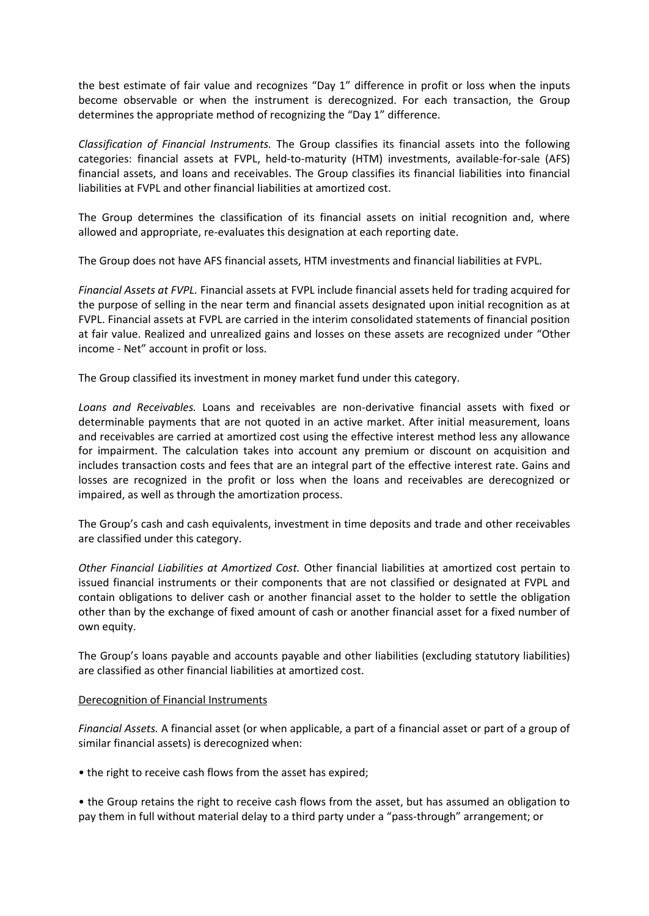the best estimate of fair value and recognizes "Day 1" difference in profit or loss when the inputs become observable or when the instrument is derecognized. For each transaction, the Group determines the appropriate method of recognizing the "Day 1" difference.

*Classification of Financial Instruments.* The Group classifies its financial assets into the following categories: financial assets at FVPL, held-to-maturity (HTM) investments, available-for-sale (AFS) financial assets, and loans and receivables. The Group classifies its financial liabilities into financial liabilities at FVPL and other financial liabilities at amortized cost.

The Group determines the classification of its financial assets on initial recognition and, where allowed and appropriate, re-evaluates this designation at each reporting date.

The Group does not have AFS financial assets, HTM investments and financial liabilities at FVPL.

*Financial Assets at FVPL.* Financial assets at FVPL include financial assets held for trading acquired for the purpose of selling in the near term and financial assets designated upon initial recognition as at FVPL. Financial assets at FVPL are carried in the interim consolidated statements of financial position at fair value. Realized and unrealized gains and losses on these assets are recognized under "Other income - Net" account in profit or loss.

The Group classified its investment in money market fund under this category.

*Loans and Receivables.* Loans and receivables are non-derivative financial assets with fixed or determinable payments that are not quoted in an active market. After initial measurement, loans and receivables are carried at amortized cost using the effective interest method less any allowance for impairment. The calculation takes into account any premium or discount on acquisition and includes transaction costs and fees that are an integral part of the effective interest rate. Gains and losses are recognized in the profit or loss when the loans and receivables are derecognized or impaired, as well as through the amortization process.

The Group's cash and cash equivalents, investment in time deposits and trade and other receivables are classified under this category.

*Other Financial Liabilities at Amortized Cost.* Other financial liabilities at amortized cost pertain to issued financial instruments or their components that are not classified or designated at FVPL and contain obligations to deliver cash or another financial asset to the holder to settle the obligation other than by the exchange of fixed amount of cash or another financial asset for a fixed number of own equity.

The Group's loans payable and accounts payable and other liabilities (excluding statutory liabilities) are classified as other financial liabilities at amortized cost.

<u>Derecognition of Financial Instruments</u>

*Financial Assets.* A financial asset (or when applicable, a part of a financial asset or part of a group of similar financial assets) is derecognized when:

- the right to receive cash flows from the asset has expired;

- the Group retains the right to receive cash flows from the asset, but has assumed an obligation to pay them in full without material delay to a third party under a "pass-through" arrangement; or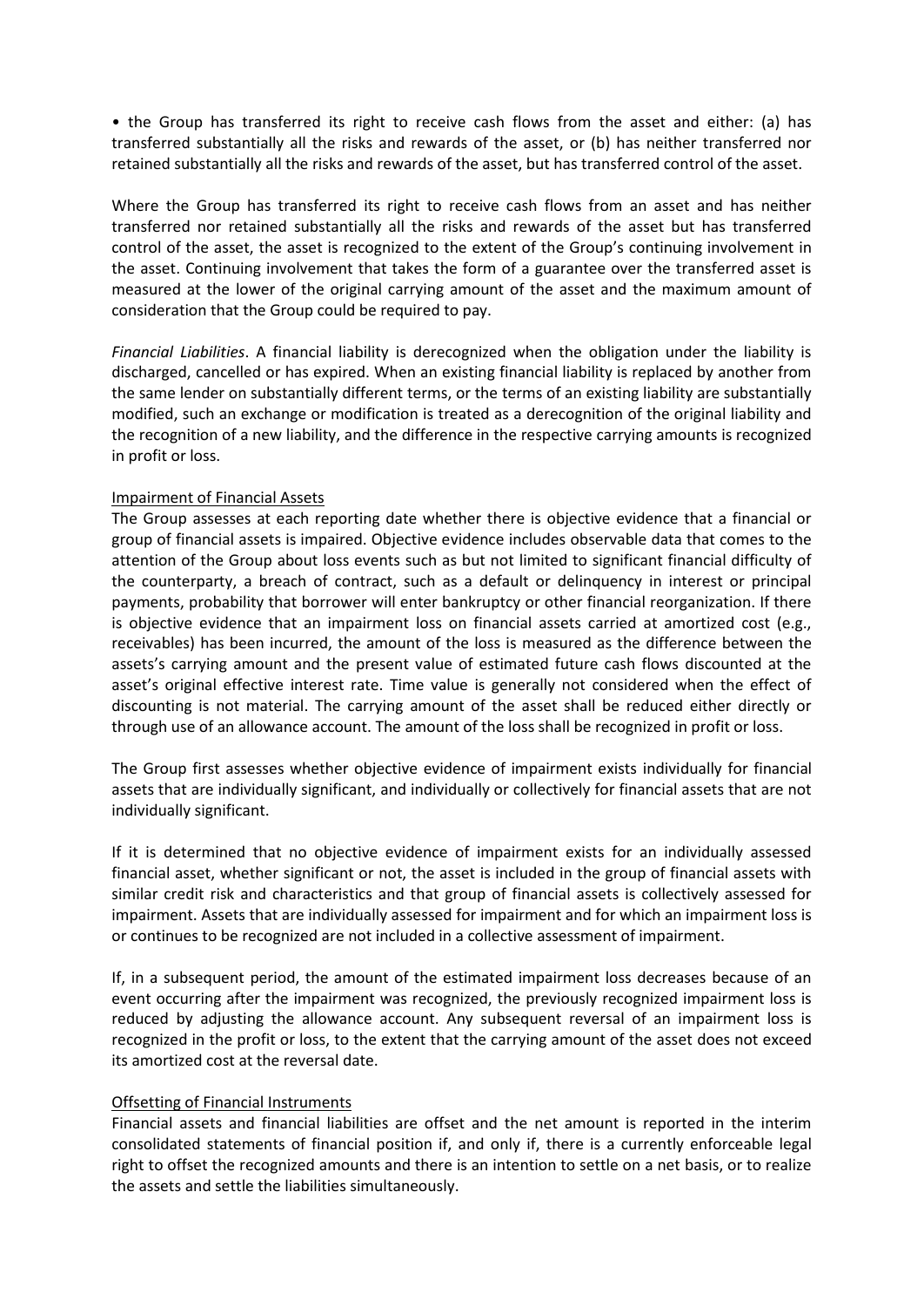• the Group has transferred its right to receive cash flows from the asset and either: (a) has transferred substantially all the risks and rewards of the asset, or (b) has neither transferred nor retained substantially all the risks and rewards of the asset, but has transferred control of the asset.

Where the Group has transferred its right to receive cash flows from an asset and has neither transferred nor retained substantially all the risks and rewards of the asset but has transferred control of the asset, the asset is recognized to the extent of the Group's continuing involvement in the asset. Continuing involvement that takes the form of a guarantee over the transferred asset is measured at the lower of the original carrying amount of the asset and the maximum amount of consideration that the Group could be required to pay.

*Financial Liabilities*. A financial liability is derecognized when the obligation under the liability is discharged, cancelled or has expired. When an existing financial liability is replaced by another from the same lender on substantially different terms, or the terms of an existing liability are substantially modified, such an exchange or modification is treated as a derecognition of the original liability and the recognition of a new liability, and the difference in the respective carrying amounts is recognized in profit or loss.

Impairment of Financial Assets

The Group assesses at each reporting date whether there is objective evidence that a financial or group of financial assets is impaired. Objective evidence includes observable data that comes to the attention of the Group about loss events such as but not limited to significant financial difficulty of the counterparty, a breach of contract, such as a default or delinquency in interest or principal payments, probability that borrower will enter bankruptcy or other financial reorganization. If there is objective evidence that an impairment loss on financial assets carried at amortized cost (e.g., receivables) has been incurred, the amount of the loss is measured as the difference between the assets's carrying amount and the present value of estimated future cash flows discounted at the asset's original effective interest rate. Time value is generally not considered when the effect of discounting is not material. The carrying amount of the asset shall be reduced either directly or through use of an allowance account. The amount of the loss shall be recognized in profit or loss.

The Group first assesses whether objective evidence of impairment exists individually for financial assets that are individually significant, and individually or collectively for financial assets that are not individually significant.

If it is determined that no objective evidence of impairment exists for an individually assessed financial asset, whether significant or not, the asset is included in the group of financial assets with similar credit risk and characteristics and that group of financial assets is collectively assessed for impairment. Assets that are individually assessed for impairment and for which an impairment loss is or continues to be recognized are not included in a collective assessment of impairment.

If, in a subsequent period, the amount of the estimated impairment loss decreases because of an event occurring after the impairment was recognized, the previously recognized impairment loss is reduced by adjusting the allowance account. Any subsequent reversal of an impairment loss is recognized in the profit or loss, to the extent that the carrying amount of the asset does not exceed its amortized cost at the reversal date.

Offsetting of Financial Instruments

Financial assets and financial liabilities are offset and the net amount is reported in the interim consolidated statements of financial position if, and only if, there is a currently enforceable legal right to offset the recognized amounts and there is an intention to settle on a net basis, or to realize the assets and settle the liabilities simultaneously.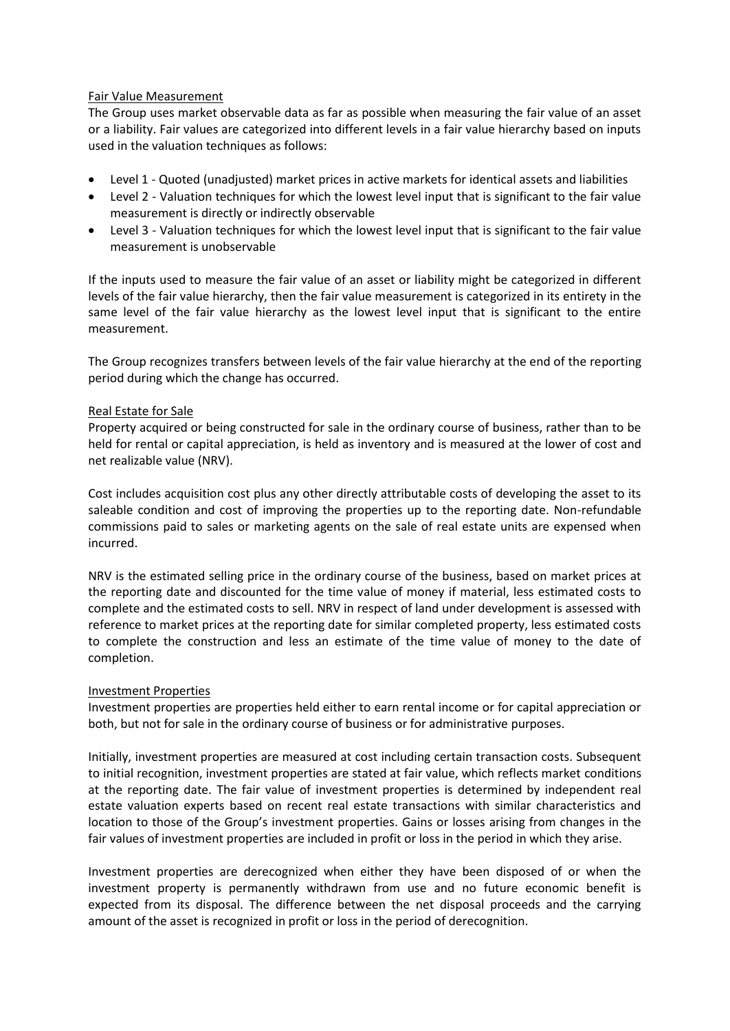### Fair Value Measurement

The Group uses market observable data as far as possible when measuring the fair value of an asset or a liability. Fair values are categorized into different levels in a fair value hierarchy based on inputs used in the valuation techniques as follows:

- Level 1 - Quoted (unadjusted) market prices in active markets for identical assets and liabilities
- Level 2 - Valuation techniques for which the lowest level input that is significant to the fair value measurement is directly or indirectly observable
- Level 3 - Valuation techniques for which the lowest level input that is significant to the fair value measurement is unobservable

If the inputs used to measure the fair value of an asset or liability might be categorized in different levels of the fair value hierarchy, then the fair value measurement is categorized in its entirety in the same level of the fair value hierarchy as the lowest level input that is significant to the entire measurement.

The Group recognizes transfers between levels of the fair value hierarchy at the end of the reporting period during which the change has occurred.

### Real Estate for Sale

Property acquired or being constructed for sale in the ordinary course of business, rather than to be held for rental or capital appreciation, is held as inventory and is measured at the lower of cost and net realizable value (NRV).

Cost includes acquisition cost plus any other directly attributable costs of developing the asset to its saleable condition and cost of improving the properties up to the reporting date. Non-refundable commissions paid to sales or marketing agents on the sale of real estate units are expensed when incurred.

NRV is the estimated selling price in the ordinary course of the business, based on market prices at the reporting date and discounted for the time value of money if material, less estimated costs to complete and the estimated costs to sell. NRV in respect of land under development is assessed with reference to market prices at the reporting date for similar completed property, less estimated costs to complete the construction and less an estimate of the time value of money to the date of completion.

### Investment Properties

Investment properties are properties held either to earn rental income or for capital appreciation or both, but not for sale in the ordinary course of business or for administrative purposes.

Initially, investment properties are measured at cost including certain transaction costs. Subsequent to initial recognition, investment properties are stated at fair value, which reflects market conditions at the reporting date. The fair value of investment properties is determined by independent real estate valuation experts based on recent real estate transactions with similar characteristics and location to those of the Group's investment properties. Gains or losses arising from changes in the fair values of investment properties are included in profit or loss in the period in which they arise.

Investment properties are derecognized when either they have been disposed of or when the investment property is permanently withdrawn from use and no future economic benefit is expected from its disposal. The difference between the net disposal proceeds and the carrying amount of the asset is recognized in profit or loss in the period of derecognition.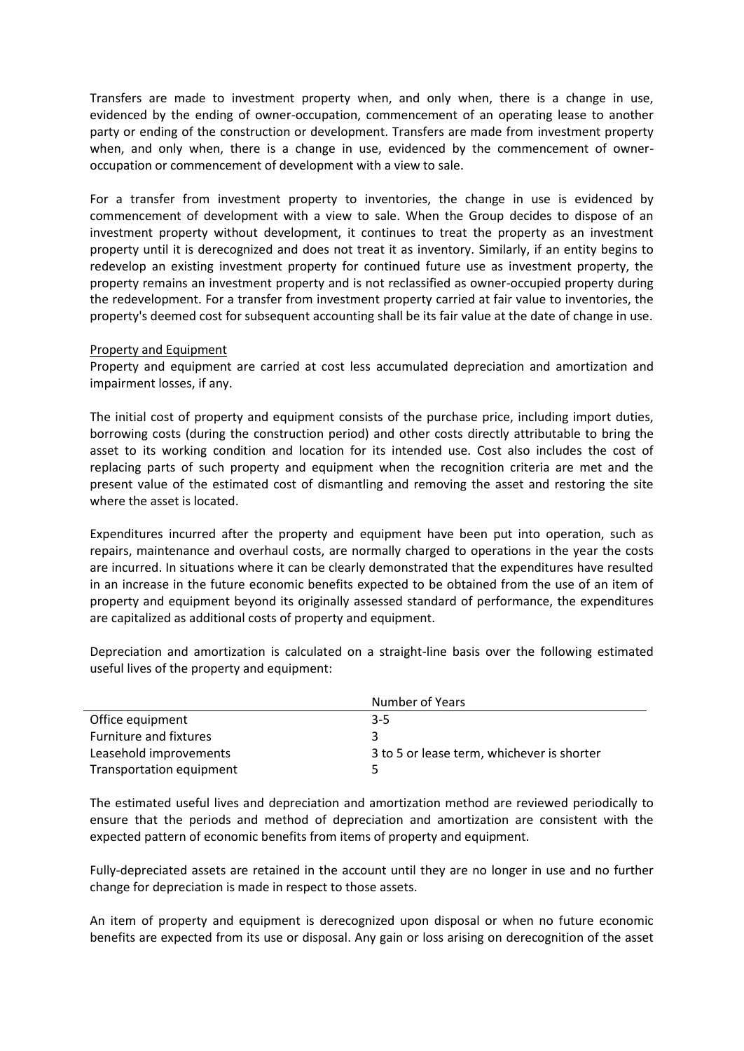Transfers are made to investment property when, and only when, there is a change in use, evidenced by the ending of owner-occupation, commencement of an operating lease to another party or ending of the construction or development. Transfers are made from investment property when, and only when, there is a change in use, evidenced by the commencement of owner-occupation or commencement of development with a view to sale.

For a transfer from investment property to inventories, the change in use is evidenced by commencement of development with a view to sale. When the Group decides to dispose of an investment property without development, it continues to treat the property as an investment property until it is derecognized and does not treat it as inventory. Similarly, if an entity begins to redevelop an existing investment property for continued future use as investment property, the property remains an investment property and is not reclassified as owner-occupied property during the redevelopment. For a transfer from investment property carried at fair value to inventories, the property's deemed cost for subsequent accounting shall be its fair value at the date of change in use.

Property and Equipment

Property and equipment are carried at cost less accumulated depreciation and amortization and impairment losses, if any.

The initial cost of property and equipment consists of the purchase price, including import duties, borrowing costs (during the construction period) and other costs directly attributable to bring the asset to its working condition and location for its intended use. Cost also includes the cost of replacing parts of such property and equipment when the recognition criteria are met and the present value of the estimated cost of dismantling and removing the asset and restoring the site where the asset is located.

Expenditures incurred after the property and equipment have been put into operation, such as repairs, maintenance and overhaul costs, are normally charged to operations in the year the costs are incurred. In situations where it can be clearly demonstrated that the expenditures have resulted in an increase in the future economic benefits expected to be obtained from the use of an item of property and equipment beyond its originally assessed standard of performance, the expenditures are capitalized as additional costs of property and equipment.

Depreciation and amortization is calculated on a straight-line basis over the following estimated useful lives of the property and equipment:

| | Number of Years |
|---|---|
| Office equipment | 3-5 |
| Furniture and fixtures | 3 |
| Leasehold improvements | 3 to 5 or lease term, whichever is shorter |
| Transportation equipment | 5 |

The estimated useful lives and depreciation and amortization method are reviewed periodically to ensure that the periods and method of depreciation and amortization are consistent with the expected pattern of economic benefits from items of property and equipment.

Fully-depreciated assets are retained in the account until they are no longer in use and no further change for depreciation is made in respect to those assets.

An item of property and equipment is derecognized upon disposal or when no future economic benefits are expected from its use or disposal. Any gain or loss arising on derecognition of the asset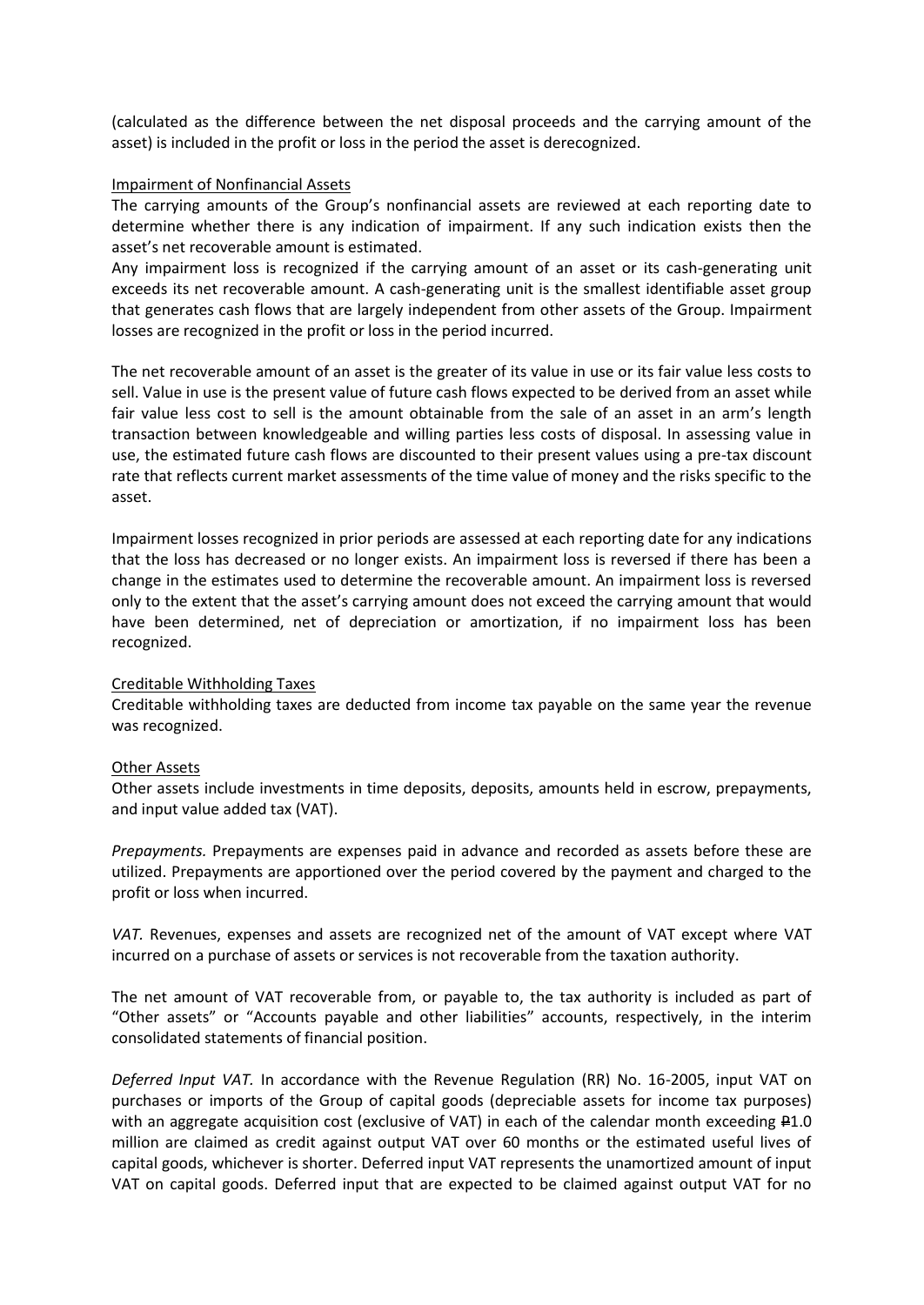(calculated as the difference between the net disposal proceeds and the carrying amount of the asset) is included in the profit or loss in the period the asset is derecognized.

Impairment of Nonfinancial Assets

The carrying amounts of the Group's nonfinancial assets are reviewed at each reporting date to determine whether there is any indication of impairment. If any such indication exists then the asset's net recoverable amount is estimated.

Any impairment loss is recognized if the carrying amount of an asset or its cash-generating unit exceeds its net recoverable amount. A cash-generating unit is the smallest identifiable asset group that generates cash flows that are largely independent from other assets of the Group. Impairment losses are recognized in the profit or loss in the period incurred.

The net recoverable amount of an asset is the greater of its value in use or its fair value less costs to sell. Value in use is the present value of future cash flows expected to be derived from an asset while fair value less cost to sell is the amount obtainable from the sale of an asset in an arm's length transaction between knowledgeable and willing parties less costs of disposal. In assessing value in use, the estimated future cash flows are discounted to their present values using a pre-tax discount rate that reflects current market assessments of the time value of money and the risks specific to the asset.

Impairment losses recognized in prior periods are assessed at each reporting date for any indications that the loss has decreased or no longer exists. An impairment loss is reversed if there has been a change in the estimates used to determine the recoverable amount. An impairment loss is reversed only to the extent that the asset's carrying amount does not exceed the carrying amount that would have been determined, net of depreciation or amortization, if no impairment loss has been recognized.

Creditable Withholding Taxes

Creditable withholding taxes are deducted from income tax payable on the same year the revenue was recognized.

Other Assets

Other assets include investments in time deposits, deposits, amounts held in escrow, prepayments, and input value added tax (VAT).

*Prepayments.* Prepayments are expenses paid in advance and recorded as assets before these are utilized. Prepayments are apportioned over the period covered by the payment and charged to the profit or loss when incurred.

*VAT.* Revenues, expenses and assets are recognized net of the amount of VAT except where VAT incurred on a purchase of assets or services is not recoverable from the taxation authority.

The net amount of VAT recoverable from, or payable to, the tax authority is included as part of "Other assets" or "Accounts payable and other liabilities" accounts, respectively, in the interim consolidated statements of financial position.

*Deferred Input VAT.* In accordance with the Revenue Regulation (RR) No. 16-2005, input VAT on purchases or imports of the Group of capital goods (depreciable assets for income tax purposes) with an aggregate acquisition cost (exclusive of VAT) in each of the calendar month exceeding ₱1.0 million are claimed as credit against output VAT over 60 months or the estimated useful lives of capital goods, whichever is shorter. Deferred input VAT represents the unamortized amount of input VAT on capital goods. Deferred input that are expected to be claimed against output VAT for no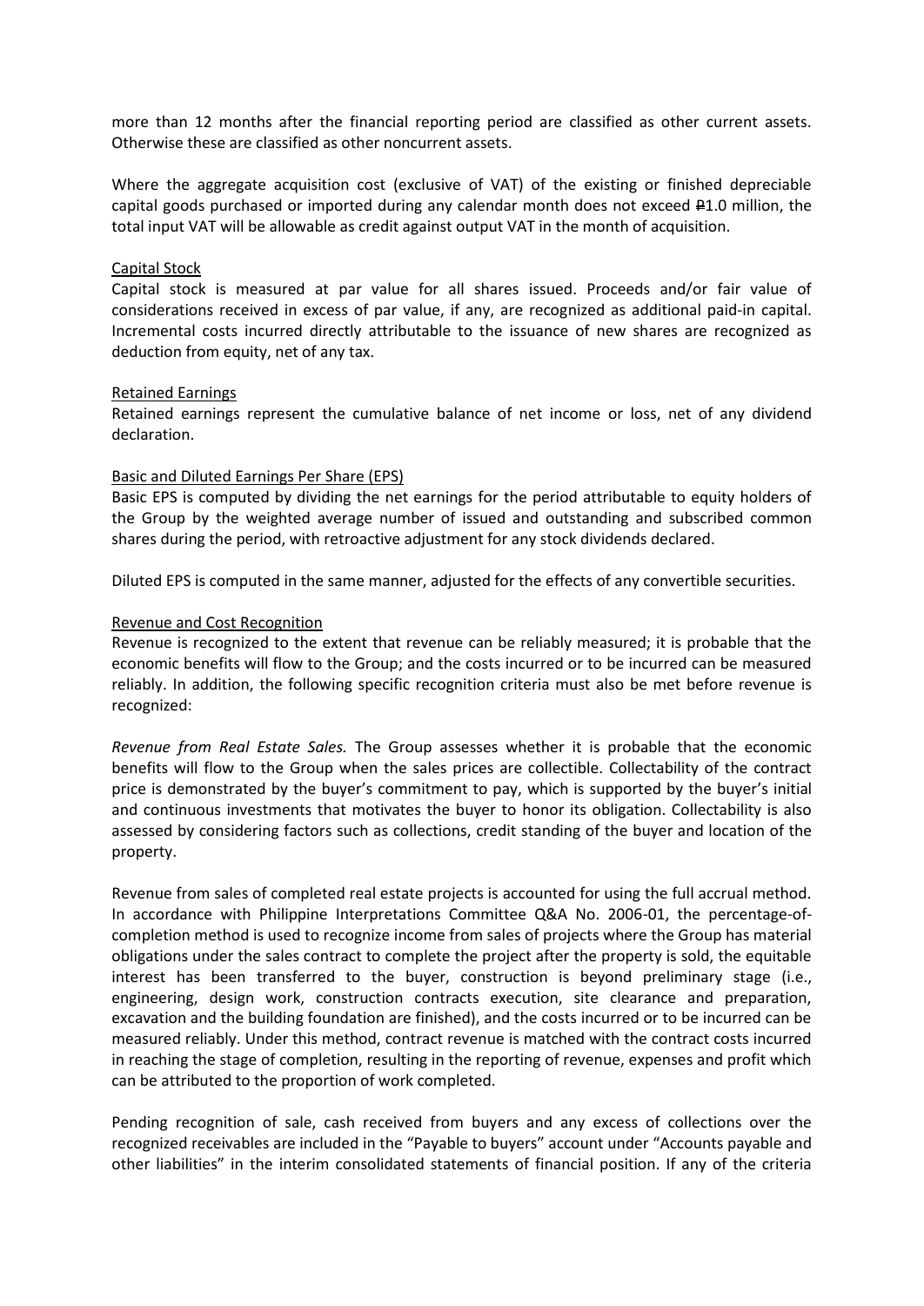more than 12 months after the financial reporting period are classified as other current assets. Otherwise these are classified as other noncurrent assets.

Where the aggregate acquisition cost (exclusive of VAT) of the existing or finished depreciable capital goods purchased or imported during any calendar month does not exceed ₱1.0 million, the total input VAT will be allowable as credit against output VAT in the month of acquisition.

Capital Stock

Capital stock is measured at par value for all shares issued. Proceeds and/or fair value of considerations received in excess of par value, if any, are recognized as additional paid-in capital. Incremental costs incurred directly attributable to the issuance of new shares are recognized as deduction from equity, net of any tax.

Retained Earnings

Retained earnings represent the cumulative balance of net income or loss, net of any dividend declaration.

Basic and Diluted Earnings Per Share (EPS)

Basic EPS is computed by dividing the net earnings for the period attributable to equity holders of the Group by the weighted average number of issued and outstanding and subscribed common shares during the period, with retroactive adjustment for any stock dividends declared.

Diluted EPS is computed in the same manner, adjusted for the effects of any convertible securities.

Revenue and Cost Recognition

Revenue is recognized to the extent that revenue can be reliably measured; it is probable that the economic benefits will flow to the Group; and the costs incurred or to be incurred can be measured reliably. In addition, the following specific recognition criteria must also be met before revenue is recognized:

*Revenue from Real Estate Sales.* The Group assesses whether it is probable that the economic benefits will flow to the Group when the sales prices are collectible. Collectability of the contract price is demonstrated by the buyer's commitment to pay, which is supported by the buyer's initial and continuous investments that motivates the buyer to honor its obligation. Collectability is also assessed by considering factors such as collections, credit standing of the buyer and location of the property.

Revenue from sales of completed real estate projects is accounted for using the full accrual method. In accordance with Philippine Interpretations Committee Q&A No. 2006-01, the percentage-of-completion method is used to recognize income from sales of projects where the Group has material obligations under the sales contract to complete the project after the property is sold, the equitable interest has been transferred to the buyer, construction is beyond preliminary stage (i.e., engineering, design work, construction contracts execution, site clearance and preparation, excavation and the building foundation are finished), and the costs incurred or to be incurred can be measured reliably. Under this method, contract revenue is matched with the contract costs incurred in reaching the stage of completion, resulting in the reporting of revenue, expenses and profit which can be attributed to the proportion of work completed.

Pending recognition of sale, cash received from buyers and any excess of collections over the recognized receivables are included in the "Payable to buyers" account under "Accounts payable and other liabilities" in the interim consolidated statements of financial position. If any of the criteria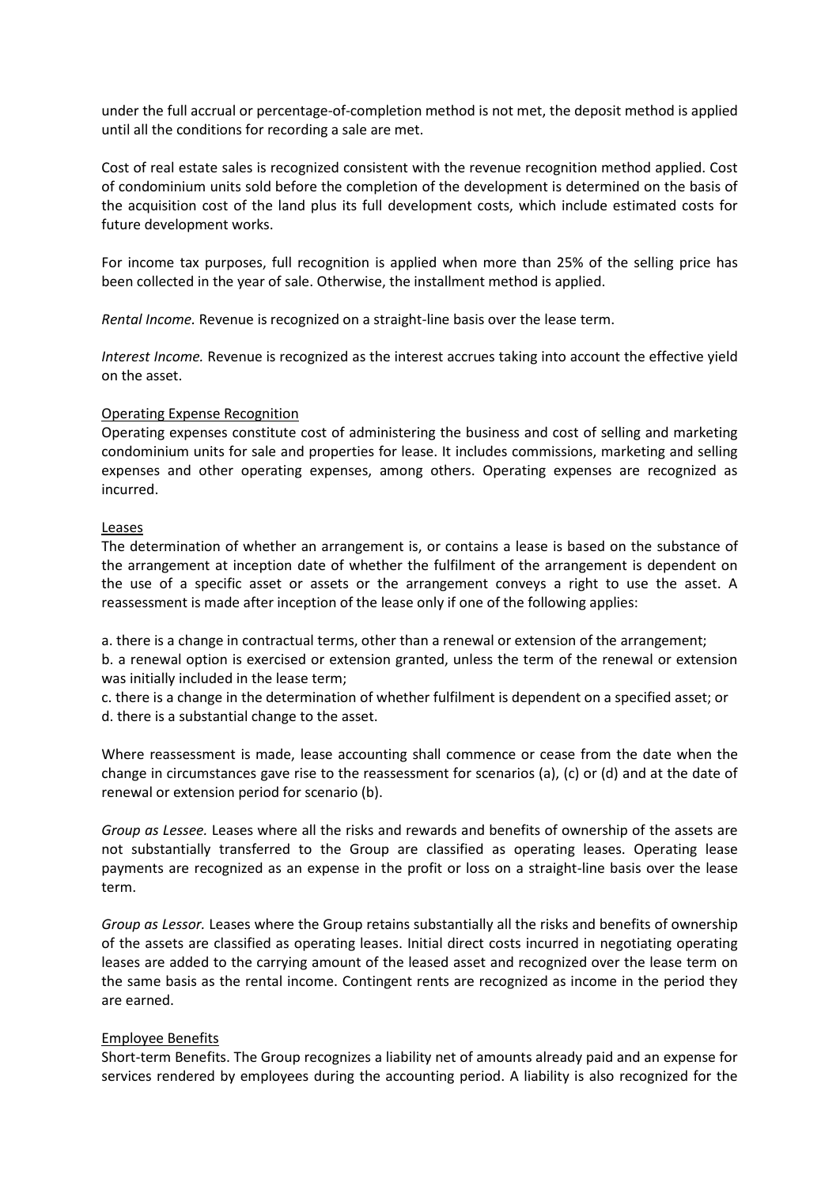under the full accrual or percentage-of-completion method is not met, the deposit method is applied until all the conditions for recording a sale are met.

Cost of real estate sales is recognized consistent with the revenue recognition method applied. Cost of condominium units sold before the completion of the development is determined on the basis of the acquisition cost of the land plus its full development costs, which include estimated costs for future development works.

For income tax purposes, full recognition is applied when more than 25% of the selling price has been collected in the year of sale. Otherwise, the installment method is applied.

*Rental Income.* Revenue is recognized on a straight-line basis over the lease term.

*Interest Income.* Revenue is recognized as the interest accrues taking into account the effective yield on the asset.

Operating Expense Recognition

Operating expenses constitute cost of administering the business and cost of selling and marketing condominium units for sale and properties for lease. It includes commissions, marketing and selling expenses and other operating expenses, among others. Operating expenses are recognized as incurred.

Leases

The determination of whether an arrangement is, or contains a lease is based on the substance of the arrangement at inception date of whether the fulfilment of the arrangement is dependent on the use of a specific asset or assets or the arrangement conveys a right to use the asset. A reassessment is made after inception of the lease only if one of the following applies:

a. there is a change in contractual terms, other than a renewal or extension of the arrangement;
b. a renewal option is exercised or extension granted, unless the term of the renewal or extension was initially included in the lease term;
c. there is a change in the determination of whether fulfilment is dependent on a specified asset; or
d. there is a substantial change to the asset.

Where reassessment is made, lease accounting shall commence or cease from the date when the change in circumstances gave rise to the reassessment for scenarios (a), (c) or (d) and at the date of renewal or extension period for scenario (b).

*Group as Lessee.* Leases where all the risks and rewards and benefits of ownership of the assets are not substantially transferred to the Group are classified as operating leases. Operating lease payments are recognized as an expense in the profit or loss on a straight-line basis over the lease term.

*Group as Lessor.* Leases where the Group retains substantially all the risks and benefits of ownership of the assets are classified as operating leases. Initial direct costs incurred in negotiating operating leases are added to the carrying amount of the leased asset and recognized over the lease term on the same basis as the rental income. Contingent rents are recognized as income in the period they are earned.

Employee Benefits

Short-term Benefits. The Group recognizes a liability net of amounts already paid and an expense for services rendered by employees during the accounting period. A liability is also recognized for the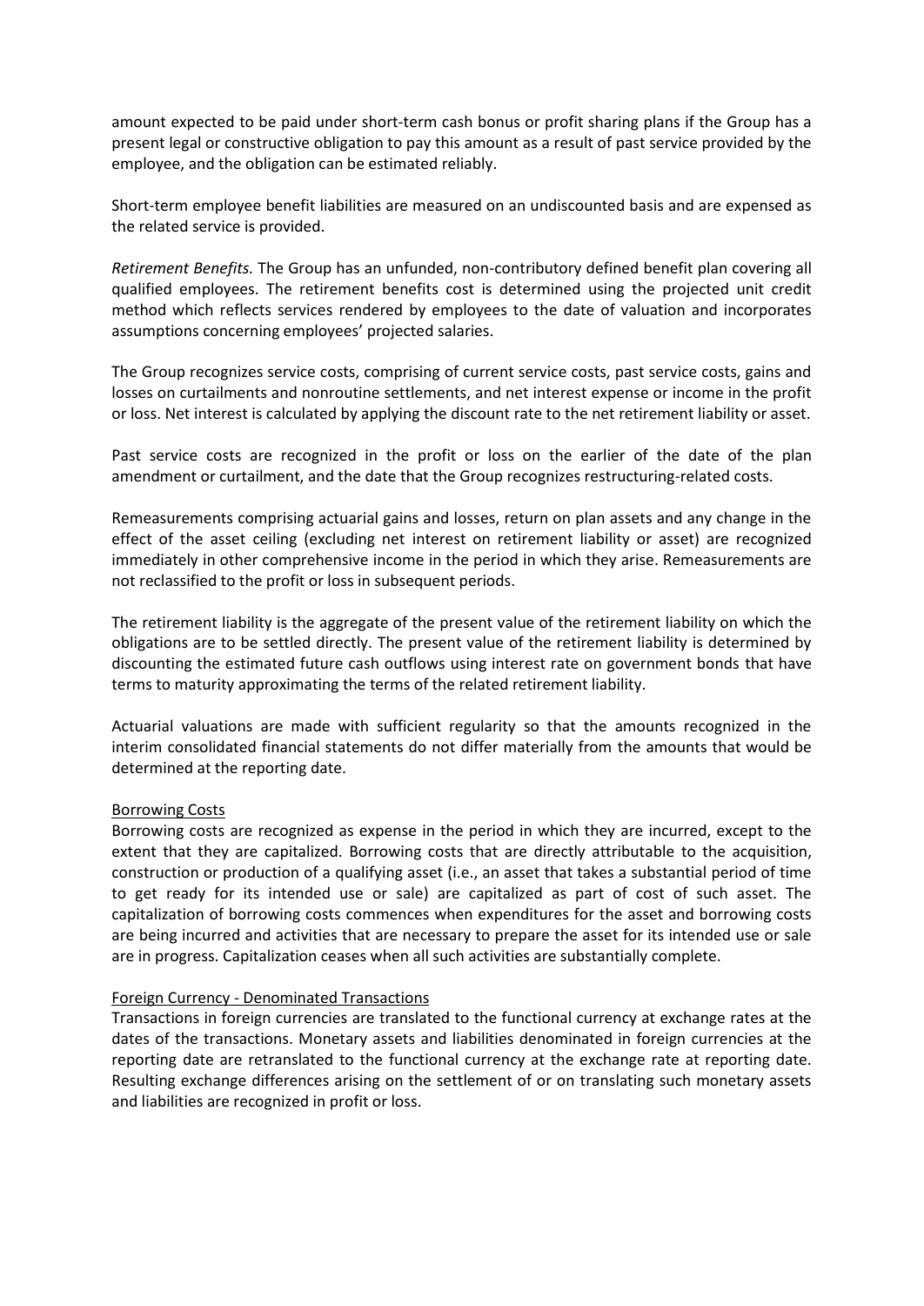amount expected to be paid under short-term cash bonus or profit sharing plans if the Group has a present legal or constructive obligation to pay this amount as a result of past service provided by the employee, and the obligation can be estimated reliably.

Short-term employee benefit liabilities are measured on an undiscounted basis and are expensed as the related service is provided.

*Retirement Benefits.* The Group has an unfunded, non-contributory defined benefit plan covering all qualified employees. The retirement benefits cost is determined using the projected unit credit method which reflects services rendered by employees to the date of valuation and incorporates assumptions concerning employees' projected salaries.

The Group recognizes service costs, comprising of current service costs, past service costs, gains and losses on curtailments and nonroutine settlements, and net interest expense or income in the profit or loss. Net interest is calculated by applying the discount rate to the net retirement liability or asset.

Past service costs are recognized in the profit or loss on the earlier of the date of the plan amendment or curtailment, and the date that the Group recognizes restructuring-related costs.

Remeasurements comprising actuarial gains and losses, return on plan assets and any change in the effect of the asset ceiling (excluding net interest on retirement liability or asset) are recognized immediately in other comprehensive income in the period in which they arise. Remeasurements are not reclassified to the profit or loss in subsequent periods.

The retirement liability is the aggregate of the present value of the retirement liability on which the obligations are to be settled directly. The present value of the retirement liability is determined by discounting the estimated future cash outflows using interest rate on government bonds that have terms to maturity approximating the terms of the related retirement liability.

Actuarial valuations are made with sufficient regularity so that the amounts recognized in the interim consolidated financial statements do not differ materially from the amounts that would be determined at the reporting date.

<u>Borrowing Costs</u>

Borrowing costs are recognized as expense in the period in which they are incurred, except to the extent that they are capitalized. Borrowing costs that are directly attributable to the acquisition, construction or production of a qualifying asset (i.e., an asset that takes a substantial period of time to get ready for its intended use or sale) are capitalized as part of cost of such asset. The capitalization of borrowing costs commences when expenditures for the asset and borrowing costs are being incurred and activities that are necessary to prepare the asset for its intended use or sale are in progress. Capitalization ceases when all such activities are substantially complete.

<u>Foreign Currency - Denominated Transactions</u>

Transactions in foreign currencies are translated to the functional currency at exchange rates at the dates of the transactions. Monetary assets and liabilities denominated in foreign currencies at the reporting date are retranslated to the functional currency at the exchange rate at reporting date. Resulting exchange differences arising on the settlement of or on translating such monetary assets and liabilities are recognized in profit or loss.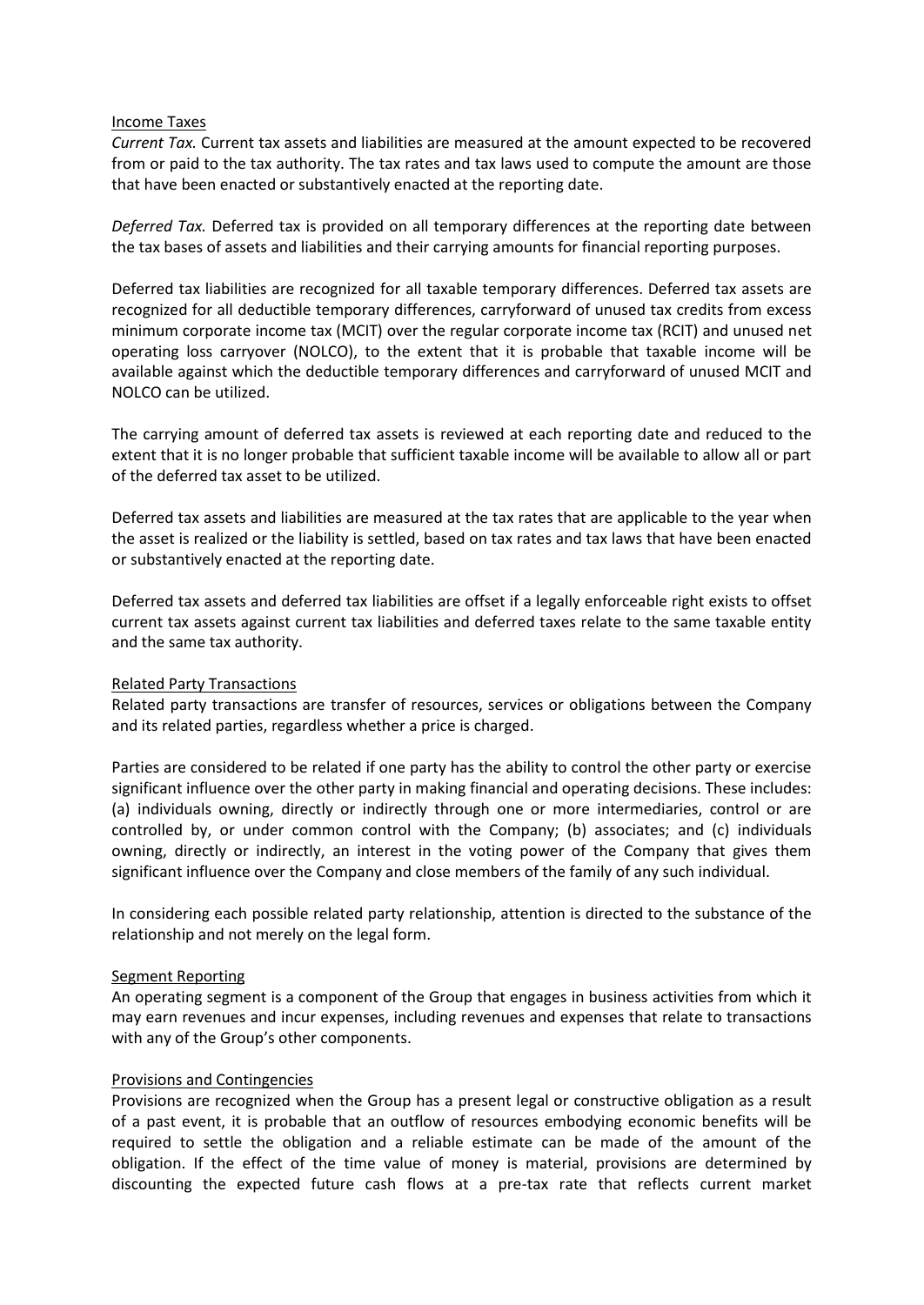### Income Taxes

*Current Tax.* Current tax assets and liabilities are measured at the amount expected to be recovered from or paid to the tax authority. The tax rates and tax laws used to compute the amount are those that have been enacted or substantively enacted at the reporting date.

*Deferred Tax.* Deferred tax is provided on all temporary differences at the reporting date between the tax bases of assets and liabilities and their carrying amounts for financial reporting purposes.

Deferred tax liabilities are recognized for all taxable temporary differences. Deferred tax assets are recognized for all deductible temporary differences, carryforward of unused tax credits from excess minimum corporate income tax (MCIT) over the regular corporate income tax (RCIT) and unused net operating loss carryover (NOLCO), to the extent that it is probable that taxable income will be available against which the deductible temporary differences and carryforward of unused MCIT and NOLCO can be utilized.

The carrying amount of deferred tax assets is reviewed at each reporting date and reduced to the extent that it is no longer probable that sufficient taxable income will be available to allow all or part of the deferred tax asset to be utilized.

Deferred tax assets and liabilities are measured at the tax rates that are applicable to the year when the asset is realized or the liability is settled, based on tax rates and tax laws that have been enacted or substantively enacted at the reporting date.

Deferred tax assets and deferred tax liabilities are offset if a legally enforceable right exists to offset current tax assets against current tax liabilities and deferred taxes relate to the same taxable entity and the same tax authority.

### Related Party Transactions

Related party transactions are transfer of resources, services or obligations between the Company and its related parties, regardless whether a price is charged.

Parties are considered to be related if one party has the ability to control the other party or exercise significant influence over the other party in making financial and operating decisions. These includes: (a) individuals owning, directly or indirectly through one or more intermediaries, control or are controlled by, or under common control with the Company; (b) associates; and (c) individuals owning, directly or indirectly, an interest in the voting power of the Company that gives them significant influence over the Company and close members of the family of any such individual.

In considering each possible related party relationship, attention is directed to the substance of the relationship and not merely on the legal form.

### Segment Reporting

An operating segment is a component of the Group that engages in business activities from which it may earn revenues and incur expenses, including revenues and expenses that relate to transactions with any of the Group's other components.

### Provisions and Contingencies

Provisions are recognized when the Group has a present legal or constructive obligation as a result of a past event, it is probable that an outflow of resources embodying economic benefits will be required to settle the obligation and a reliable estimate can be made of the amount of the obligation. If the effect of the time value of money is material, provisions are determined by discounting the expected future cash flows at a pre-tax rate that reflects current market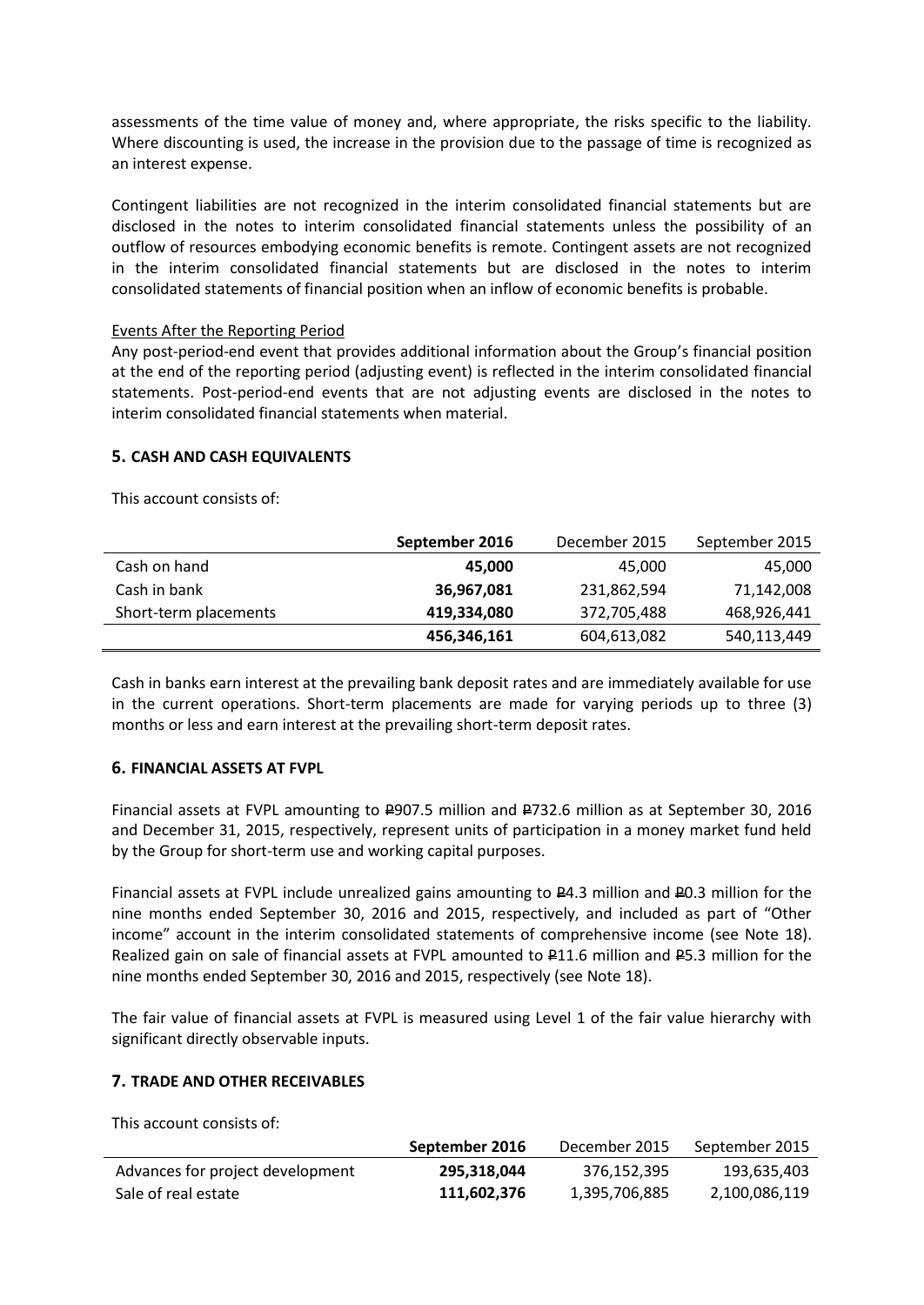assessments of the time value of money and, where appropriate, the risks specific to the liability. Where discounting is used, the increase in the provision due to the passage of time is recognized as an interest expense.

Contingent liabilities are not recognized in the interim consolidated financial statements but are disclosed in the notes to interim consolidated financial statements unless the possibility of an outflow of resources embodying economic benefits is remote. Contingent assets are not recognized in the interim consolidated financial statements but are disclosed in the notes to interim consolidated statements of financial position when an inflow of economic benefits is probable.

Events After the Reporting Period

Any post-period-end event that provides additional information about the Group's financial position at the end of the reporting period (adjusting event) is reflected in the interim consolidated financial statements. Post-period-end events that are not adjusting events are disclosed in the notes to interim consolidated financial statements when material.

## 5. CASH AND CASH EQUIVALENTS

This account consists of:

| | **September 2016** | December 2015 | September 2015 |
|---|---|---|---|
| Cash on hand | **45,000** | 45,000 | 45,000 |
| Cash in bank | **36,967,081** | 231,862,594 | 71,142,008 |
| Short-term placements | **419,334,080** | 372,705,488 | 468,926,441 |
| | **456,346,161** | 604,613,082 | 540,113,449 |

Cash in banks earn interest at the prevailing bank deposit rates and are immediately available for use in the current operations. Short-term placements are made for varying periods up to three (3) months or less and earn interest at the prevailing short-term deposit rates.

## 6. FINANCIAL ASSETS AT FVPL

Financial assets at FVPL amounting to ₱907.5 million and ₱732.6 million as at September 30, 2016 and December 31, 2015, respectively, represent units of participation in a money market fund held by the Group for short-term use and working capital purposes.

Financial assets at FVPL include unrealized gains amounting to ₱4.3 million and ₱0.3 million for the nine months ended September 30, 2016 and 2015, respectively, and included as part of "Other income" account in the interim consolidated statements of comprehensive income (see Note 18). Realized gain on sale of financial assets at FVPL amounted to ₱11.6 million and ₱5.3 million for the nine months ended September 30, 2016 and 2015, respectively (see Note 18).

The fair value of financial assets at FVPL is measured using Level 1 of the fair value hierarchy with significant directly observable inputs.

## 7. TRADE AND OTHER RECEIVABLES

This account consists of:

| | **September 2016** | December 2015 | September 2015 |
|---|---|---|---|
| Advances for project development | **295,318,044** | 376,152,395 | 193,635,403 |
| Sale of real estate | **111,602,376** | 1,395,706,885 | 2,100,086,119 |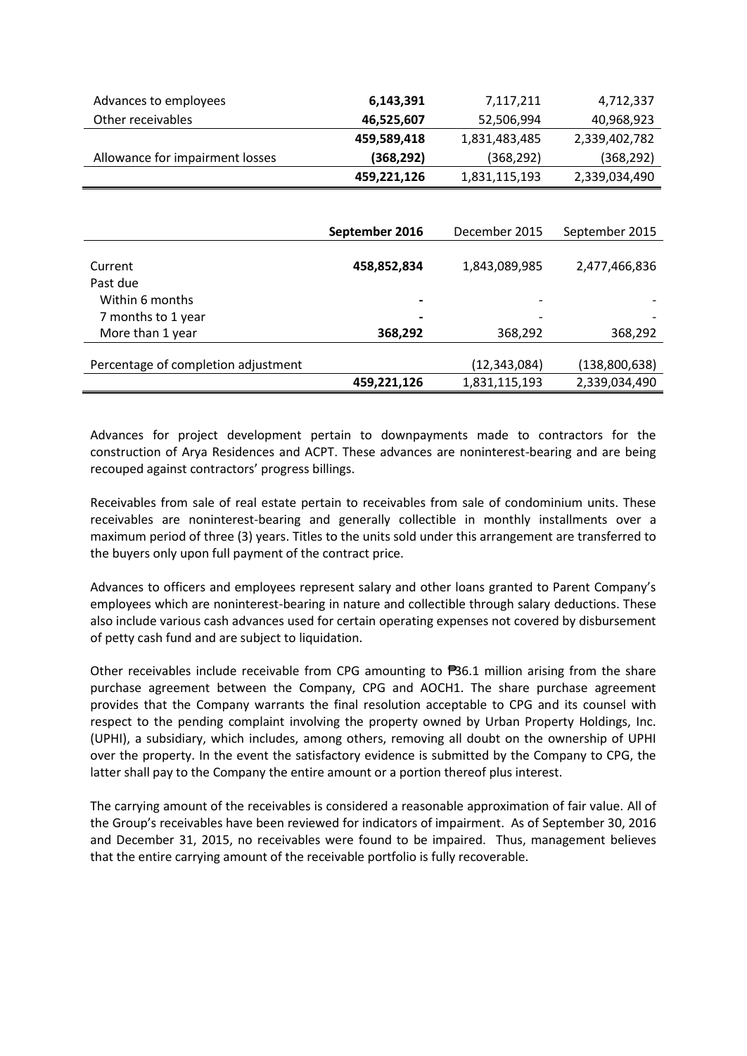| | | | |
|---|---|---|---|
| Advances to employees | **6,143,391** | 7,117,211 | 4,712,337 |
| Other receivables | **46,525,607** | 52,506,994 | 40,968,923 |
| | **459,589,418** | 1,831,483,485 | 2,339,402,782 |
| Allowance for impairment losses | **(368,292)** | (368,292) | (368,292) |
| | **459,221,126** | 1,831,115,193 | 2,339,034,490 |

| | **September 2016** | December 2015 | September 2015 |
|---|---|---|---|
| Current | **458,852,834** | 1,843,089,985 | 2,477,466,836 |
| Past due | | | |
| Within 6 months | **-** | - | - |
| 7 months to 1 year | **-** | - | - |
| More than 1 year | **368,292** | 368,292 | 368,292 |
| Percentage of completion adjustment | | (12,343,084) | (138,800,638) |
| | **459,221,126** | 1,831,115,193 | 2,339,034,490 |

Advances for project development pertain to downpayments made to contractors for the construction of Arya Residences and ACPT. These advances are noninterest-bearing and are being recouped against contractors' progress billings.

Receivables from sale of real estate pertain to receivables from sale of condominium units. These receivables are noninterest-bearing and generally collectible in monthly installments over a maximum period of three (3) years. Titles to the units sold under this arrangement are transferred to the buyers only upon full payment of the contract price.

Advances to officers and employees represent salary and other loans granted to Parent Company's employees which are noninterest-bearing in nature and collectible through salary deductions. These also include various cash advances used for certain operating expenses not covered by disbursement of petty cash fund and are subject to liquidation.

Other receivables include receivable from CPG amounting to ₱36.1 million arising from the share purchase agreement between the Company, CPG and AOCH1. The share purchase agreement provides that the Company warrants the final resolution acceptable to CPG and its counsel with respect to the pending complaint involving the property owned by Urban Property Holdings, Inc. (UPHI), a subsidiary, which includes, among others, removing all doubt on the ownership of UPHI over the property. In the event the satisfactory evidence is submitted by the Company to CPG, the latter shall pay to the Company the entire amount or a portion thereof plus interest.

The carrying amount of the receivables is considered a reasonable approximation of fair value. All of the Group's receivables have been reviewed for indicators of impairment. As of September 30, 2016 and December 31, 2015, no receivables were found to be impaired. Thus, management believes that the entire carrying amount of the receivable portfolio is fully recoverable.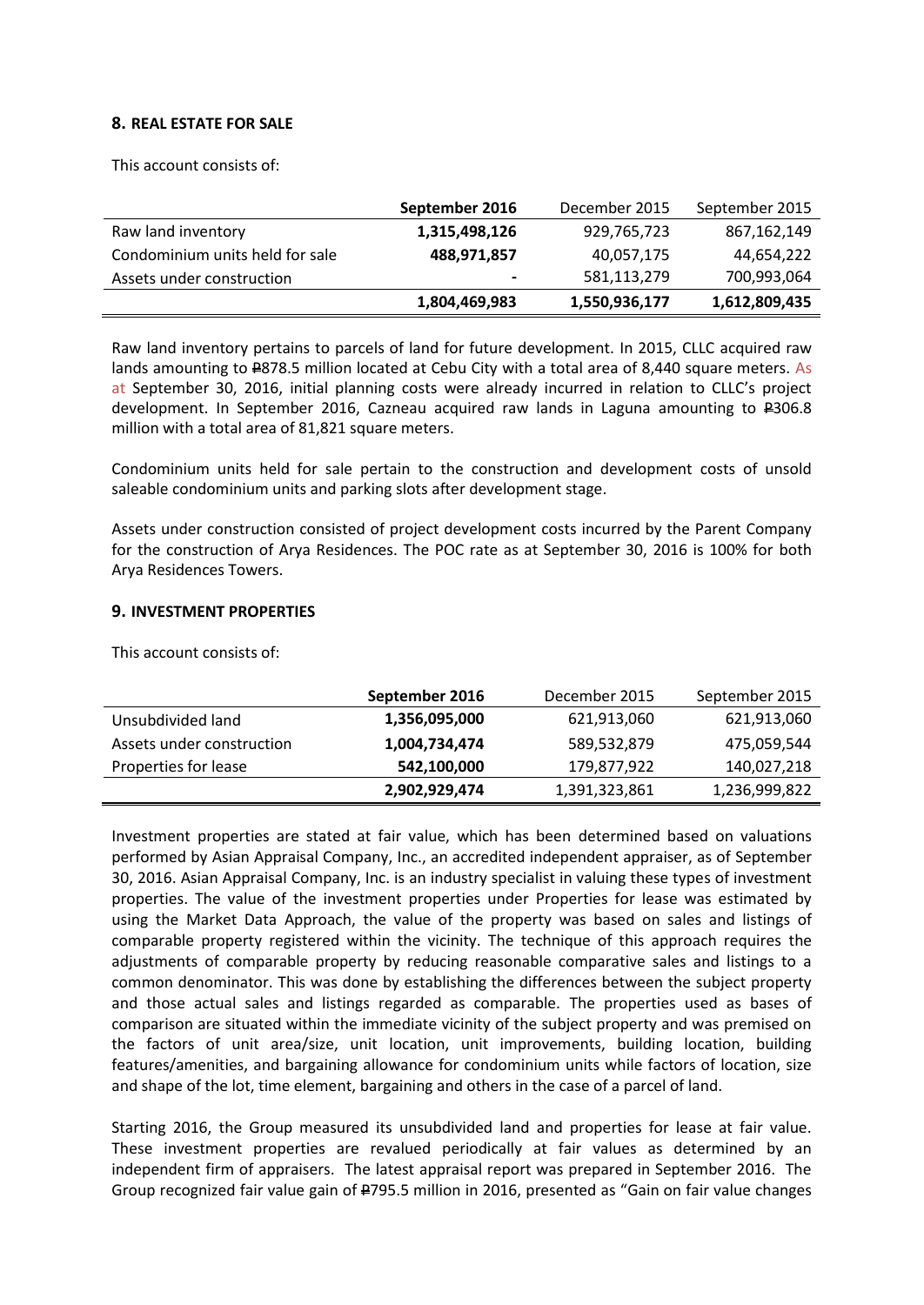## 8. REAL ESTATE FOR SALE

This account consists of:

| | September 2016 | December 2015 | September 2015 |
|---|---|---|---|
| Raw land inventory | **1,315,498,126** | 929,765,723 | 867,162,149 |
| Condominium units held for sale | **488,971,857** | 40,057,175 | 44,654,222 |
| Assets under construction | **-** | 581,113,279 | 700,993,064 |
| | **1,804,469,983** | **1,550,936,177** | **1,612,809,435** |

Raw land inventory pertains to parcels of land for future development. In 2015, CLLC acquired raw lands amounting to ₱878.5 million located at Cebu City with a total area of 8,440 square meters. As at September 30, 2016, initial planning costs were already incurred in relation to CLLC's project development. In September 2016, Cazneau acquired raw lands in Laguna amounting to ₱306.8 million with a total area of 81,821 square meters.

Condominium units held for sale pertain to the construction and development costs of unsold saleable condominium units and parking slots after development stage.

Assets under construction consisted of project development costs incurred by the Parent Company for the construction of Arya Residences. The POC rate as at September 30, 2016 is 100% for both Arya Residences Towers.

## 9. INVESTMENT PROPERTIES

This account consists of:

| | September 2016 | December 2015 | September 2015 |
|---|---|---|---|
| Unsubdivided land | **1,356,095,000** | 621,913,060 | 621,913,060 |
| Assets under construction | **1,004,734,474** | 589,532,879 | 475,059,544 |
| Properties for lease | **542,100,000** | 179,877,922 | 140,027,218 |
| | **2,902,929,474** | 1,391,323,861 | 1,236,999,822 |

Investment properties are stated at fair value, which has been determined based on valuations performed by Asian Appraisal Company, Inc., an accredited independent appraiser, as of September 30, 2016. Asian Appraisal Company, Inc. is an industry specialist in valuing these types of investment properties. The value of the investment properties under Properties for lease was estimated by using the Market Data Approach, the value of the property was based on sales and listings of comparable property registered within the vicinity. The technique of this approach requires the adjustments of comparable property by reducing reasonable comparative sales and listings to a common denominator. This was done by establishing the differences between the subject property and those actual sales and listings regarded as comparable. The properties used as bases of comparison are situated within the immediate vicinity of the subject property and was premised on the factors of unit area/size, unit location, unit improvements, building location, building features/amenities, and bargaining allowance for condominium units while factors of location, size and shape of the lot, time element, bargaining and others in the case of a parcel of land.

Starting 2016, the Group measured its unsubdivided land and properties for lease at fair value. These investment properties are revalued periodically at fair values as determined by an independent firm of appraisers. The latest appraisal report was prepared in September 2016. The Group recognized fair value gain of ₱795.5 million in 2016, presented as "Gain on fair value changes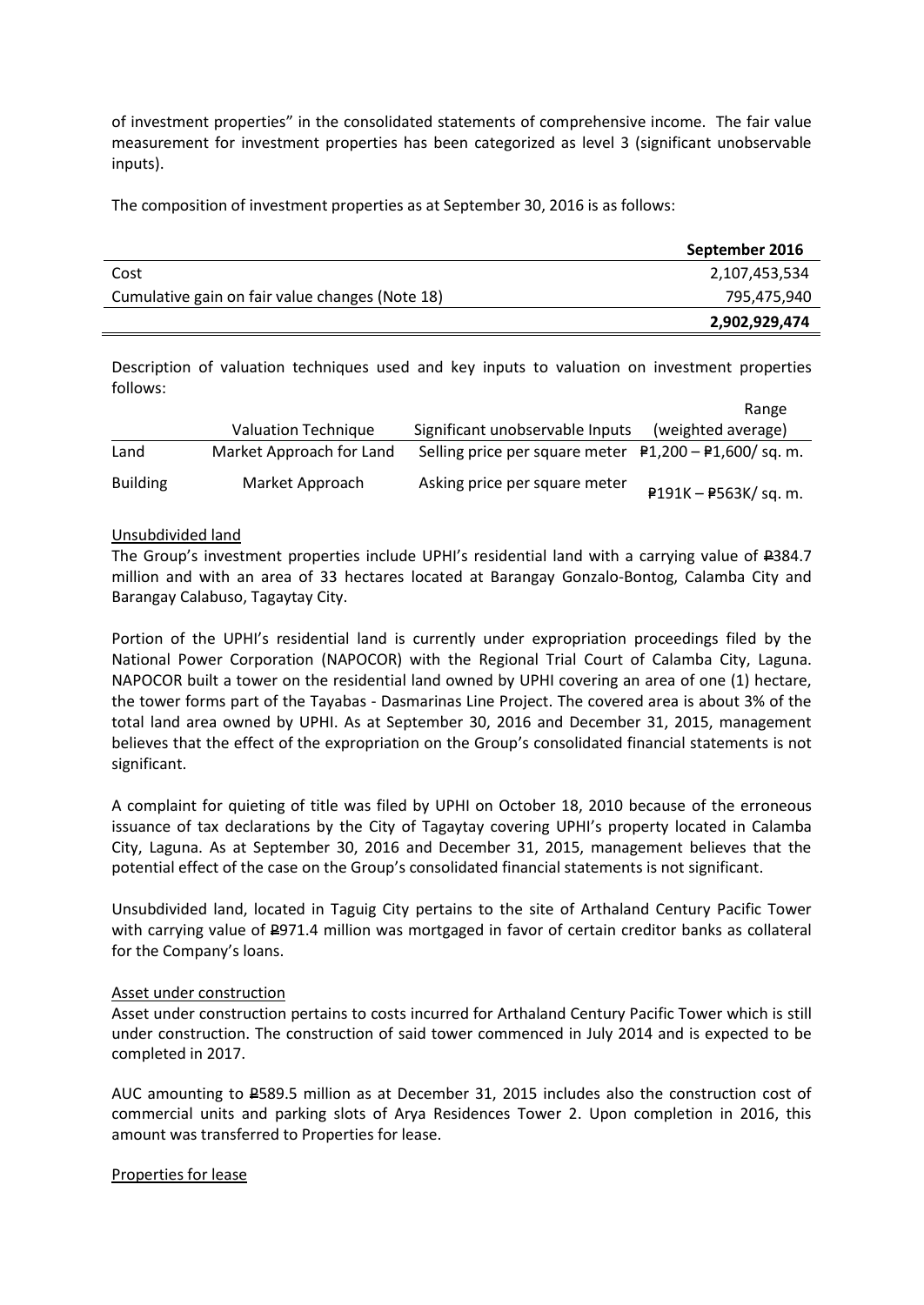of investment properties" in the consolidated statements of comprehensive income. The fair value measurement for investment properties has been categorized as level 3 (significant unobservable inputs).

The composition of investment properties as at September 30, 2016 is as follows:

| | **September 2016** |
|---|---:|
| Cost | 2,107,453,534 |
| Cumulative gain on fair value changes (Note 18) | 795,475,940 |
| | **2,902,929,474** |

Description of valuation techniques used and key inputs to valuation on investment properties follows:

| | Valuation Technique | Significant unobservable Inputs | Range (weighted average) |
|---|---|---|---|
| Land | Market Approach for Land | Selling price per square meter | ₱1,200 – ₱1,600/ sq. m. |
| Building | Market Approach | Asking price per square meter | ₱191K – ₱563K/ sq. m. |

Unsubdivided land

The Group's investment properties include UPHI's residential land with a carrying value of ₱384.7 million and with an area of 33 hectares located at Barangay Gonzalo-Bontog, Calamba City and Barangay Calabuso, Tagaytay City.

Portion of the UPHI's residential land is currently under expropriation proceedings filed by the National Power Corporation (NAPOCOR) with the Regional Trial Court of Calamba City, Laguna. NAPOCOR built a tower on the residential land owned by UPHI covering an area of one (1) hectare, the tower forms part of the Tayabas - Dasmarinas Line Project. The covered area is about 3% of the total land area owned by UPHI. As at September 30, 2016 and December 31, 2015, management believes that the effect of the expropriation on the Group's consolidated financial statements is not significant.

A complaint for quieting of title was filed by UPHI on October 18, 2010 because of the erroneous issuance of tax declarations by the City of Tagaytay covering UPHI's property located in Calamba City, Laguna. As at September 30, 2016 and December 31, 2015, management believes that the potential effect of the case on the Group's consolidated financial statements is not significant.

Unsubdivided land, located in Taguig City pertains to the site of Arthaland Century Pacific Tower with carrying value of ₱971.4 million was mortgaged in favor of certain creditor banks as collateral for the Company's loans.

Asset under construction

Asset under construction pertains to costs incurred for Arthaland Century Pacific Tower which is still under construction. The construction of said tower commenced in July 2014 and is expected to be completed in 2017.

AUC amounting to ₱589.5 million as at December 31, 2015 includes also the construction cost of commercial units and parking slots of Arya Residences Tower 2. Upon completion in 2016, this amount was transferred to Properties for lease.

Properties for lease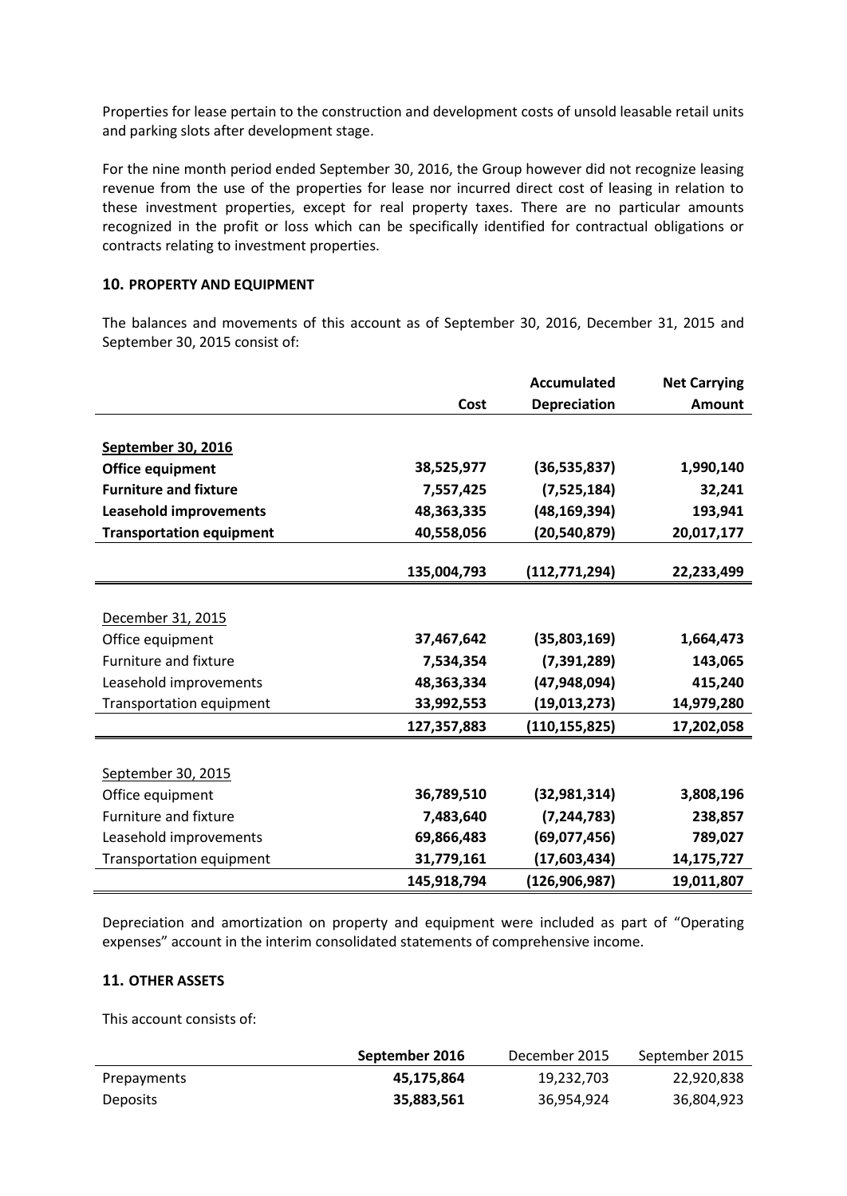Properties for lease pertain to the construction and development costs of unsold leasable retail units and parking slots after development stage.

For the nine month period ended September 30, 2016, the Group however did not recognize leasing revenue from the use of the properties for lease nor incurred direct cost of leasing in relation to these investment properties, except for real property taxes. There are no particular amounts recognized in the profit or loss which can be specifically identified for contractual obligations or contracts relating to investment properties.

## 10. PROPERTY AND EQUIPMENT

The balances and movements of this account as of September 30, 2016, December 31, 2015 and September 30, 2015 consist of:

| | Cost | Accumulated Depreciation | Net Carrying Amount |
|---|---|---|---|
| **September 30, 2016** | | | |
| **Office equipment** | **38,525,977** | **(36,535,837)** | **1,990,140** |
| **Furniture and fixture** | **7,557,425** | **(7,525,184)** | **32,241** |
| **Leasehold improvements** | **48,363,335** | **(48,169,394)** | **193,941** |
| **Transportation equipment** | **40,558,056** | **(20,540,879)** | **20,017,177** |
| | **135,004,793** | **(112,771,294)** | **22,233,499** |
| December 31, 2015 | | | |
| Office equipment | **37,467,642** | **(35,803,169)** | **1,664,473** |
| Furniture and fixture | **7,534,354** | **(7,391,289)** | **143,065** |
| Leasehold improvements | **48,363,334** | **(47,948,094)** | **415,240** |
| Transportation equipment | **33,992,553** | **(19,013,273)** | **14,979,280** |
| | **127,357,883** | **(110,155,825)** | **17,202,058** |
| September 30, 2015 | | | |
| Office equipment | **36,789,510** | **(32,981,314)** | **3,808,196** |
| Furniture and fixture | **7,483,640** | **(7,244,783)** | **238,857** |
| Leasehold improvements | **69,866,483** | **(69,077,456)** | **789,027** |
| Transportation equipment | **31,779,161** | **(17,603,434)** | **14,175,727** |
| | **145,918,794** | **(126,906,987)** | **19,011,807** |

Depreciation and amortization on property and equipment were included as part of "Operating expenses" account in the interim consolidated statements of comprehensive income.

## 11. OTHER ASSETS

This account consists of:

| | September 2016 | December 2015 | September 2015 |
|---|---|---|---|
| Prepayments | **45,175,864** | 19,232,703 | 22,920,838 |
| Deposits | **35,883,561** | 36,954,924 | 36,804,923 |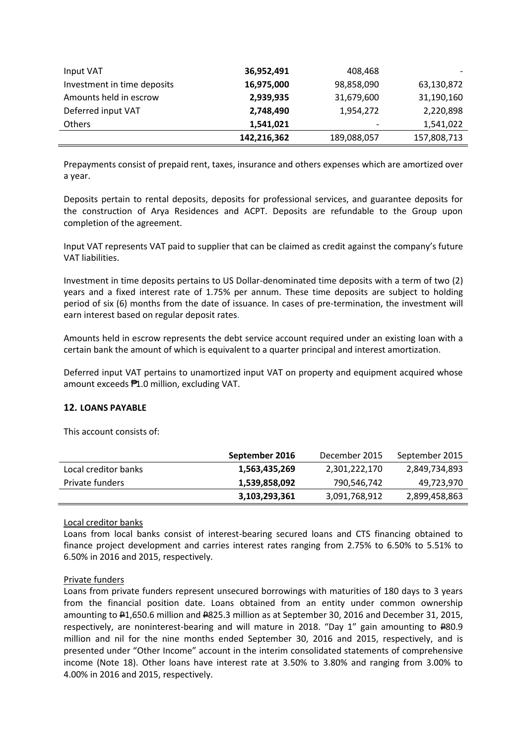| | | | |
|---|---|---|---|
| Input VAT | **36,952,491** | 408,468 | - |
| Investment in time deposits | **16,975,000** | 98,858,090 | 63,130,872 |
| Amounts held in escrow | **2,939,935** | 31,679,600 | 31,190,160 |
| Deferred input VAT | **2,748,490** | 1,954,272 | 2,220,898 |
| Others | **1,541,021** | - | 1,541,022 |
| | **142,216,362** | 189,088,057 | 157,808,713 |

Prepayments consist of prepaid rent, taxes, insurance and others expenses which are amortized over a year.

Deposits pertain to rental deposits, deposits for professional services, and guarantee deposits for the construction of Arya Residences and ACPT. Deposits are refundable to the Group upon completion of the agreement.

Input VAT represents VAT paid to supplier that can be claimed as credit against the company's future VAT liabilities.

Investment in time deposits pertains to US Dollar-denominated time deposits with a term of two (2) years and a fixed interest rate of 1.75% per annum. These time deposits are subject to holding period of six (6) months from the date of issuance. In cases of pre-termination, the investment will earn interest based on regular deposit rates.

Amounts held in escrow represents the debt service account required under an existing loan with a certain bank the amount of which is equivalent to a quarter principal and interest amortization.

Deferred input VAT pertains to unamortized input VAT on property and equipment acquired whose amount exceeds ₱1.0 million, excluding VAT.

## 12. LOANS PAYABLE

This account consists of:

| | September 2016 | December 2015 | September 2015 |
|---|---|---|---|
| Local creditor banks | **1,563,435,269** | 2,301,222,170 | 2,849,734,893 |
| Private funders | **1,539,858,092** | 790,546,742 | 49,723,970 |
| | **3,103,293,361** | 3,091,768,912 | 2,899,458,863 |

Local creditor banks

Loans from local banks consist of interest-bearing secured loans and CTS financing obtained to finance project development and carries interest rates ranging from 2.75% to 6.50% to 5.51% to 6.50% in 2016 and 2015, respectively.

Private funders

Loans from private funders represent unsecured borrowings with maturities of 180 days to 3 years from the financial position date. Loans obtained from an entity under common ownership amounting to ₱1,650.6 million and ₱825.3 million as at September 30, 2016 and December 31, 2015, respectively, are noninterest-bearing and will mature in 2018. "Day 1" gain amounting to ₱80.9 million and nil for the nine months ended September 30, 2016 and 2015, respectively, and is presented under "Other Income" account in the interim consolidated statements of comprehensive income (Note 18). Other loans have interest rate at 3.50% to 3.80% and ranging from 3.00% to 4.00% in 2016 and 2015, respectively.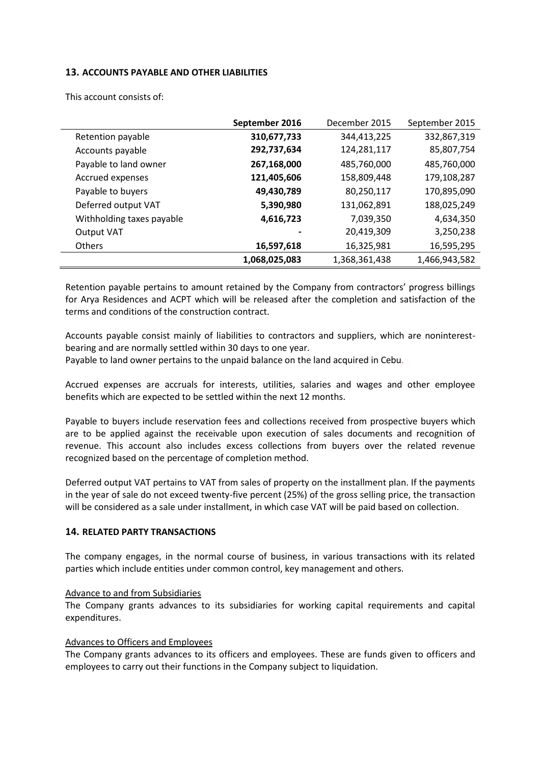## 13. ACCOUNTS PAYABLE AND OTHER LIABILITIES

This account consists of:

| | September 2016 | December 2015 | September 2015 |
|---|---|---|---|
| Retention payable | **310,677,733** | 344,413,225 | 332,867,319 |
| Accounts payable | **292,737,634** | 124,281,117 | 85,807,754 |
| Payable to land owner | **267,168,000** | 485,760,000 | 485,760,000 |
| Accrued expenses | **121,405,606** | 158,809,448 | 179,108,287 |
| Payable to buyers | **49,430,789** | 80,250,117 | 170,895,090 |
| Deferred output VAT | **5,390,980** | 131,062,891 | 188,025,249 |
| Withholding taxes payable | **4,616,723** | 7,039,350 | 4,634,350 |
| Output VAT | **-** | 20,419,309 | 3,250,238 |
| Others | **16,597,618** | 16,325,981 | 16,595,295 |
| | **1,068,025,083** | 1,368,361,438 | 1,466,943,582 |

Retention payable pertains to amount retained by the Company from contractors' progress billings for Arya Residences and ACPT which will be released after the completion and satisfaction of the terms and conditions of the construction contract.

Accounts payable consist mainly of liabilities to contractors and suppliers, which are noninterest-bearing and are normally settled within 30 days to one year.
Payable to land owner pertains to the unpaid balance on the land acquired in Cebu.

Accrued expenses are accruals for interests, utilities, salaries and wages and other employee benefits which are expected to be settled within the next 12 months.

Payable to buyers include reservation fees and collections received from prospective buyers which are to be applied against the receivable upon execution of sales documents and recognition of revenue. This account also includes excess collections from buyers over the related revenue recognized based on the percentage of completion method.

Deferred output VAT pertains to VAT from sales of property on the installment plan. If the payments in the year of sale do not exceed twenty-five percent (25%) of the gross selling price, the transaction will be considered as a sale under installment, in which case VAT will be paid based on collection.

## 14. RELATED PARTY TRANSACTIONS

The company engages, in the normal course of business, in various transactions with its related parties which include entities under common control, key management and others.

Advance to and from Subsidiaries

The Company grants advances to its subsidiaries for working capital requirements and capital expenditures.

Advances to Officers and Employees

The Company grants advances to its officers and employees. These are funds given to officers and employees to carry out their functions in the Company subject to liquidation.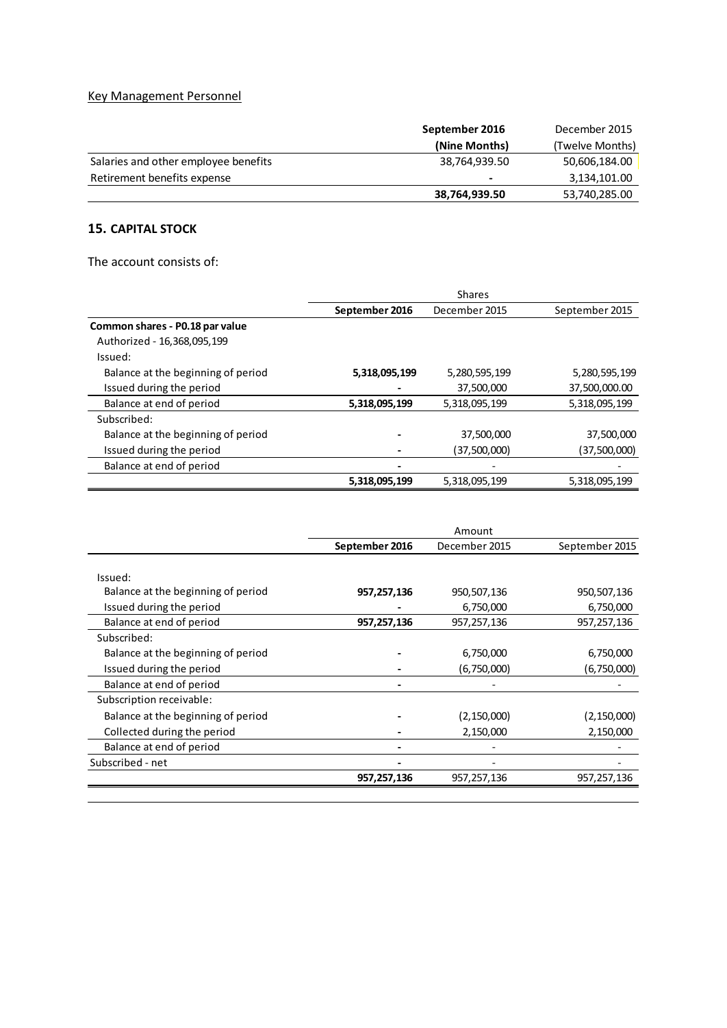Key Management Personnel

| | September 2016 (Nine Months) | December 2015 (Twelve Months) |
|---|---|---|
| Salaries and other employee benefits | 38,764,939.50 | 50,606,184.00 |
| Retirement benefits expense | - | 3,134,101.00 |
| | **38,764,939.50** | 53,740,285.00 |

## 15. CAPITAL STOCK

The account consists of:

| | Shares | | |
|---|---|---|---|
| | **September 2016** | December 2015 | September 2015 |
| **Common shares - P0.18 par value** | | | |
| Authorized - 16,368,095,199 | | | |
| Issued: | | | |
| Balance at the beginning of period | **5,318,095,199** | 5,280,595,199 | 5,280,595,199 |
| Issued during the period | - | 37,500,000 | 37,500,000.00 |
| Balance at end of period | **5,318,095,199** | 5,318,095,199 | 5,318,095,199 |
| Subscribed: | | | |
| Balance at the beginning of period | - | 37,500,000 | 37,500,000 |
| Issued during the period | - | (37,500,000) | (37,500,000) |
| Balance at end of period | - | - | - |
| | **5,318,095,199** | 5,318,095,199 | 5,318,095,199 |

| | Amount | | |
|---|---|---|---|
| | **September 2016** | December 2015 | September 2015 |
| Issued: | | | |
| Balance at the beginning of period | **957,257,136** | 950,507,136 | 950,507,136 |
| Issued during the period | - | 6,750,000 | 6,750,000 |
| Balance at end of period | **957,257,136** | 957,257,136 | 957,257,136 |
| Subscribed: | | | |
| Balance at the beginning of period | - | 6,750,000 | 6,750,000 |
| Issued during the period | - | (6,750,000) | (6,750,000) |
| Balance at end of period | - | - | - |
| Subscription receivable: | | | |
| Balance at the beginning of period | - | (2,150,000) | (2,150,000) |
| Collected during the period | - | 2,150,000 | 2,150,000 |
| Balance at end of period | - | - | - |
| Subscribed - net | - | - | - |
| | **957,257,136** | 957,257,136 | 957,257,136 |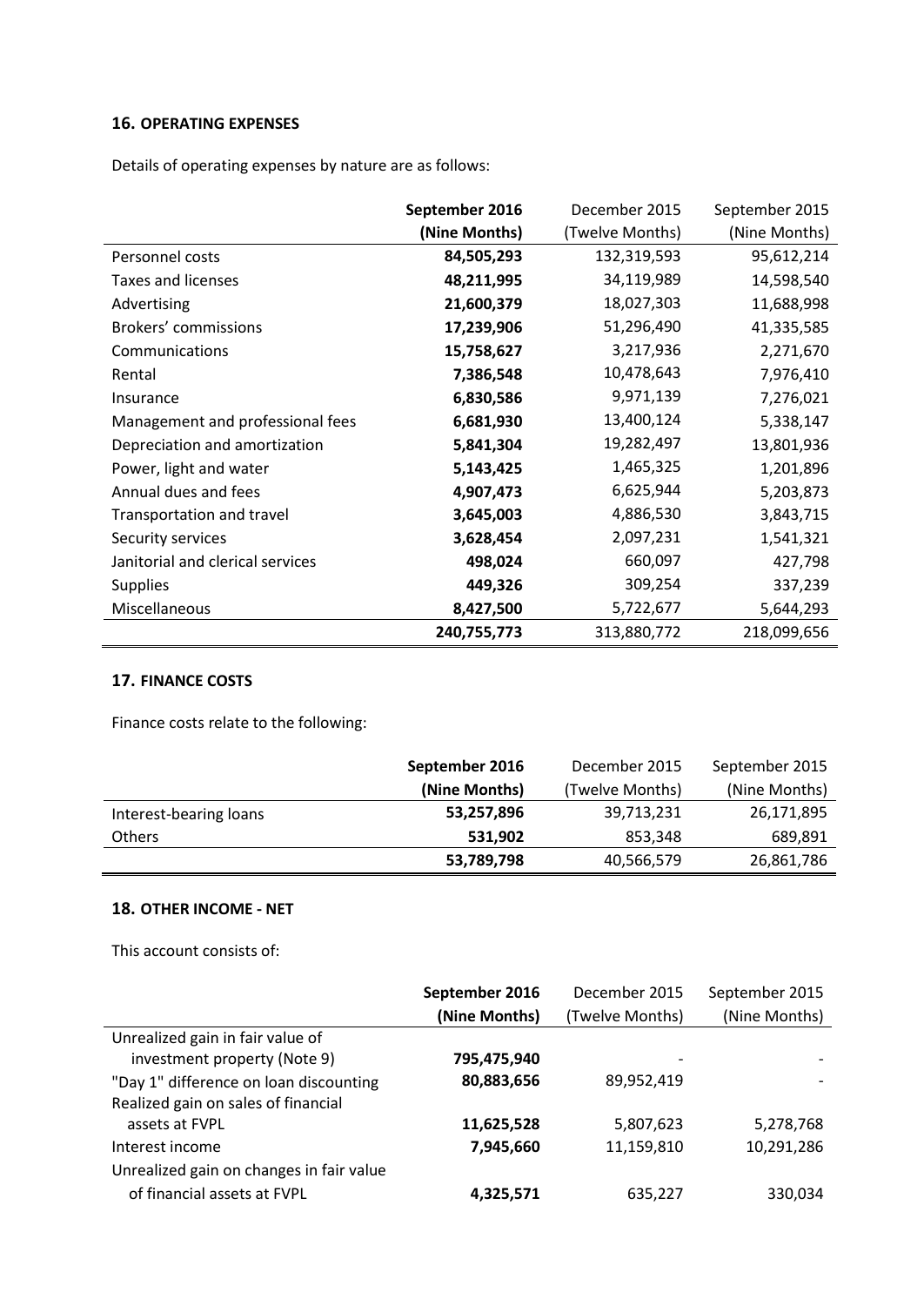## 16. OPERATING EXPENSES

Details of operating expenses by nature are as follows:

| | September 2016 (Nine Months) | December 2015 (Twelve Months) | September 2015 (Nine Months) |
|---|---|---|---|
| Personnel costs | **84,505,293** | 132,319,593 | 95,612,214 |
| Taxes and licenses | **48,211,995** | 34,119,989 | 14,598,540 |
| Advertising | **21,600,379** | 18,027,303 | 11,688,998 |
| Brokers' commissions | **17,239,906** | 51,296,490 | 41,335,585 |
| Communications | **15,758,627** | 3,217,936 | 2,271,670 |
| Rental | **7,386,548** | 10,478,643 | 7,976,410 |
| Insurance | **6,830,586** | 9,971,139 | 7,276,021 |
| Management and professional fees | **6,681,930** | 13,400,124 | 5,338,147 |
| Depreciation and amortization | **5,841,304** | 19,282,497 | 13,801,936 |
| Power, light and water | **5,143,425** | 1,465,325 | 1,201,896 |
| Annual dues and fees | **4,907,473** | 6,625,944 | 5,203,873 |
| Transportation and travel | **3,645,003** | 4,886,530 | 3,843,715 |
| Security services | **3,628,454** | 2,097,231 | 1,541,321 |
| Janitorial and clerical services | **498,024** | 660,097 | 427,798 |
| Supplies | **449,326** | 309,254 | 337,239 |
| Miscellaneous | **8,427,500** | 5,722,677 | 5,644,293 |
| | **240,755,773** | 313,880,772 | 218,099,656 |

## 17. FINANCE COSTS

Finance costs relate to the following:

| | September 2016 (Nine Months) | December 2015 (Twelve Months) | September 2015 (Nine Months) |
|---|---|---|---|
| Interest-bearing loans | **53,257,896** | 39,713,231 | 26,171,895 |
| Others | **531,902** | 853,348 | 689,891 |
| | **53,789,798** | 40,566,579 | 26,861,786 |

## 18. OTHER INCOME - NET

This account consists of:

| | September 2016 (Nine Months) | December 2015 (Twelve Months) | September 2015 (Nine Months) |
|---|---|---|---|
| Unrealized gain in fair value of investment property (Note 9) | **795,475,940** | - | - |
| "Day 1" difference on loan discounting | **80,883,656** | 89,952,419 | - |
| Realized gain on sales of financial assets at FVPL | **11,625,528** | 5,807,623 | 5,278,768 |
| Interest income | **7,945,660** | 11,159,810 | 10,291,286 |
| Unrealized gain on changes in fair value of financial assets at FVPL | **4,325,571** | 635,227 | 330,034 |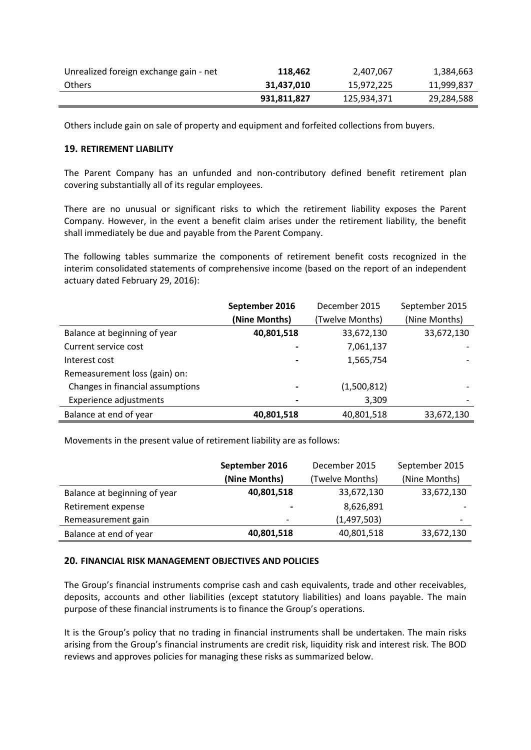| | | | |
|---|---|---|---|
| Unrealized foreign exchange gain - net | **118,462** | 2,407,067 | 1,384,663 |
| Others | **31,437,010** | 15,972,225 | 11,999,837 |
| | **931,811,827** | 125,934,371 | 29,284,588 |

Others include gain on sale of property and equipment and forfeited collections from buyers.

## 19. RETIREMENT LIABILITY

The Parent Company has an unfunded and non-contributory defined benefit retirement plan covering substantially all of its regular employees.

There are no unusual or significant risks to which the retirement liability exposes the Parent Company. However, in the event a benefit claim arises under the retirement liability, the benefit shall immediately be due and payable from the Parent Company.

The following tables summarize the components of retirement benefit costs recognized in the interim consolidated statements of comprehensive income (based on the report of an independent actuary dated February 29, 2016):

| | **September 2016 (Nine Months)** | December 2015 (Twelve Months) | September 2015 (Nine Months) |
|---|---|---|---|
| Balance at beginning of year | **40,801,518** | 33,672,130 | 33,672,130 |
| Current service cost | **-** | 7,061,137 | - |
| Interest cost | **-** | 1,565,754 | - |
| Remeasurement loss (gain) on: | | | |
| Changes in financial assumptions | **-** | (1,500,812) | - |
| Experience adjustments | **-** | 3,309 | - |
| Balance at end of year | **40,801,518** | 40,801,518 | 33,672,130 |

Movements in the present value of retirement liability are as follows:

| | **September 2016 (Nine Months)** | December 2015 (Twelve Months) | September 2015 (Nine Months) |
|---|---|---|---|
| Balance at beginning of year | **40,801,518** | 33,672,130 | 33,672,130 |
| Retirement expense | **-** | 8,626,891 | - |
| Remeasurement gain | - | (1,497,503) | - |
| Balance at end of year | **40,801,518** | 40,801,518 | 33,672,130 |

## 20. FINANCIAL RISK MANAGEMENT OBJECTIVES AND POLICIES

The Group's financial instruments comprise cash and cash equivalents, trade and other receivables, deposits, accounts and other liabilities (except statutory liabilities) and loans payable. The main purpose of these financial instruments is to finance the Group's operations.

It is the Group's policy that no trading in financial instruments shall be undertaken. The main risks arising from the Group's financial instruments are credit risk, liquidity risk and interest risk. The BOD reviews and approves policies for managing these risks as summarized below.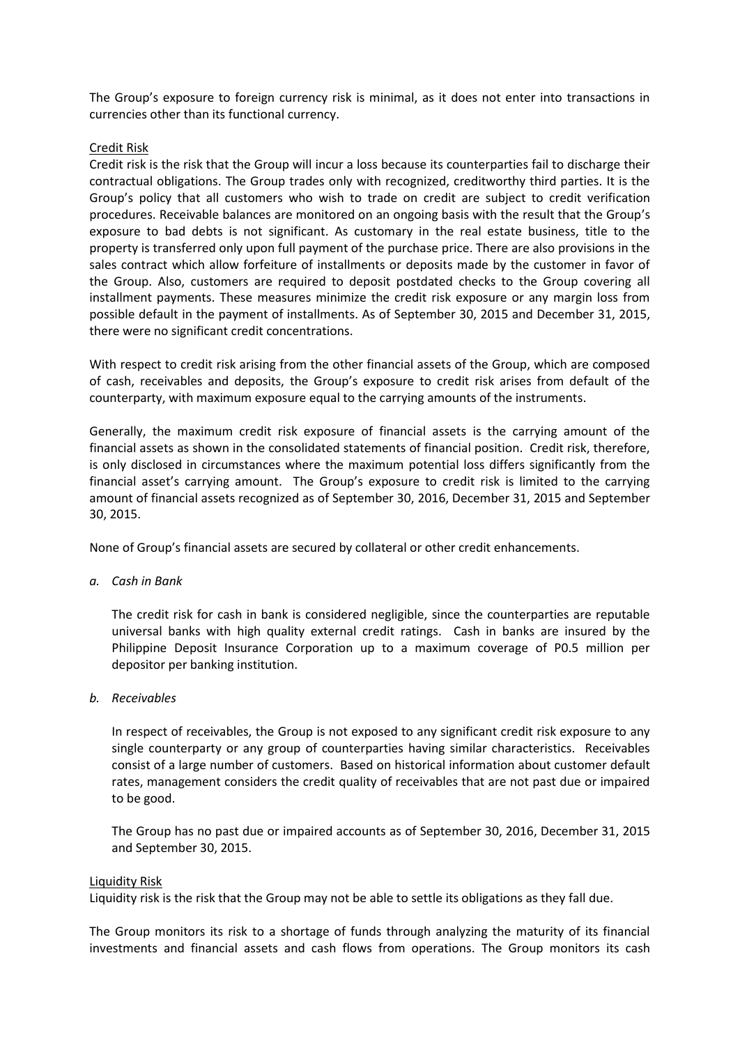The Group's exposure to foreign currency risk is minimal, as it does not enter into transactions in currencies other than its functional currency.

Credit Risk

Credit risk is the risk that the Group will incur a loss because its counterparties fail to discharge their contractual obligations. The Group trades only with recognized, creditworthy third parties. It is the Group's policy that all customers who wish to trade on credit are subject to credit verification procedures. Receivable balances are monitored on an ongoing basis with the result that the Group's exposure to bad debts is not significant. As customary in the real estate business, title to the property is transferred only upon full payment of the purchase price. There are also provisions in the sales contract which allow forfeiture of installments or deposits made by the customer in favor of the Group. Also, customers are required to deposit postdated checks to the Group covering all installment payments. These measures minimize the credit risk exposure or any margin loss from possible default in the payment of installments. As of September 30, 2015 and December 31, 2015, there were no significant credit concentrations.

With respect to credit risk arising from the other financial assets of the Group, which are composed of cash, receivables and deposits, the Group's exposure to credit risk arises from default of the counterparty, with maximum exposure equal to the carrying amounts of the instruments.

Generally, the maximum credit risk exposure of financial assets is the carrying amount of the financial assets as shown in the consolidated statements of financial position. Credit risk, therefore, is only disclosed in circumstances where the maximum potential loss differs significantly from the financial asset's carrying amount. The Group's exposure to credit risk is limited to the carrying amount of financial assets recognized as of September 30, 2016, December 31, 2015 and September 30, 2015.

None of Group's financial assets are secured by collateral or other credit enhancements.

*a. Cash in Bank*

The credit risk for cash in bank is considered negligible, since the counterparties are reputable universal banks with high quality external credit ratings. Cash in banks are insured by the Philippine Deposit Insurance Corporation up to a maximum coverage of P0.5 million per depositor per banking institution.

*b. Receivables*

In respect of receivables, the Group is not exposed to any significant credit risk exposure to any single counterparty or any group of counterparties having similar characteristics. Receivables consist of a large number of customers. Based on historical information about customer default rates, management considers the credit quality of receivables that are not past due or impaired to be good.

The Group has no past due or impaired accounts as of September 30, 2016, December 31, 2015 and September 30, 2015.

Liquidity Risk

Liquidity risk is the risk that the Group may not be able to settle its obligations as they fall due.

The Group monitors its risk to a shortage of funds through analyzing the maturity of its financial investments and financial assets and cash flows from operations. The Group monitors its cash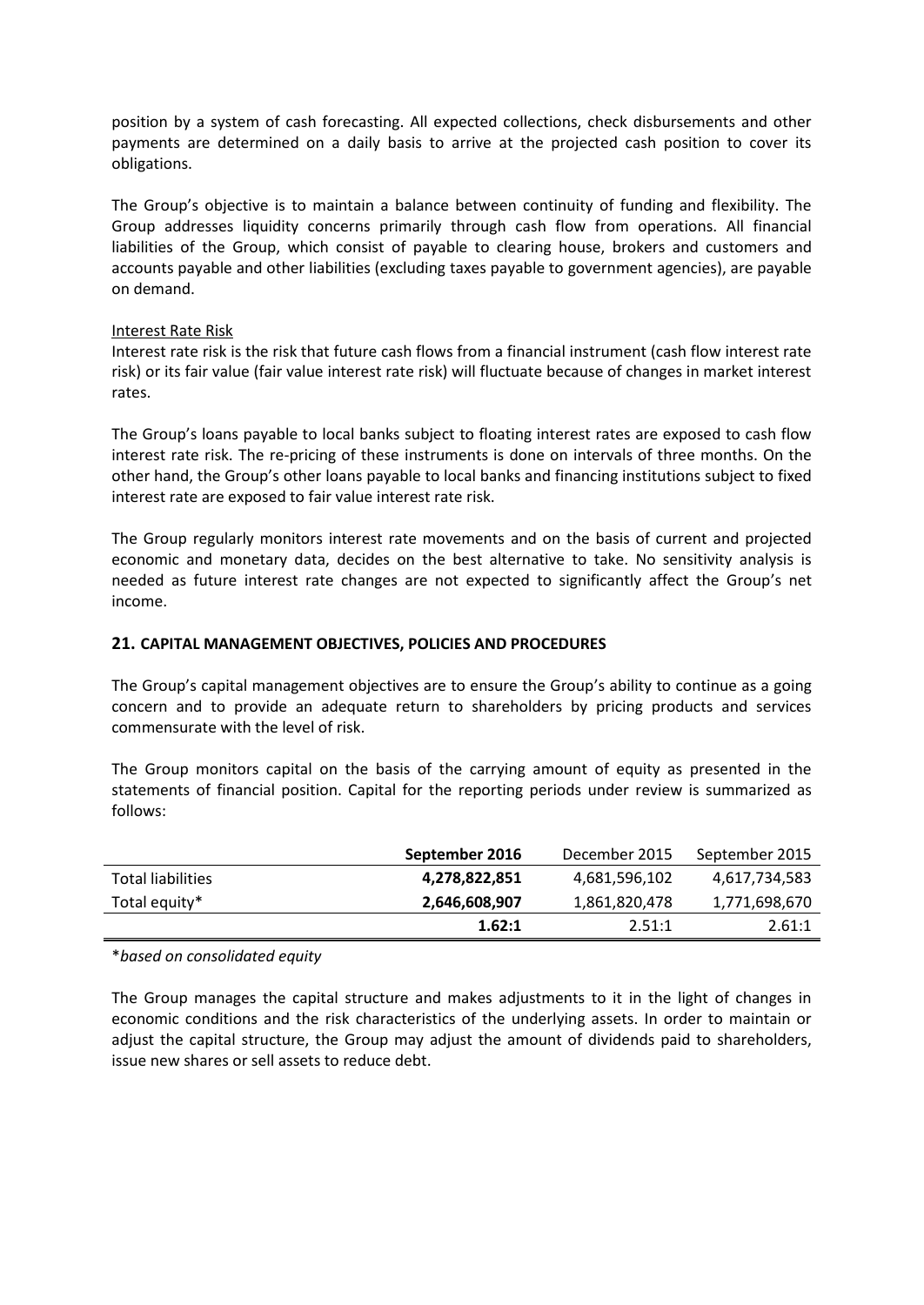position by a system of cash forecasting. All expected collections, check disbursements and other payments are determined on a daily basis to arrive at the projected cash position to cover its obligations.

The Group's objective is to maintain a balance between continuity of funding and flexibility. The Group addresses liquidity concerns primarily through cash flow from operations. All financial liabilities of the Group, which consist of payable to clearing house, brokers and customers and accounts payable and other liabilities (excluding taxes payable to government agencies), are payable on demand.

Interest Rate Risk

Interest rate risk is the risk that future cash flows from a financial instrument (cash flow interest rate risk) or its fair value (fair value interest rate risk) will fluctuate because of changes in market interest rates.

The Group's loans payable to local banks subject to floating interest rates are exposed to cash flow interest rate risk. The re-pricing of these instruments is done on intervals of three months. On the other hand, the Group's other loans payable to local banks and financing institutions subject to fixed interest rate are exposed to fair value interest rate risk.

The Group regularly monitors interest rate movements and on the basis of current and projected economic and monetary data, decides on the best alternative to take. No sensitivity analysis is needed as future interest rate changes are not expected to significantly affect the Group's net income.

## 21. CAPITAL MANAGEMENT OBJECTIVES, POLICIES AND PROCEDURES

The Group's capital management objectives are to ensure the Group's ability to continue as a going concern and to provide an adequate return to shareholders by pricing products and services commensurate with the level of risk.

The Group monitors capital on the basis of the carrying amount of equity as presented in the statements of financial position. Capital for the reporting periods under review is summarized as follows:

| | **September 2016** | December 2015 | September 2015 |
|---|---|---|---|
| Total liabilities | **4,278,822,851** | 4,681,596,102 | 4,617,734,583 |
| Total equity* | **2,646,608,907** | 1,861,820,478 | 1,771,698,670 |
| | **1.62:1** | 2.51:1 | 2.61:1 |

*\*based on consolidated equity*

The Group manages the capital structure and makes adjustments to it in the light of changes in economic conditions and the risk characteristics of the underlying assets. In order to maintain or adjust the capital structure, the Group may adjust the amount of dividends paid to shareholders, issue new shares or sell assets to reduce debt.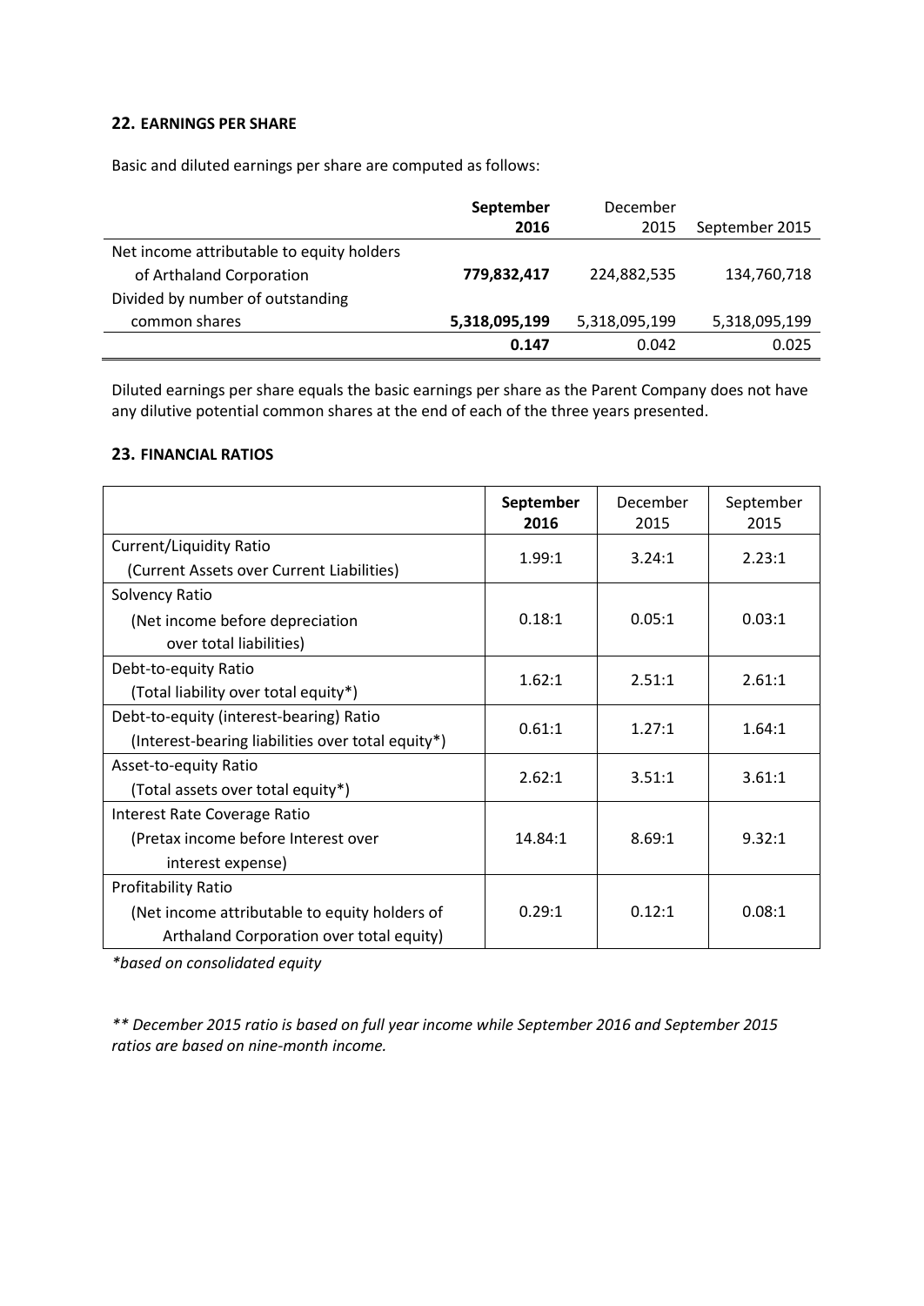## 22. EARNINGS PER SHARE

Basic and diluted earnings per share are computed as follows:

| | **September 2016** | December 2015 | September 2015 |
|---|---|---|---|
| Net income attributable to equity holders of Arthaland Corporation | **779,832,417** | 224,882,535 | 134,760,718 |
| Divided by number of outstanding common shares | **5,318,095,199** | 5,318,095,199 | 5,318,095,199 |
| | **0.147** | 0.042 | 0.025 |

Diluted earnings per share equals the basic earnings per share as the Parent Company does not have any dilutive potential common shares at the end of each of the three years presented.

## 23. FINANCIAL RATIOS

| | **September 2016** | December 2015 | September 2015 |
|---|---|---|---|
| Current/Liquidity Ratio (Current Assets over Current Liabilities) | 1.99:1 | 3.24:1 | 2.23:1 |
| Solvency Ratio (Net income before depreciation over total liabilities) | 0.18:1 | 0.05:1 | 0.03:1 |
| Debt-to-equity Ratio (Total liability over total equity*) | 1.62:1 | 2.51:1 | 2.61:1 |
| Debt-to-equity (interest-bearing) Ratio (Interest-bearing liabilities over total equity*) | 0.61:1 | 1.27:1 | 1.64:1 |
| Asset-to-equity Ratio (Total assets over total equity*) | 2.62:1 | 3.51:1 | 3.61:1 |
| Interest Rate Coverage Ratio (Pretax income before Interest over interest expense) | 14.84:1 | 8.69:1 | 9.32:1 |
| Profitability Ratio (Net income attributable to equity holders of Arthaland Corporation over total equity) | 0.29:1 | 0.12:1 | 0.08:1 |

*\*based on consolidated equity*

*\*\* December 2015 ratio is based on full year income while September 2016 and September 2015 ratios are based on nine-month income.*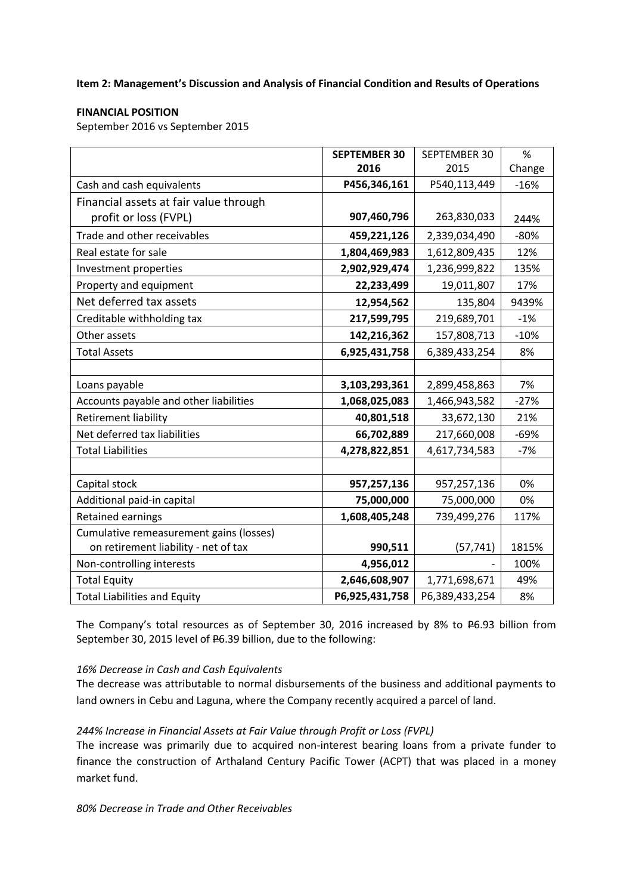**Item 2: Management's Discussion and Analysis of Financial Condition and Results of Operations**

**FINANCIAL POSITION**

September 2016 vs September 2015

| | **SEPTEMBER 30 2016** | SEPTEMBER 30 2015 | % Change |
|---|---|---|---|
| Cash and cash equivalents | **P456,346,161** | P540,113,449 | -16% |
| Financial assets at fair value through profit or loss (FVPL) | **907,460,796** | 263,830,033 | 244% |
| Trade and other receivables | **459,221,126** | 2,339,034,490 | -80% |
| Real estate for sale | **1,804,469,983** | 1,612,809,435 | 12% |
| Investment properties | **2,902,929,474** | 1,236,999,822 | 135% |
| Property and equipment | **22,233,499** | 19,011,807 | 17% |
| Net deferred tax assets | **12,954,562** | 135,804 | 9439% |
| Creditable withholding tax | **217,599,795** | 219,689,701 | -1% |
| Other assets | **142,216,362** | 157,808,713 | -10% |
| Total Assets | **6,925,431,758** | 6,389,433,254 | 8% |
| | | | |
| Loans payable | **3,103,293,361** | 2,899,458,863 | 7% |
| Accounts payable and other liabilities | **1,068,025,083** | 1,466,943,582 | -27% |
| Retirement liability | **40,801,518** | 33,672,130 | 21% |
| Net deferred tax liabilities | **66,702,889** | 217,660,008 | -69% |
| Total Liabilities | **4,278,822,851** | 4,617,734,583 | -7% |
| | | | |
| Capital stock | **957,257,136** | 957,257,136 | 0% |
| Additional paid-in capital | **75,000,000** | 75,000,000 | 0% |
| Retained earnings | **1,608,405,248** | 739,499,276 | 117% |
| Cumulative remeasurement gains (losses) on retirement liability - net of tax | **990,511** | (57,741) | 1815% |
| Non-controlling interests | **4,956,012** | - | 100% |
| Total Equity | **2,646,608,907** | 1,771,698,671 | 49% |
| Total Liabilities and Equity | **P6,925,431,758** | P6,389,433,254 | 8% |

The Company's total resources as of September 30, 2016 increased by 8% to ₱6.93 billion from September 30, 2015 level of ₱6.39 billion, due to the following:

*16% Decrease in Cash and Cash Equivalents*

The decrease was attributable to normal disbursements of the business and additional payments to land owners in Cebu and Laguna, where the Company recently acquired a parcel of land.

*244% Increase in Financial Assets at Fair Value through Profit or Loss (FVPL)*

The increase was primarily due to acquired non-interest bearing loans from a private funder to finance the construction of Arthaland Century Pacific Tower (ACPT) that was placed in a money market fund.

*80% Decrease in Trade and Other Receivables*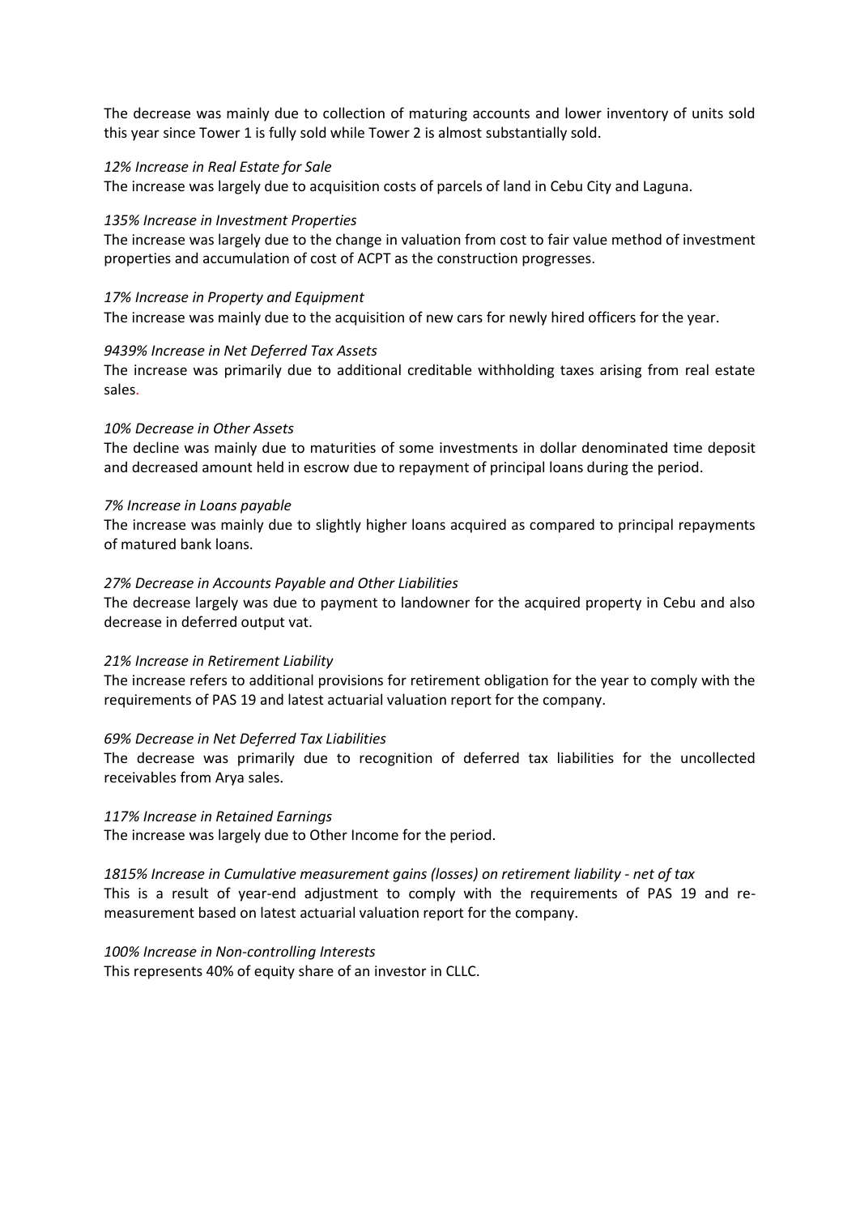The decrease was mainly due to collection of maturing accounts and lower inventory of units sold this year since Tower 1 is fully sold while Tower 2 is almost substantially sold.

*12% Increase in Real Estate for Sale*
The increase was largely due to acquisition costs of parcels of land in Cebu City and Laguna.

*135% Increase in Investment Properties*
The increase was largely due to the change in valuation from cost to fair value method of investment properties and accumulation of cost of ACPT as the construction progresses.

*17% Increase in Property and Equipment*
The increase was mainly due to the acquisition of new cars for newly hired officers for the year.

*9439% Increase in Net Deferred Tax Assets*
The increase was primarily due to additional creditable withholding taxes arising from real estate sales.

*10% Decrease in Other Assets*
The decline was mainly due to maturities of some investments in dollar denominated time deposit and decreased amount held in escrow due to repayment of principal loans during the period.

*7% Increase in Loans payable*
The increase was mainly due to slightly higher loans acquired as compared to principal repayments of matured bank loans.

*27% Decrease in Accounts Payable and Other Liabilities*
The decrease largely was due to payment to landowner for the acquired property in Cebu and also decrease in deferred output vat.

*21% Increase in Retirement Liability*
The increase refers to additional provisions for retirement obligation for the year to comply with the requirements of PAS 19 and latest actuarial valuation report for the company.

*69% Decrease in Net Deferred Tax Liabilities*
The decrease was primarily due to recognition of deferred tax liabilities for the uncollected receivables from Arya sales.

*117% Increase in Retained Earnings*
The increase was largely due to Other Income for the period.

*1815% Increase in Cumulative measurement gains (losses) on retirement liability - net of tax*
This is a result of year-end adjustment to comply with the requirements of PAS 19 and re-measurement based on latest actuarial valuation report for the company.

*100% Increase in Non-controlling Interests*
This represents 40% of equity share of an investor in CLLC.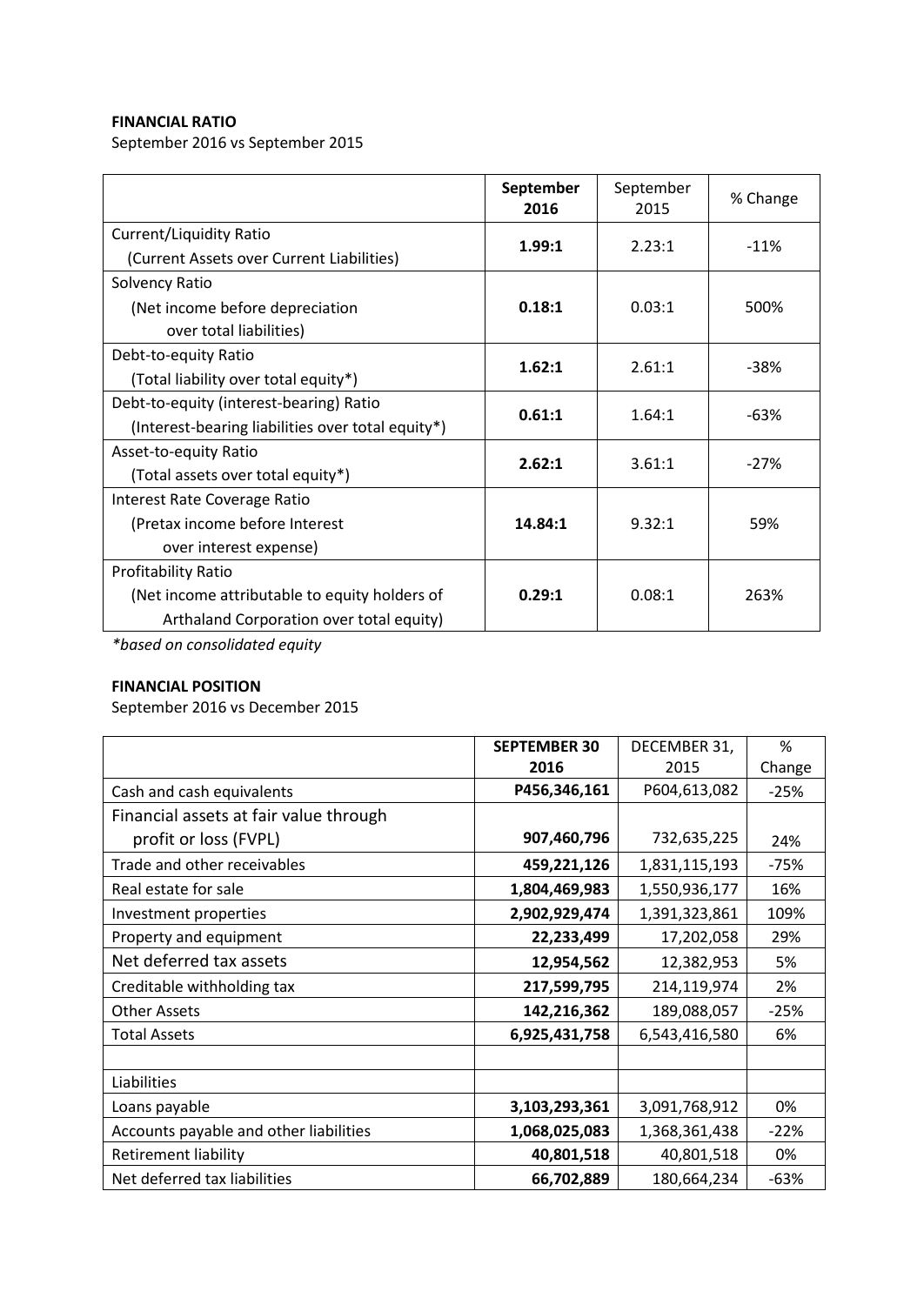**FINANCIAL RATIO**

September 2016 vs September 2015

| | **September 2016** | September 2015 | % Change |
|---|---|---|---|
| Current/Liquidity Ratio<br>(Current Assets over Current Liabilities) | **1.99:1** | 2.23:1 | -11% |
| Solvency Ratio<br>(Net income before depreciation over total liabilities) | **0.18:1** | 0.03:1 | 500% |
| Debt-to-equity Ratio<br>(Total liability over total equity*) | **1.62:1** | 2.61:1 | -38% |
| Debt-to-equity (interest-bearing) Ratio<br>(Interest-bearing liabilities over total equity*) | **0.61:1** | 1.64:1 | -63% |
| Asset-to-equity Ratio<br>(Total assets over total equity*) | **2.62:1** | 3.61:1 | -27% |
| Interest Rate Coverage Ratio<br>(Pretax income before Interest over interest expense) | **14.84:1** | 9.32:1 | 59% |
| Profitability Ratio<br>(Net income attributable to equity holders of Arthaland Corporation over total equity) | **0.29:1** | 0.08:1 | 263% |

*\*based on consolidated equity*

**FINANCIAL POSITION**

September 2016 vs December 2015

| | **SEPTEMBER 30 2016** | DECEMBER 31, 2015 | % Change |
|---|---|---|---|
| Cash and cash equivalents | **P456,346,161** | P604,613,082 | -25% |
| Financial assets at fair value through profit or loss (FVPL) | **907,460,796** | 732,635,225 | 24% |
| Trade and other receivables | **459,221,126** | 1,831,115,193 | -75% |
| Real estate for sale | **1,804,469,983** | 1,550,936,177 | 16% |
| Investment properties | **2,902,929,474** | 1,391,323,861 | 109% |
| Property and equipment | **22,233,499** | 17,202,058 | 29% |
| Net deferred tax assets | **12,954,562** | 12,382,953 | 5% |
| Creditable withholding tax | **217,599,795** | 214,119,974 | 2% |
| Other Assets | **142,216,362** | 189,088,057 | -25% |
| Total Assets | **6,925,431,758** | 6,543,416,580 | 6% |
| | | | |
| Liabilities | | | |
| Loans payable | **3,103,293,361** | 3,091,768,912 | 0% |
| Accounts payable and other liabilities | **1,068,025,083** | 1,368,361,438 | -22% |
| Retirement liability | **40,801,518** | 40,801,518 | 0% |
| Net deferred tax liabilities | **66,702,889** | 180,664,234 | -63% |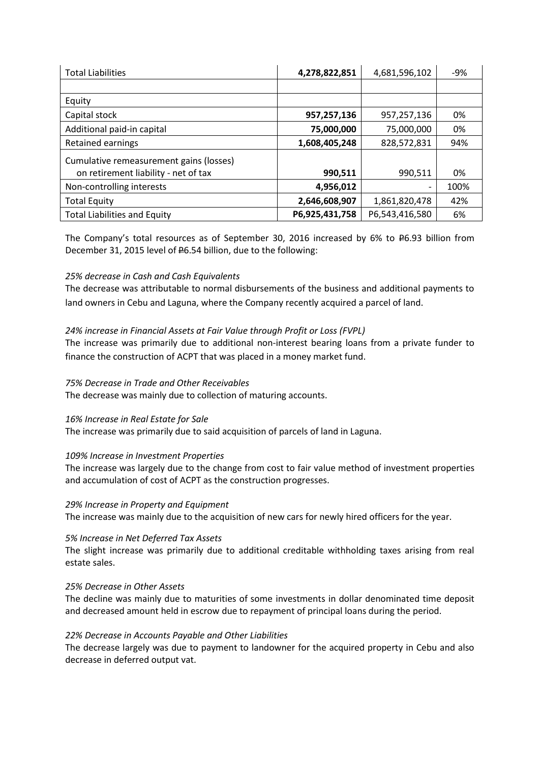| Total Liabilities | **4,278,822,851** | 4,681,596,102 | -9% |
|---|---|---|---|
| | | | |
| Equity | | | |
| Capital stock | **957,257,136** | 957,257,136 | 0% |
| Additional paid-in capital | **75,000,000** | 75,000,000 | 0% |
| Retained earnings | **1,608,405,248** | 828,572,831 | 94% |
| Cumulative remeasurement gains (losses) on retirement liability - net of tax | **990,511** | 990,511 | 0% |
| Non-controlling interests | **4,956,012** | - | 100% |
| Total Equity | **2,646,608,907** | 1,861,820,478 | 42% |
| Total Liabilities and Equity | **P6,925,431,758** | P6,543,416,580 | 6% |

The Company's total resources as of September 30, 2016 increased by 6% to ₱6.93 billion from December 31, 2015 level of ₱6.54 billion, due to the following:

*25% decrease in Cash and Cash Equivalents*

The decrease was attributable to normal disbursements of the business and additional payments to land owners in Cebu and Laguna, where the Company recently acquired a parcel of land.

*24% increase in Financial Assets at Fair Value through Profit or Loss (FVPL)*

The increase was primarily due to additional non-interest bearing loans from a private funder to finance the construction of ACPT that was placed in a money market fund.

*75% Decrease in Trade and Other Receivables*

The decrease was mainly due to collection of maturing accounts.

*16% Increase in Real Estate for Sale*

The increase was primarily due to said acquisition of parcels of land in Laguna.

*109% Increase in Investment Properties*

The increase was largely due to the change from cost to fair value method of investment properties and accumulation of cost of ACPT as the construction progresses.

*29% Increase in Property and Equipment*

The increase was mainly due to the acquisition of new cars for newly hired officers for the year.

*5% Increase in Net Deferred Tax Assets*

The slight increase was primarily due to additional creditable withholding taxes arising from real estate sales.

*25% Decrease in Other Assets*

The decline was mainly due to maturities of some investments in dollar denominated time deposit and decreased amount held in escrow due to repayment of principal loans during the period.

*22% Decrease in Accounts Payable and Other Liabilities*

The decrease largely was due to payment to landowner for the acquired property in Cebu and also decrease in deferred output vat.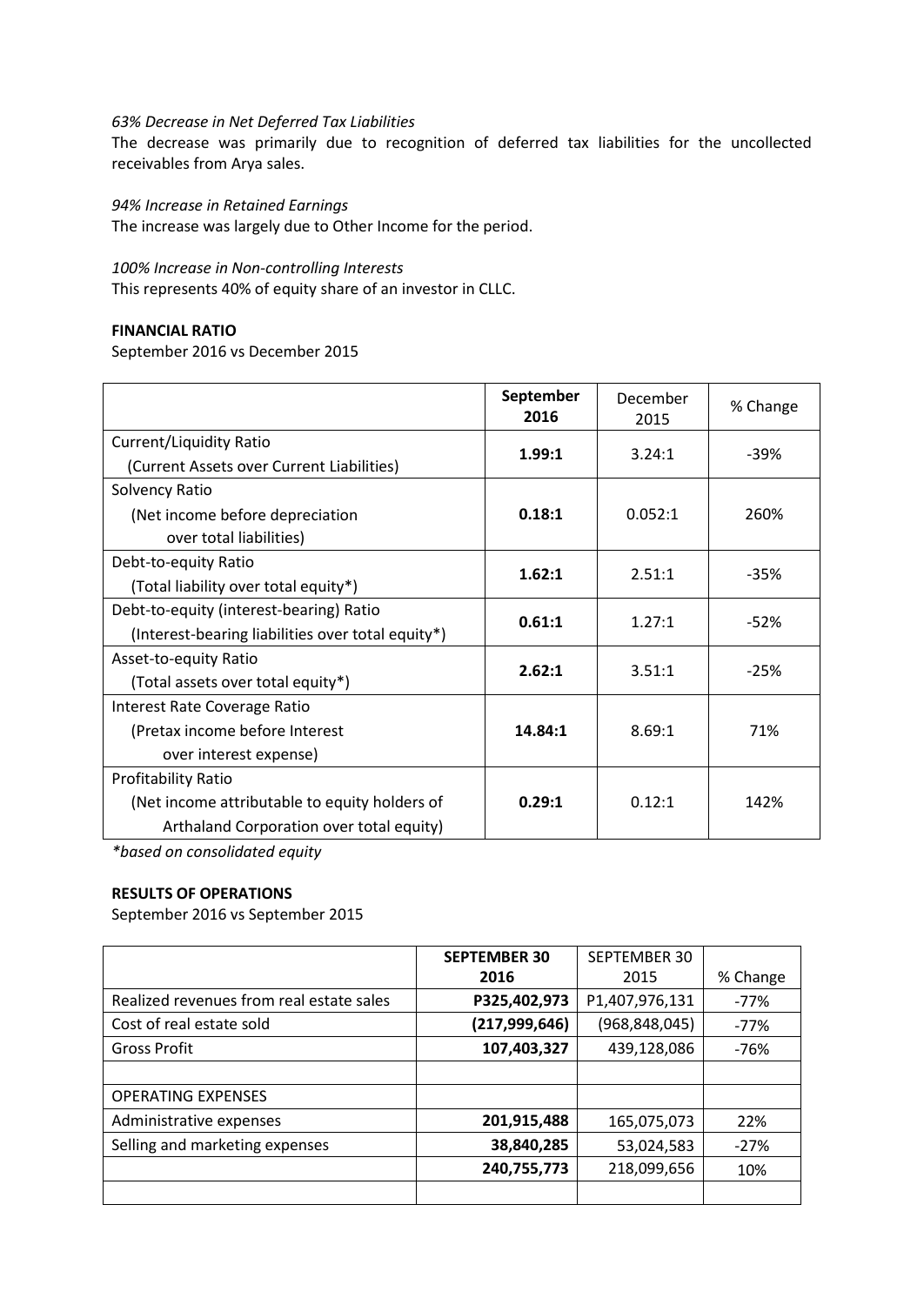*63% Decrease in Net Deferred Tax Liabilities*

The decrease was primarily due to recognition of deferred tax liabilities for the uncollected receivables from Arya sales.

*94% Increase in Retained Earnings*

The increase was largely due to Other Income for the period.

*100% Increase in Non-controlling Interests*

This represents 40% of equity share of an investor in CLLC.

**FINANCIAL RATIO**

September 2016 vs December 2015

| | **September 2016** | December 2015 | % Change |
|---|---|---|---|
| Current/Liquidity Ratio<br>(Current Assets over Current Liabilities) | **1.99:1** | 3.24:1 | -39% |
| Solvency Ratio<br>(Net income before depreciation over total liabilities) | **0.18:1** | 0.052:1 | 260% |
| Debt-to-equity Ratio<br>(Total liability over total equity*) | **1.62:1** | 2.51:1 | -35% |
| Debt-to-equity (interest-bearing) Ratio<br>(Interest-bearing liabilities over total equity*) | **0.61:1** | 1.27:1 | -52% |
| Asset-to-equity Ratio<br>(Total assets over total equity*) | **2.62:1** | 3.51:1 | -25% |
| Interest Rate Coverage Ratio<br>(Pretax income before Interest over interest expense) | **14.84:1** | 8.69:1 | 71% |
| Profitability Ratio<br>(Net income attributable to equity holders of Arthaland Corporation over total equity) | **0.29:1** | 0.12:1 | 142% |

*\*based on consolidated equity*

**RESULTS OF OPERATIONS**

September 2016 vs September 2015

| | **SEPTEMBER 30 2016** | SEPTEMBER 30 2015 | % Change |
|---|---|---|---|
| Realized revenues from real estate sales | **P325,402,973** | P1,407,976,131 | -77% |
| Cost of real estate sold | **(217,999,646)** | (968,848,045) | -77% |
| Gross Profit | **107,403,327** | 439,128,086 | -76% |
| | | | |
| OPERATING EXPENSES | | | |
| Administrative expenses | **201,915,488** | 165,075,073 | 22% |
| Selling and marketing expenses | **38,840,285** | 53,024,583 | -27% |
| | **240,755,773** | 218,099,656 | 10% |
| | | | |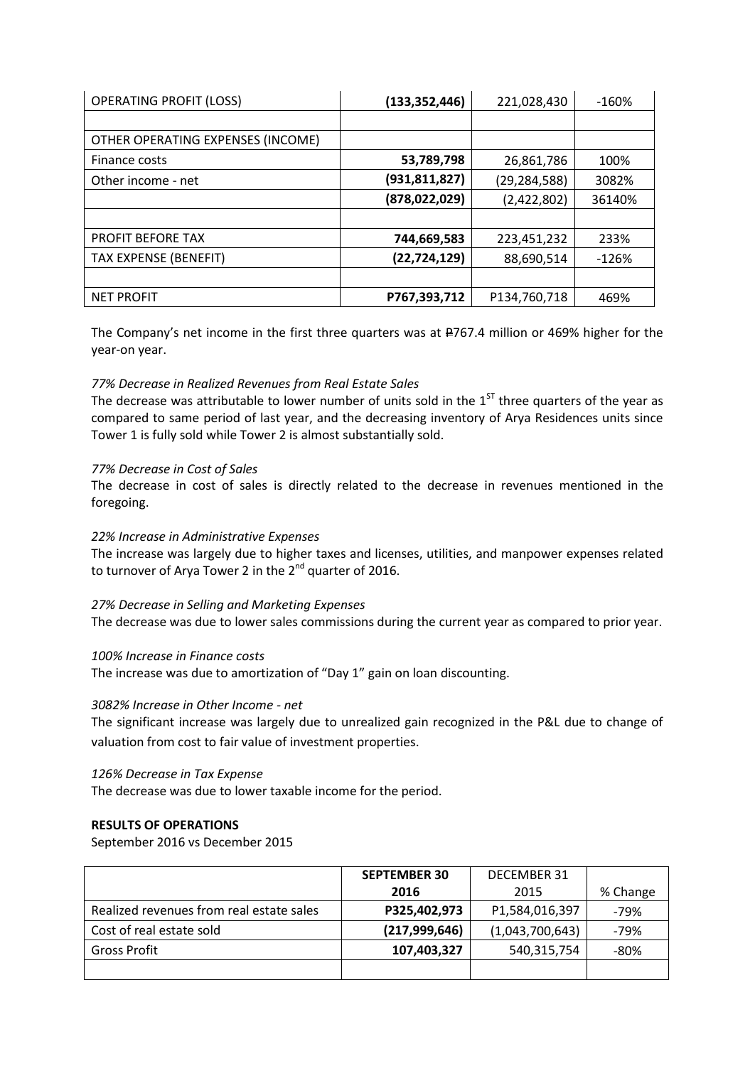| OPERATING PROFIT (LOSS) | **(133,352,446)** | 221,028,430 | -160% |
|---|---|---|---|
| | | | |
| OTHER OPERATING EXPENSES (INCOME) | | | |
| Finance costs | **53,789,798** | 26,861,786 | 100% |
| Other income - net | **(931,811,827)** | (29,284,588) | 3082% |
| | **(878,022,029)** | (2,422,802) | 36140% |
| | | | |
| PROFIT BEFORE TAX | **744,669,583** | 223,451,232 | 233% |
| TAX EXPENSE (BENEFIT) | **(22,724,129)** | 88,690,514 | -126% |
| | | | |
| NET PROFIT | **P767,393,712** | P134,760,718 | 469% |

The Company's net income in the first three quarters was at ₱767.4 million or 469% higher for the year-on year.

*77% Decrease in Realized Revenues from Real Estate Sales*
The decrease was attributable to lower number of units sold in the 1ST three quarters of the year as compared to same period of last year, and the decreasing inventory of Arya Residences units since Tower 1 is fully sold while Tower 2 is almost substantially sold.

*77% Decrease in Cost of Sales*
The decrease in cost of sales is directly related to the decrease in revenues mentioned in the foregoing.

*22% Increase in Administrative Expenses*
The increase was largely due to higher taxes and licenses, utilities, and manpower expenses related to turnover of Arya Tower 2 in the 2nd quarter of 2016.

*27% Decrease in Selling and Marketing Expenses*
The decrease was due to lower sales commissions during the current year as compared to prior year.

*100% Increase in Finance costs*
The increase was due to amortization of "Day 1" gain on loan discounting.

*3082% Increase in Other Income - net*
The significant increase was largely due to unrealized gain recognized in the P&L due to change of valuation from cost to fair value of investment properties.

*126% Decrease in Tax Expense*
The decrease was due to lower taxable income for the period.

**RESULTS OF OPERATIONS**
September 2016 vs December 2015

| | **SEPTEMBER 30 2016** | DECEMBER 31 2015 | % Change |
|---|---|---|---|
| Realized revenues from real estate sales | **P325,402,973** | P1,584,016,397 | -79% |
| Cost of real estate sold | **(217,999,646)** | (1,043,700,643) | -79% |
| Gross Profit | **107,403,327** | 540,315,754 | -80% |
| | | | |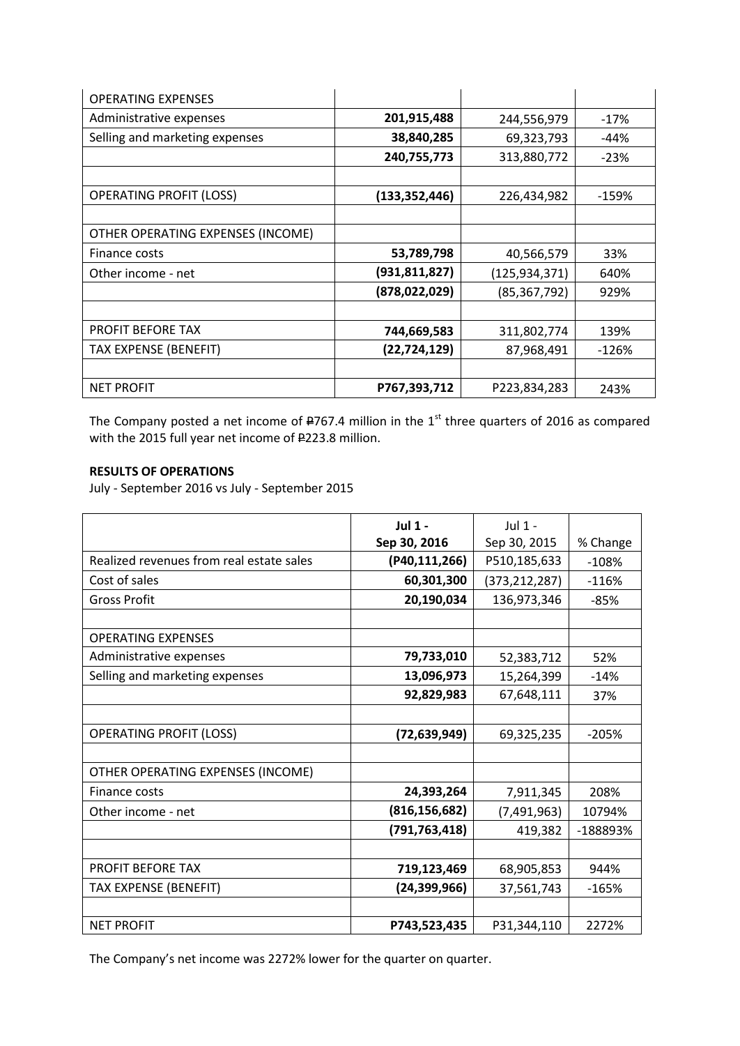| | | | |
|---|---|---|---|
| OPERATING EXPENSES | | | |
| Administrative expenses | **201,915,488** | 244,556,979 | -17% |
| Selling and marketing expenses | **38,840,285** | 69,323,793 | -44% |
| | **240,755,773** | 313,880,772 | -23% |
| | | | |
| OPERATING PROFIT (LOSS) | **(133,352,446)** | 226,434,982 | -159% |
| | | | |
| OTHER OPERATING EXPENSES (INCOME) | | | |
| Finance costs | **53,789,798** | 40,566,579 | 33% |
| Other income - net | **(931,811,827)** | (125,934,371) | 640% |
| | **(878,022,029)** | (85,367,792) | 929% |
| | | | |
| PROFIT BEFORE TAX | **744,669,583** | 311,802,774 | 139% |
| TAX EXPENSE (BENEFIT) | **(22,724,129)** | 87,968,491 | -126% |
| | | | |
| NET PROFIT | **P767,393,712** | P223,834,283 | 243% |

The Company posted a net income of ₱767.4 million in the 1st three quarters of 2016 as compared with the 2015 full year net income of ₱223.8 million.

**RESULTS OF OPERATIONS**

July - September 2016 vs July - September 2015

| | **Jul 1 - Sep 30, 2016** | Jul 1 - Sep 30, 2015 | % Change |
|---|---|---|---|
| Realized revenues from real estate sales | **(P40,111,266)** | P510,185,633 | -108% |
| Cost of sales | **60,301,300** | (373,212,287) | -116% |
| Gross Profit | **20,190,034** | 136,973,346 | -85% |
| | | | |
| OPERATING EXPENSES | | | |
| Administrative expenses | **79,733,010** | 52,383,712 | 52% |
| Selling and marketing expenses | **13,096,973** | 15,264,399 | -14% |
| | **92,829,983** | 67,648,111 | 37% |
| | | | |
| OPERATING PROFIT (LOSS) | **(72,639,949)** | 69,325,235 | -205% |
| | | | |
| OTHER OPERATING EXPENSES (INCOME) | | | |
| Finance costs | **24,393,264** | 7,911,345 | 208% |
| Other income - net | **(816,156,682)** | (7,491,963) | 10794% |
| | **(791,763,418)** | 419,382 | -188893% |
| | | | |
| PROFIT BEFORE TAX | **719,123,469** | 68,905,853 | 944% |
| TAX EXPENSE (BENEFIT) | **(24,399,966)** | 37,561,743 | -165% |
| | | | |
| NET PROFIT | **P743,523,435** | P31,344,110 | 2272% |

The Company's net income was 2272% lower for the quarter on quarter.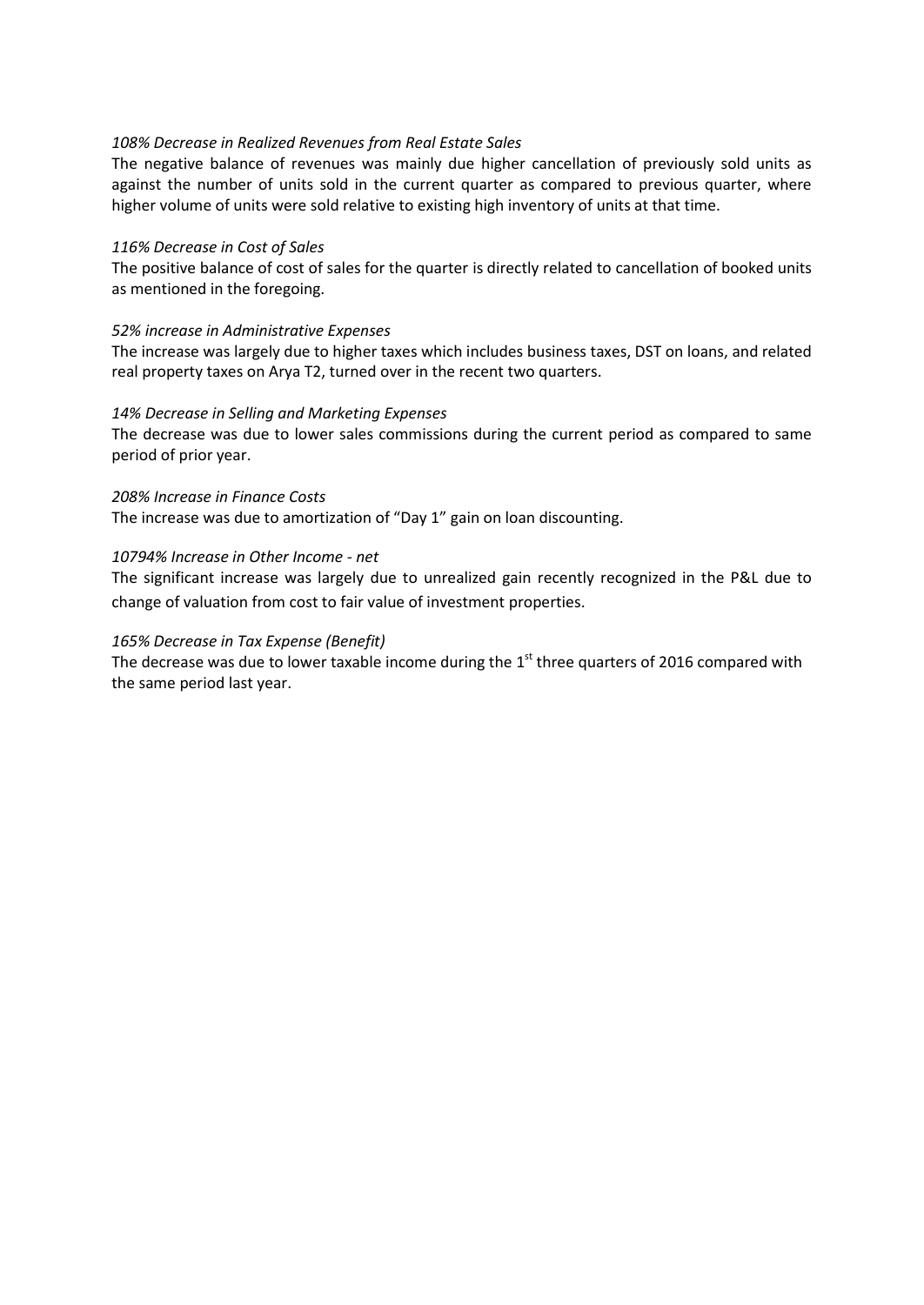*108% Decrease in Realized Revenues from Real Estate Sales*

The negative balance of revenues was mainly due higher cancellation of previously sold units as against the number of units sold in the current quarter as compared to previous quarter, where higher volume of units were sold relative to existing high inventory of units at that time.

*116% Decrease in Cost of Sales*

The positive balance of cost of sales for the quarter is directly related to cancellation of booked units as mentioned in the foregoing.

*52% increase in Administrative Expenses*

The increase was largely due to higher taxes which includes business taxes, DST on loans, and related real property taxes on Arya T2, turned over in the recent two quarters.

*14% Decrease in Selling and Marketing Expenses*

The decrease was due to lower sales commissions during the current period as compared to same period of prior year.

*208% Increase in Finance Costs*

The increase was due to amortization of "Day 1" gain on loan discounting.

*10794% Increase in Other Income - net*

The significant increase was largely due to unrealized gain recently recognized in the P&L due to change of valuation from cost to fair value of investment properties.

*165% Decrease in Tax Expense (Benefit)*

The decrease was due to lower taxable income during the 1st three quarters of 2016 compared with the same period last year.